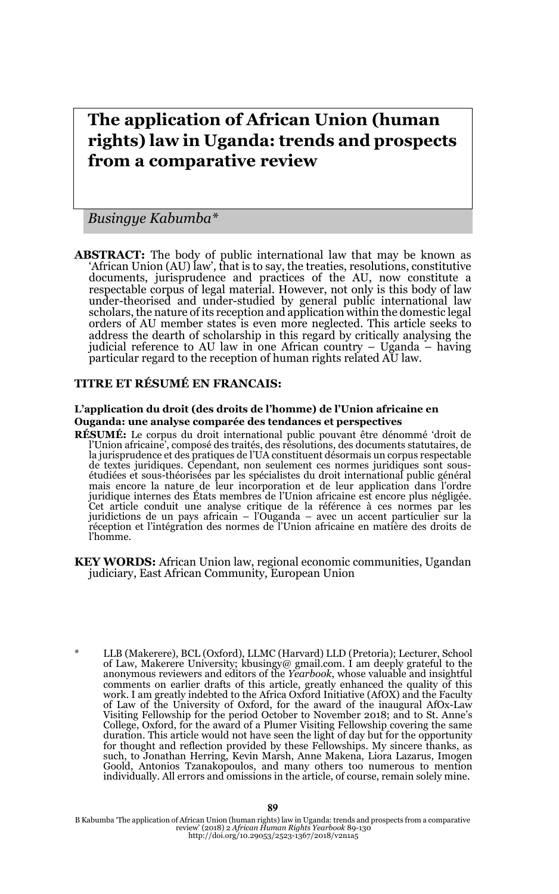# The application of African Union (human rights) law in Uganda: trends and prospects from a comparative review

*Busingye Kabumba\**

**ABSTRACT:** The body of public international law that may be known as 'African Union (AU) law', that is to say, the treaties, resolutions, constitutive documents, jurisprudence and practices of the AU, now constitute a respectable corpus of legal material. However, not only is this body of law under-theorised and under-studied by general public international law scholars, the nature of its reception and application within the domestic legal orders of AU member states is even more neglected. This article seeks to address the dearth of scholarship in this regard by critically analysing the judicial reference to AU law in one African country – Uganda – having particular regard to the reception of human rights related AU law.

**TITRE ET RÉSUMÉ EN FRANCAIS:**

**L'application du droit (des droits de l'homme) de l'Union africaine en Ouganda: une analyse comparée des tendances et perspectives**

**RÉSUMÉ:** Le corpus du droit international public pouvant être dénommé 'droit de l'Union africaine', composé des traités, des résolutions, des documents statutaires, de la jurisprudence et des pratiques de l'UA constituent désormais un corpus respectable de textes juridiques. Cependant, non seulement ces normes juridiques sont sous-étudiées et sous-théorisées par les spécialistes du droit international public général mais encore la nature de leur incorporation et de leur application dans l'ordre juridique internes des États membres de l'Union africaine est encore plus négligée. Cet article conduit une analyse critique de la référence à ces normes par les juridictions de un pays africain – l'Ouganda – avec un accent particulier sur la réception et l'intégration des normes de l'Union africaine en matière des droits de l'homme.

**KEY WORDS:** African Union law, regional economic communities, Ugandan judiciary, East African Community, European Union

\* LLB (Makerere), BCL (Oxford), LLMC (Harvard) LLD (Pretoria); Lecturer, School of Law, Makerere University; kbusingy@ gmail.com. I am deeply grateful to the anonymous reviewers and editors of the *Yearbook*, whose valuable and insightful comments on earlier drafts of this article, greatly enhanced the quality of this work. I am greatly indebted to the Africa Oxford Initiative (AfOX) and the Faculty of Law of the University of Oxford, for the award of the inaugural AfOx-Law Visiting Fellowship for the period October to November 2018; and to St. Anne's College, Oxford, for the award of a Plumer Visiting Fellowship covering the same duration. This article would not have seen the light of day but for the opportunity for thought and reflection provided by these Fellowships. My sincere thanks, as such, to Jonathan Herring, Kevin Marsh, Anne Makena, Liora Lazarus, Imogen Goold, Antonios Tzanakopoulos, and many others too numerous to mention individually. All errors and omissions in the article, of course, remain solely mine.

B Kabumba 'The application of African Union (human rights) law in Uganda: trends and prospects from a comparative review' (2018) 2 *African Human Rights Yearbook* 89-130
http://doi.org/10.29053/2523-1367/2018/v2n1a5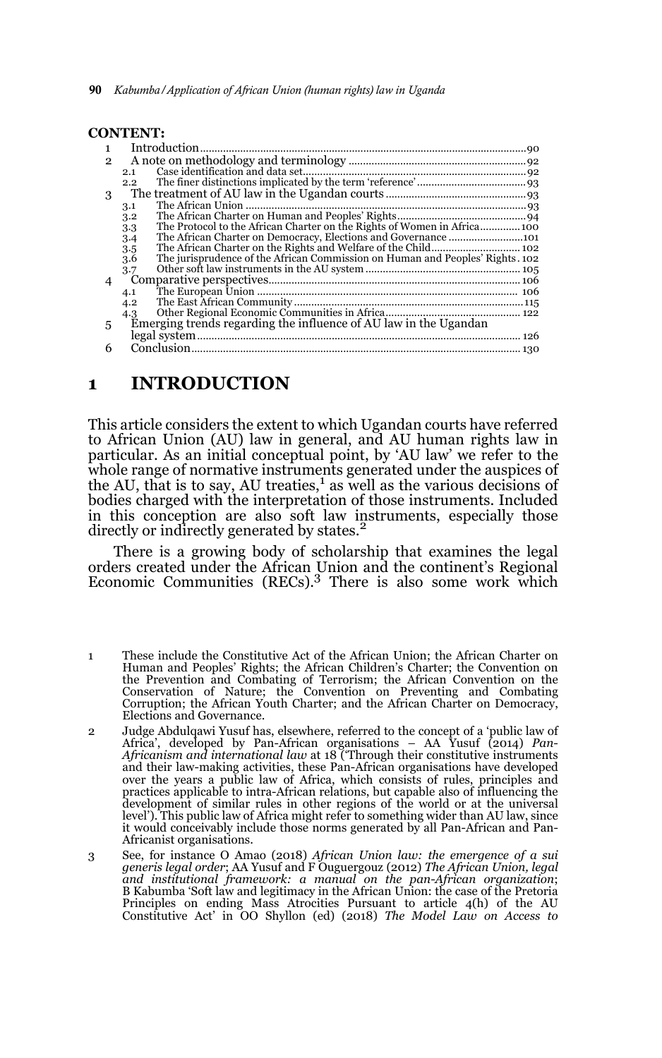**CONTENT:**

| | | |
|---|---|---|
| 1 | Introduction | 90 |
| 2 | A note on methodology and terminology | 92 |
| | 2.1 Case identification and data set | 92 |
| | 2.2 The finer distinctions implicated by the term 'reference' | 93 |
| 3 | The treatment of AU law in the Ugandan courts | 93 |
| | 3.1 The African Union | 93 |
| | 3.2 The African Charter on Human and Peoples' Rights | 94 |
| | 3.3 The Protocol to the African Charter on the Rights of Women in Africa | 100 |
| | 3.4 The African Charter on Democracy, Elections and Governance | 101 |
| | 3.5 The African Charter on the Rights and Welfare of the Child | 102 |
| | 3.6 The jurisprudence of the African Commission on Human and Peoples' Rights | 102 |
| | 3.7 Other soft law instruments in the AU system | 105 |
| 4 | Comparative perspectives | 106 |
| | 4.1 The European Union | 106 |
| | 4.2 The East African Community | 115 |
| | 4.3 Other Regional Economic Communities in Africa | 122 |
| 5 | Emerging trends regarding the influence of AU law in the Ugandan legal system | 126 |
| 6 | Conclusion | 130 |

# 1 INTRODUCTION

This article considers the extent to which Ugandan courts have referred to African Union (AU) law in general, and AU human rights law in particular. As an initial conceptual point, by 'AU law' we refer to the whole range of normative instruments generated under the auspices of the AU, that is to say, AU treaties,[1] as well as the various decisions of bodies charged with the interpretation of those instruments. Included in this conception are also soft law instruments, especially those directly or indirectly generated by states.[2]

There is a growing body of scholarship that examines the legal orders created under the African Union and the continent's Regional Economic Communities (RECs).[3] There is also some work which

1 These include the Constitutive Act of the African Union; the African Charter on Human and Peoples' Rights; the African Children's Charter; the Convention on the Prevention and Combating of Terrorism; the African Convention on the Conservation of Nature; the Convention on Preventing and Combating Corruption; the African Youth Charter; and the African Charter on Democracy, Elections and Governance.

2 Judge Abdulqawi Yusuf has, elsewhere, referred to the concept of a 'public law of Africa', developed by Pan-African organisations – AA Yusuf (2014) *Pan-Africanism and international law* at 18 ('Through their constitutive instruments and their law-making activities, these Pan-African organisations have developed over the years a public law of Africa, which consists of rules, principles and practices applicable to intra-African relations, but capable also of influencing the development of similar rules in other regions of the world or at the universal level'). This public law of Africa might refer to something wider than AU law, since it would conceivably include those norms generated by all Pan-African and Pan-Africanist organisations.

3 See, for instance O Amao (2018) *African Union law: the emergence of a sui generis legal order*; AA Yusuf and F Ouguergouz (2012) *The African Union, legal and institutional framework: a manual on the pan-African organization*; B Kabumba 'Soft law and legitimacy in the African Union: the case of the Pretoria Principles on ending Mass Atrocities Pursuant to article 4(h) of the AU Constitutive Act' in OO Shyllon (ed) (2018) *The Model Law on Access to*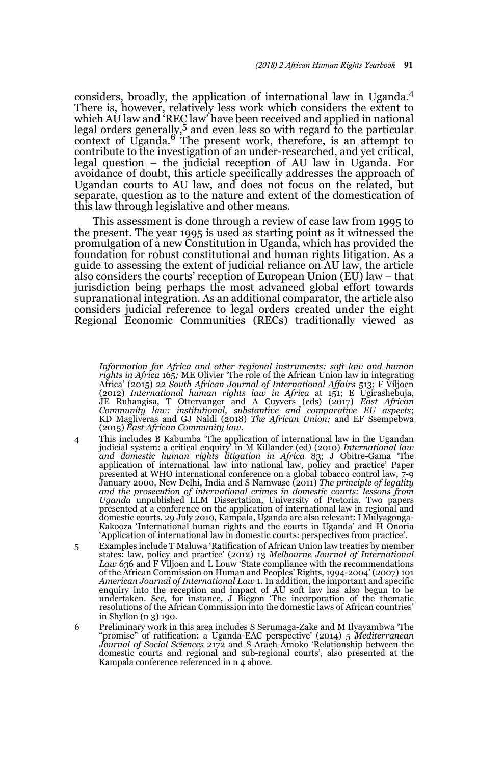considers, broadly, the application of international law in Uganda.[4] There is, however, relatively less work which considers the extent to which AU law and 'REC law' have been received and applied in national legal orders generally,[5] and even less so with regard to the particular context of Uganda.[6] The present work, therefore, is an attempt to contribute to the investigation of an under-researched, and yet critical, legal question – the judicial reception of AU law in Uganda. For avoidance of doubt, this article specifically addresses the approach of Ugandan courts to AU law, and does not focus on the related, but separate, question as to the nature and extent of the domestication of this law through legislative and other means.

This assessment is done through a review of case law from 1995 to the present. The year 1995 is used as starting point as it witnessed the promulgation of a new Constitution in Uganda, which has provided the foundation for robust constitutional and human rights litigation. As a guide to assessing the extent of judicial reliance on AU law, the article also considers the courts' reception of European Union (EU) law – that jurisdiction being perhaps the most advanced global effort towards supranational integration. As an additional comparator, the article also considers judicial reference to legal orders created under the eight Regional Economic Communities (RECs) traditionally viewed as

*Information for Africa and other regional instruments: soft law and human rights in Africa* 165; ME Olivier 'The role of the African Union law in integrating Africa' (2015) 22 *South African Journal of International Affairs* 513; F Viljoen (2012) *International human rights law in Africa* at 151; E Ugirashebuja, JE Ruhangisa, T Ottervanger and A Cuyvers (eds) (2017) *East African Community law: institutional, substantive and comparative EU aspects*; KD Magliveras and GJ Naldi (2018) *The African Union;* and EF Ssempebwa (2015) *East African Community law*.

4 This includes B Kabumba 'The application of international law in the Ugandan judicial system: a critical enquiry' in M Killander (ed) (2010) *International law and domestic human rights litigation in Africa* 83; J Obitre-Gama 'The application of international law into national law, policy and practice' Paper presented at WHO international conference on a global tobacco control law, 7-9 January 2000, New Delhi, India and S Namwase (2011) *The principle of legality and the prosecution of international crimes in domestic courts: lessons from Uganda* unpublished LLM Dissertation, University of Pretoria. Two papers presented at a conference on the application of international law in regional and domestic courts, 29 July 2010, Kampala, Uganda are also relevant: I Mulyagonga-Kakooza 'International human rights and the courts in Uganda' and H Onoria 'Application of international law in domestic courts: perspectives from practice'.

5 Examples include T Maluwa 'Ratification of African Union law treaties by member states: law, policy and practice' (2012) 13 *Melbourne Journal of International Law* 636 and F Viljoen and L Louw 'State compliance with the recommendations of the African Commission on Human and Peoples' Rights, 1994-2004' (2007) 101 *American Journal of International Law* 1. In addition, the important and specific enquiry into the reception and impact of AU soft law has also begun to be undertaken. See, for instance, J Biegon 'The incorporation of the thematic resolutions of the African Commission into the domestic laws of African countries' in Shyllon (n 3) 190.

6 Preliminary work in this area includes S Serumaga-Zake and M Ilyayambwa 'The "promise" of ratification: a Uganda-EAC perspective' (2014) 5 *Mediterranean Journal of Social Sciences* 2172 and S Arach-Amoko 'Relationship between the domestic courts and regional and sub-regional courts', also presented at the Kampala conference referenced in n 4 above.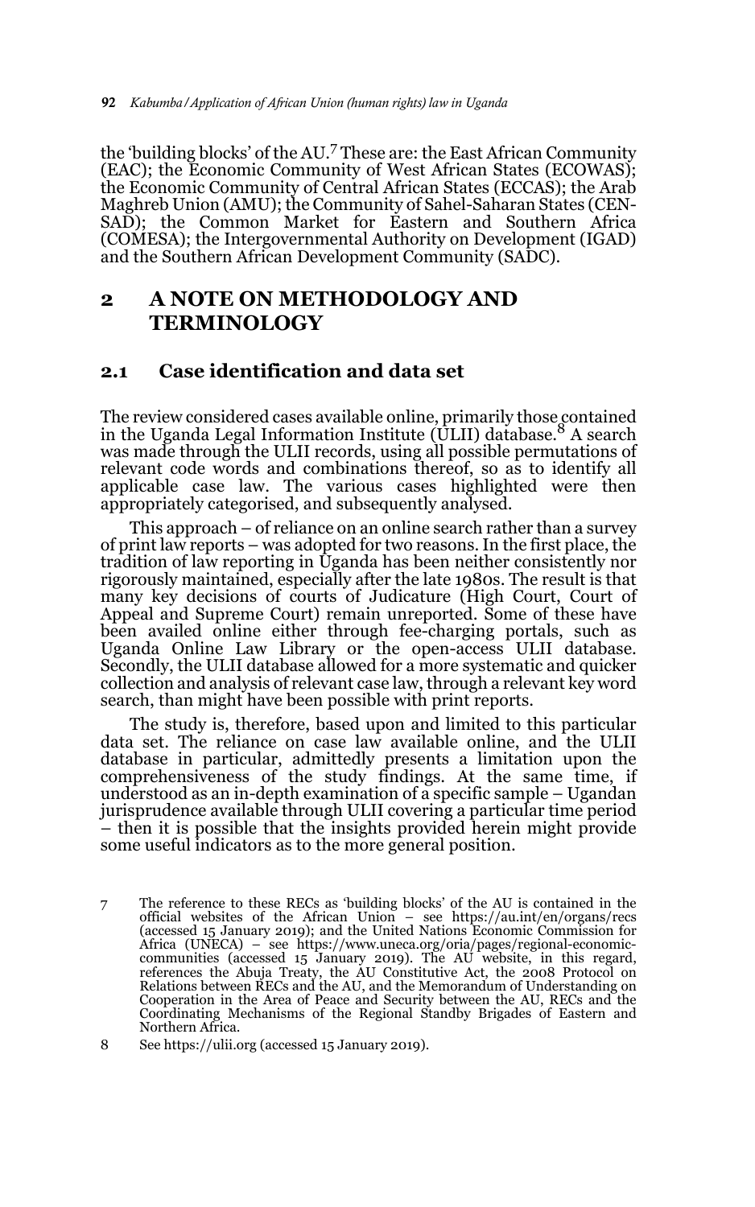the 'building blocks' of the AU.[7] These are: the East African Community (EAC); the Economic Community of West African States (ECOWAS); the Economic Community of Central African States (ECCAS); the Arab Maghreb Union (AMU); the Community of Sahel-Saharan States (CEN-SAD); the Common Market for Eastern and Southern Africa (COMESA); the Intergovernmental Authority on Development (IGAD) and the Southern African Development Community (SADC).

## 2 A NOTE ON METHODOLOGY AND TERMINOLOGY

### 2.1 Case identification and data set

The review considered cases available online, primarily those contained in the Uganda Legal Information Institute (ULII) database.[8] A search was made through the ULII records, using all possible permutations of relevant code words and combinations thereof, so as to identify all applicable case law. The various cases highlighted were then appropriately categorised, and subsequently analysed.

This approach – of reliance on an online search rather than a survey of print law reports – was adopted for two reasons. In the first place, the tradition of law reporting in Uganda has been neither consistently nor rigorously maintained, especially after the late 1980s. The result is that many key decisions of courts of Judicature (High Court, Court of Appeal and Supreme Court) remain unreported. Some of these have been availed online either through fee-charging portals, such as Uganda Online Law Library or the open-access ULII database. Secondly, the ULII database allowed for a more systematic and quicker collection and analysis of relevant case law, through a relevant key word search, than might have been possible with print reports.

The study is, therefore, based upon and limited to this particular data set. The reliance on case law available online, and the ULII database in particular, admittedly presents a limitation upon the comprehensiveness of the study findings. At the same time, if understood as an in-depth examination of a specific sample – Ugandan jurisprudence available through ULII covering a particular time period – then it is possible that the insights provided herein might provide some useful indicators as to the more general position.

7 The reference to these RECs as 'building blocks' of the AU is contained in the official websites of the African Union – see https://au.int/en/organs/recs (accessed 15 January 2019); and the United Nations Economic Commission for Africa (UNECA) – see https://www.uneca.org/oria/pages/regional-economic-communities (accessed 15 January 2019). The AU website, in this regard, references the Abuja Treaty, the AU Constitutive Act, the 2008 Protocol on Relations between RECs and the AU, and the Memorandum of Understanding on Cooperation in the Area of Peace and Security between the AU, RECs and the Coordinating Mechanisms of the Regional Standby Brigades of Eastern and Northern Africa.

8 See https://ulii.org (accessed 15 January 2019).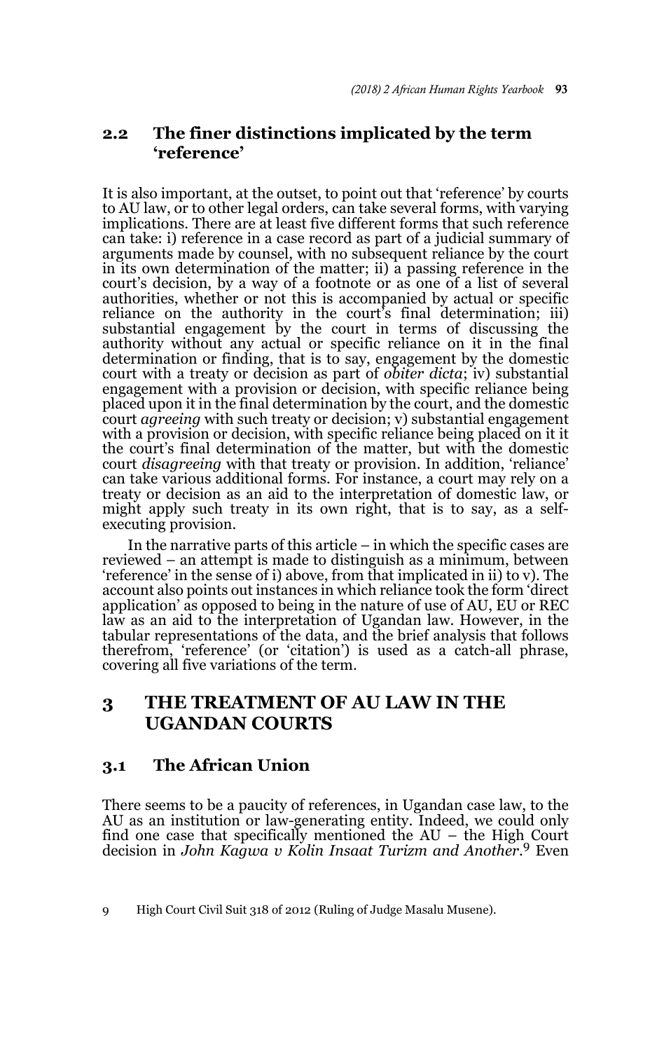## 2.2 The finer distinctions implicated by the term 'reference'

It is also important, at the outset, to point out that 'reference' by courts to AU law, or to other legal orders, can take several forms, with varying implications. There are at least five different forms that such reference can take: i) reference in a case record as part of a judicial summary of arguments made by counsel, with no subsequent reliance by the court in its own determination of the matter; ii) a passing reference in the court's decision, by a way of a footnote or as one of a list of several authorities, whether or not this is accompanied by actual or specific reliance on the authority in the court's final determination; iii) substantial engagement by the court in terms of discussing the authority without any actual or specific reliance on it in the final determination or finding, that is to say, engagement by the domestic court with a treaty or decision as part of *obiter dicta*; iv) substantial engagement with a provision or decision, with specific reliance being placed upon it in the final determination by the court, and the domestic court *agreeing* with such treaty or decision; v) substantial engagement with a provision or decision, with specific reliance being placed on it it the court's final determination of the matter, but with the domestic court *disagreeing* with that treaty or provision. In addition, 'reliance' can take various additional forms. For instance, a court may rely on a treaty or decision as an aid to the interpretation of domestic law, or might apply such treaty in its own right, that is to say, as a self-executing provision.

In the narrative parts of this article – in which the specific cases are reviewed – an attempt is made to distinguish as a minimum, between 'reference' in the sense of i) above, from that implicated in ii) to v). The account also points out instances in which reliance took the form 'direct application' as opposed to being in the nature of use of AU, EU or REC law as an aid to the interpretation of Ugandan law. However, in the tabular representations of the data, and the brief analysis that follows therefrom, 'reference' (or 'citation') is used as a catch-all phrase, covering all five variations of the term.

# 3 THE TREATMENT OF AU LAW IN THE UGANDAN COURTS

## 3.1 The African Union

There seems to be a paucity of references, in Ugandan case law, to the AU as an institution or law-generating entity. Indeed, we could only find one case that specifically mentioned the AU – the High Court decision in *John Kagwa v Kolin Insaat Turizm and Another*.[9] Even

9 High Court Civil Suit 318 of 2012 (Ruling of Judge Masalu Musene).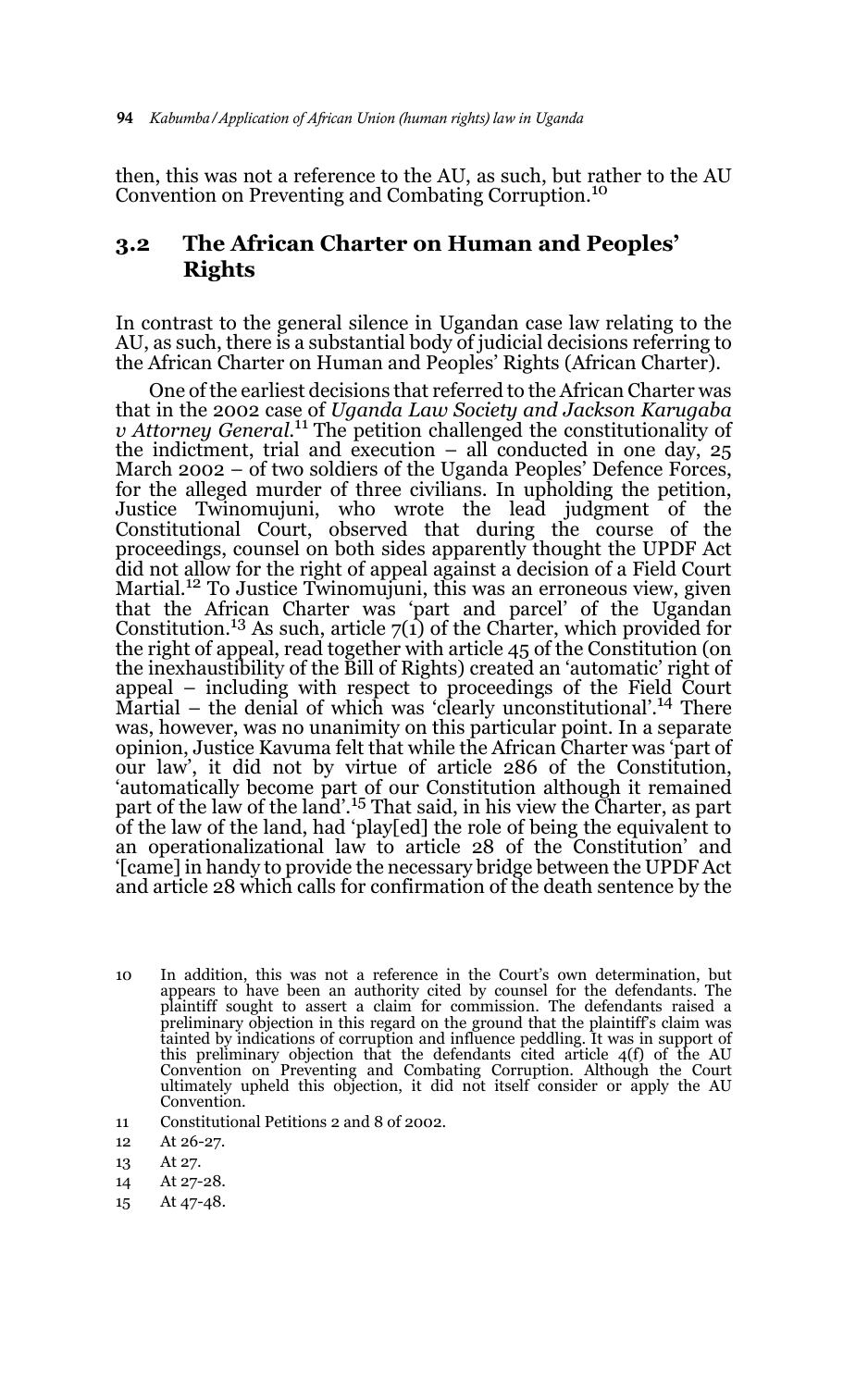then, this was not a reference to the AU, as such, but rather to the AU Convention on Preventing and Combating Corruption.[10]

## 3.2 The African Charter on Human and Peoples' Rights

In contrast to the general silence in Ugandan case law relating to the AU, as such, there is a substantial body of judicial decisions referring to the African Charter on Human and Peoples' Rights (African Charter).

One of the earliest decisions that referred to the African Charter was that in the 2002 case of *Uganda Law Society and Jackson Karugaba v Attorney General*.[11] The petition challenged the constitutionality of the indictment, trial and execution – all conducted in one day, 25 March 2002 – of two soldiers of the Uganda Peoples' Defence Forces, for the alleged murder of three civilians. In upholding the petition, Justice Twinomujuni, who wrote the lead judgment of the Constitutional Court, observed that during the course of the proceedings, counsel on both sides apparently thought the UPDF Act did not allow for the right of appeal against a decision of a Field Court Martial.[12] To Justice Twinomujuni, this was an erroneous view, given that the African Charter was 'part and parcel' of the Ugandan Constitution.[13] As such, article 7(1) of the Charter, which provided for the right of appeal, read together with article 45 of the Constitution (on the inexhaustibility of the Bill of Rights) created an 'automatic' right of appeal – including with respect to proceedings of the Field Court Martial – the denial of which was 'clearly unconstitutional'.[14] There was, however, was no unanimity on this particular point. In a separate opinion, Justice Kavuma felt that while the African Charter was 'part of our law', it did not by virtue of article 286 of the Constitution, 'automatically become part of our Constitution although it remained part of the law of the land'.[15] That said, in his view the Charter, as part of the law of the land, had 'play[ed] the role of being the equivalent to an operationalizational law to article 28 of the Constitution' and '[came] in handy to provide the necessary bridge between the UPDF Act and article 28 which calls for confirmation of the death sentence by the

---

10 In addition, this was not a reference in the Court's own determination, but appears to have been an authority cited by counsel for the defendants. The plaintiff sought to assert a claim for commission. The defendants raised a preliminary objection in this regard on the ground that the plaintiff's claim was tainted by indications of corruption and influence peddling. It was in support of this preliminary objection that the defendants cited article 4(f) of the AU Convention on Preventing and Combating Corruption. Although the Court ultimately upheld this objection, it did not itself consider or apply the AU Convention.

11 Constitutional Petitions 2 and 8 of 2002.

12 At 26-27.

13 At 27.

14 At 27-28.

15 At 47-48.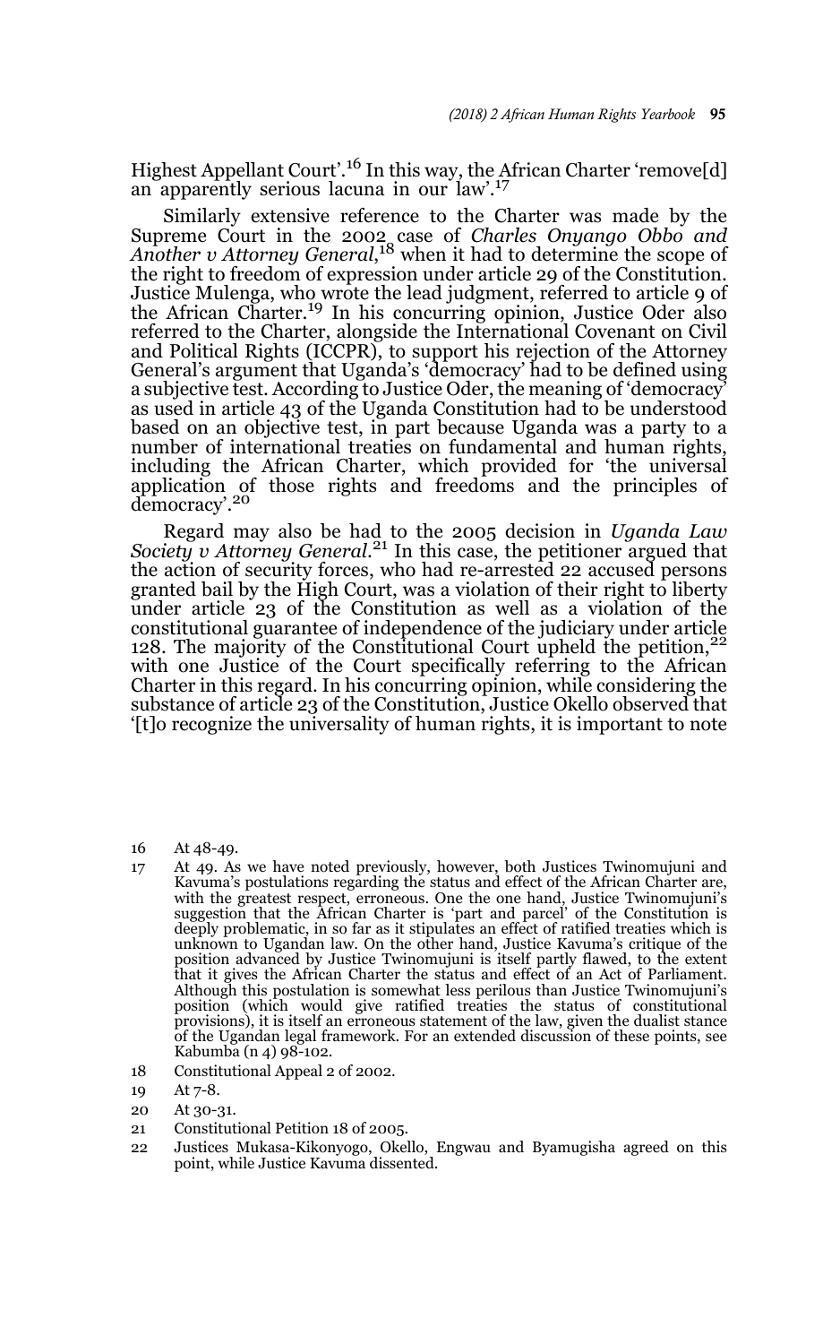Highest Appellant Court'.[16] In this way, the African Charter 'remove[d] an apparently serious lacuna in our law'.[17]

Similarly extensive reference to the Charter was made by the Supreme Court in the 2002 case of *Charles Onyango Obbo and Another v Attorney General*,[18] when it had to determine the scope of the right to freedom of expression under article 29 of the Constitution. Justice Mulenga, who wrote the lead judgment, referred to article 9 of the African Charter.[19] In his concurring opinion, Justice Oder also referred to the Charter, alongside the International Covenant on Civil and Political Rights (ICCPR), to support his rejection of the Attorney General's argument that Uganda's 'democracy' had to be defined using a subjective test. According to Justice Oder, the meaning of 'democracy' as used in article 43 of the Uganda Constitution had to be understood based on an objective test, in part because Uganda was a party to a number of international treaties on fundamental and human rights, including the African Charter, which provided for 'the universal application of those rights and freedoms and the principles of democracy'.[20]

Regard may also be had to the 2005 decision in *Uganda Law Society v Attorney General*.[21] In this case, the petitioner argued that the action of security forces, who had re-arrested 22 accused persons granted bail by the High Court, was a violation of their right to liberty under article 23 of the Constitution as well as a violation of the constitutional guarantee of independence of the judiciary under article 128. The majority of the Constitutional Court upheld the petition,[22] with one Justice of the Court specifically referring to the African Charter in this regard. In his concurring opinion, while considering the substance of article 23 of the Constitution, Justice Okello observed that '[t]o recognize the universality of human rights, it is important to note

---

16 At 48-49.

17 At 49. As we have noted previously, however, both Justices Twinomujuni and Kavuma's postulations regarding the status and effect of the African Charter are, with the greatest respect, erroneous. One the one hand, Justice Twinomujuni's suggestion that the African Charter is 'part and parcel' of the Constitution is deeply problematic, in so far as it stipulates an effect of ratified treaties which is unknown to Ugandan law. On the other hand, Justice Kavuma's critique of the position advanced by Justice Twinomujuni is itself partly flawed, to the extent that it gives the African Charter the status and effect of an Act of Parliament. Although this postulation is somewhat less perilous than Justice Twinomujuni's position (which would give ratified treaties the status of constitutional provisions), it is itself an erroneous statement of the law, given the dualist stance of the Ugandan legal framework. For an extended discussion of these points, see Kabumba (n 4) 98-102.

18 Constitutional Appeal 2 of 2002.

19 At 7-8.

20 At 30-31.

21 Constitutional Petition 18 of 2005.

22 Justices Mukasa-Kikonyogo, Okello, Engwau and Byamugisha agreed on this point, while Justice Kavuma dissented.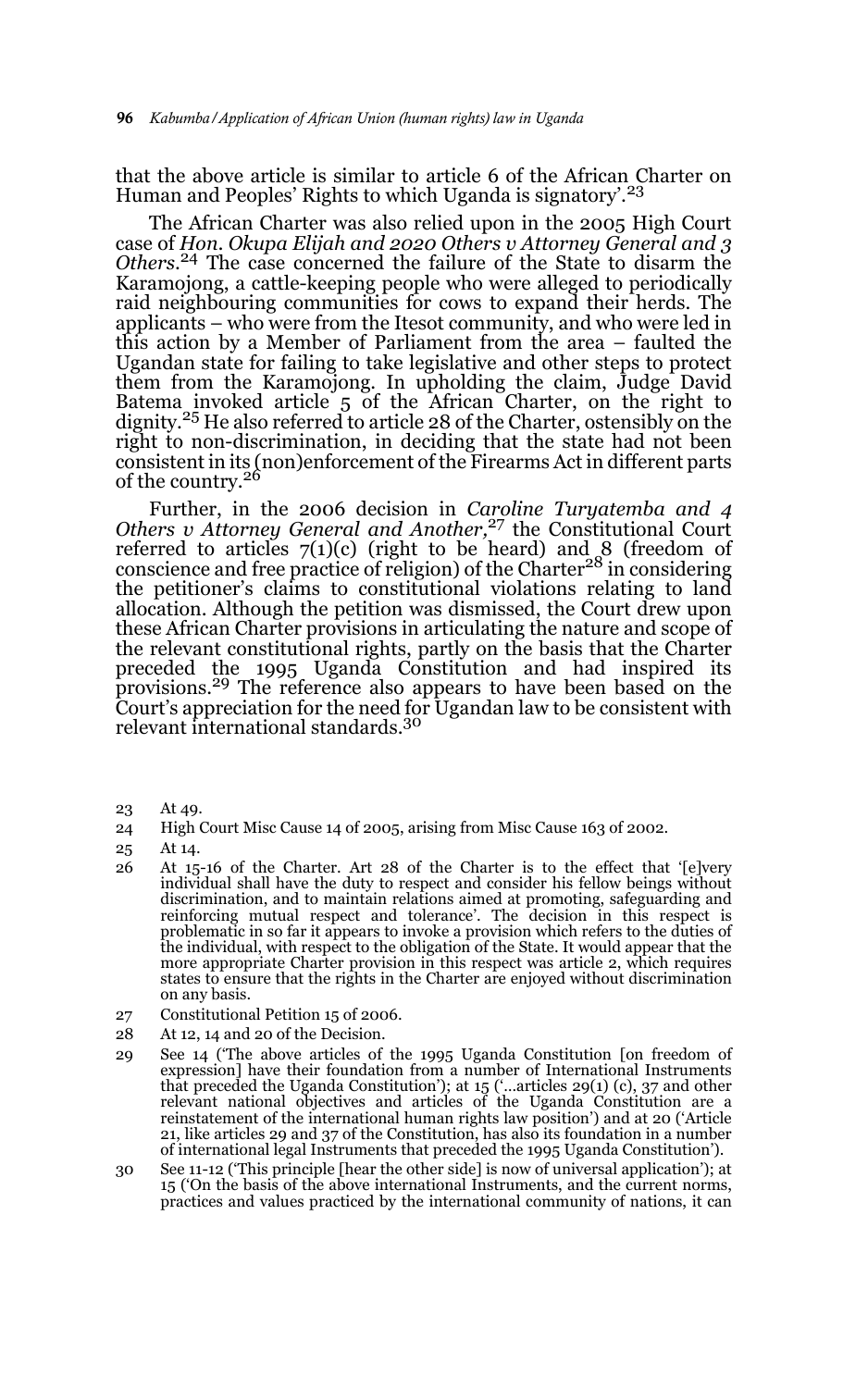that the above article is similar to article 6 of the African Charter on Human and Peoples' Rights to which Uganda is signatory'.[23]

The African Charter was also relied upon in the 2005 High Court case of *Hon. Okupa Elijah and 2020 Others v Attorney General and 3 Others*.[24] The case concerned the failure of the State to disarm the Karamojong, a cattle-keeping people who were alleged to periodically raid neighbouring communities for cows to expand their herds. The applicants – who were from the Itesot community, and who were led in this action by a Member of Parliament from the area – faulted the Ugandan state for failing to take legislative and other steps to protect them from the Karamojong. In upholding the claim, Judge David Batema invoked article 5 of the African Charter, on the right to dignity.[25] He also referred to article 28 of the Charter, ostensibly on the right to non-discrimination, in deciding that the state had not been consistent in its (non)enforcement of the Firearms Act in different parts of the country.[26]

Further, in the 2006 decision in *Caroline Turyatemba and 4 Others v Attorney General and Another,*[27] the Constitutional Court referred to articles 7(1)(c) (right to be heard) and 8 (freedom of conscience and free practice of religion) of the Charter[28] in considering the petitioner's claims to constitutional violations relating to land allocation. Although the petition was dismissed, the Court drew upon these African Charter provisions in articulating the nature and scope of the relevant constitutional rights, partly on the basis that the Charter preceded the 1995 Uganda Constitution and had inspired its provisions.[29] The reference also appears to have been based on the Court's appreciation for the need for Ugandan law to be consistent with relevant international standards.[30]

---

23 At 49.

24 High Court Misc Cause 14 of 2005, arising from Misc Cause 163 of 2002.

25 At 14.

26 At 15-16 of the Charter. Art 28 of the Charter is to the effect that '[e]very individual shall have the duty to respect and consider his fellow beings without discrimination, and to maintain relations aimed at promoting, safeguarding and reinforcing mutual respect and tolerance'. The decision in this respect is problematic in so far it appears to invoke a provision which refers to the duties of the individual, with respect to the obligation of the State. It would appear that the more appropriate Charter provision in this respect was article 2, which requires states to ensure that the rights in the Charter are enjoyed without discrimination on any basis.

27 Constitutional Petition 15 of 2006.

28 At 12, 14 and 20 of the Decision.

29 See 14 ('The above articles of the 1995 Uganda Constitution [on freedom of expression] have their foundation from a number of International Instruments that preceded the Uganda Constitution'); at 15 ('...articles 29(1) (c), 37 and other relevant national objectives and articles of the Uganda Constitution are a reinstatement of the international human rights law position') and at 20 ('Article 21, like articles 29 and 37 of the Constitution, has also its foundation in a number of international legal Instruments that preceded the 1995 Uganda Constitution').

30 See 11-12 ('This principle [hear the other side] is now of universal application'); at 15 ('On the basis of the above international Instruments, and the current norms, practices and values practiced by the international community of nations, it can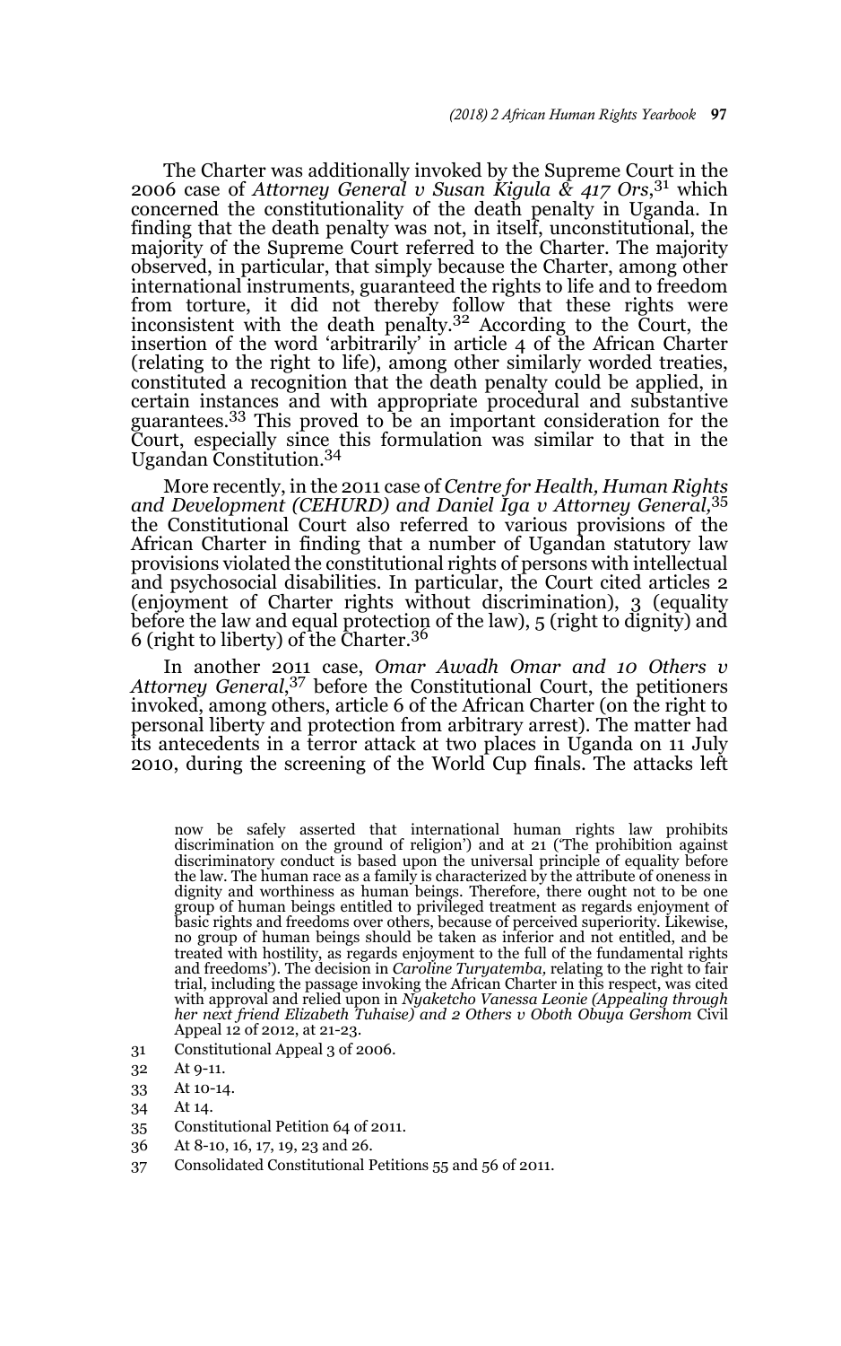The Charter was additionally invoked by the Supreme Court in the 2006 case of *Attorney General v Susan Kigula & 417 Ors*,[31] which concerned the constitutionality of the death penalty in Uganda. In finding that the death penalty was not, in itself, unconstitutional, the majority of the Supreme Court referred to the Charter. The majority observed, in particular, that simply because the Charter, among other international instruments, guaranteed the rights to life and to freedom from torture, it did not thereby follow that these rights were inconsistent with the death penalty.[32] According to the Court, the insertion of the word 'arbitrarily' in article 4 of the African Charter (relating to the right to life), among other similarly worded treaties, constituted a recognition that the death penalty could be applied, in certain instances and with appropriate procedural and substantive guarantees.[33] This proved to be an important consideration for the Court, especially since this formulation was similar to that in the Ugandan Constitution.[34]

More recently, in the 2011 case of *Centre for Health, Human Rights and Development (CEHURD) and Daniel Iga v Attorney General,*[35] the Constitutional Court also referred to various provisions of the African Charter in finding that a number of Ugandan statutory law provisions violated the constitutional rights of persons with intellectual and psychosocial disabilities. In particular, the Court cited articles 2 (enjoyment of Charter rights without discrimination), 3 (equality before the law and equal protection of the law), 5 (right to dignity) and 6 (right to liberty) of the Charter.[36]

In another 2011 case, *Omar Awadh Omar and 10 Others v Attorney General*,[37] before the Constitutional Court, the petitioners invoked, among others, article 6 of the African Charter (on the right to personal liberty and protection from arbitrary arrest). The matter had its antecedents in a terror attack at two places in Uganda on 11 July 2010, during the screening of the World Cup finals. The attacks left

now be safely asserted that international human rights law prohibits discrimination on the ground of religion') and at 21 ('The prohibition against discriminatory conduct is based upon the universal principle of equality before the law. The human race as a family is characterized by the attribute of oneness in dignity and worthiness as human beings. Therefore, there ought not to be one group of human beings entitled to privileged treatment as regards enjoyment of basic rights and freedoms over others, because of perceived superiority. Likewise, no group of human beings should be taken as inferior and not entitled, and be treated with hostility, as regards enjoyment to the full of the fundamental rights and freedoms'). The decision in *Caroline Turyatemba,* relating to the right to fair trial, including the passage invoking the African Charter in this respect, was cited with approval and relied upon in *Nyaketcho Vanessa Leonie (Appealing through her next friend Elizabeth Tuhaise) and 2 Others v Oboth Obuya Gershom* Civil Appeal 12 of 2012, at 21-23.

31 Constitutional Appeal 3 of 2006.

32 At 9-11.

33 At 10-14.

34 At 14.

35 Constitutional Petition 64 of 2011.

36 At 8-10, 16, 17, 19, 23 and 26.

37 Consolidated Constitutional Petitions 55 and 56 of 2011.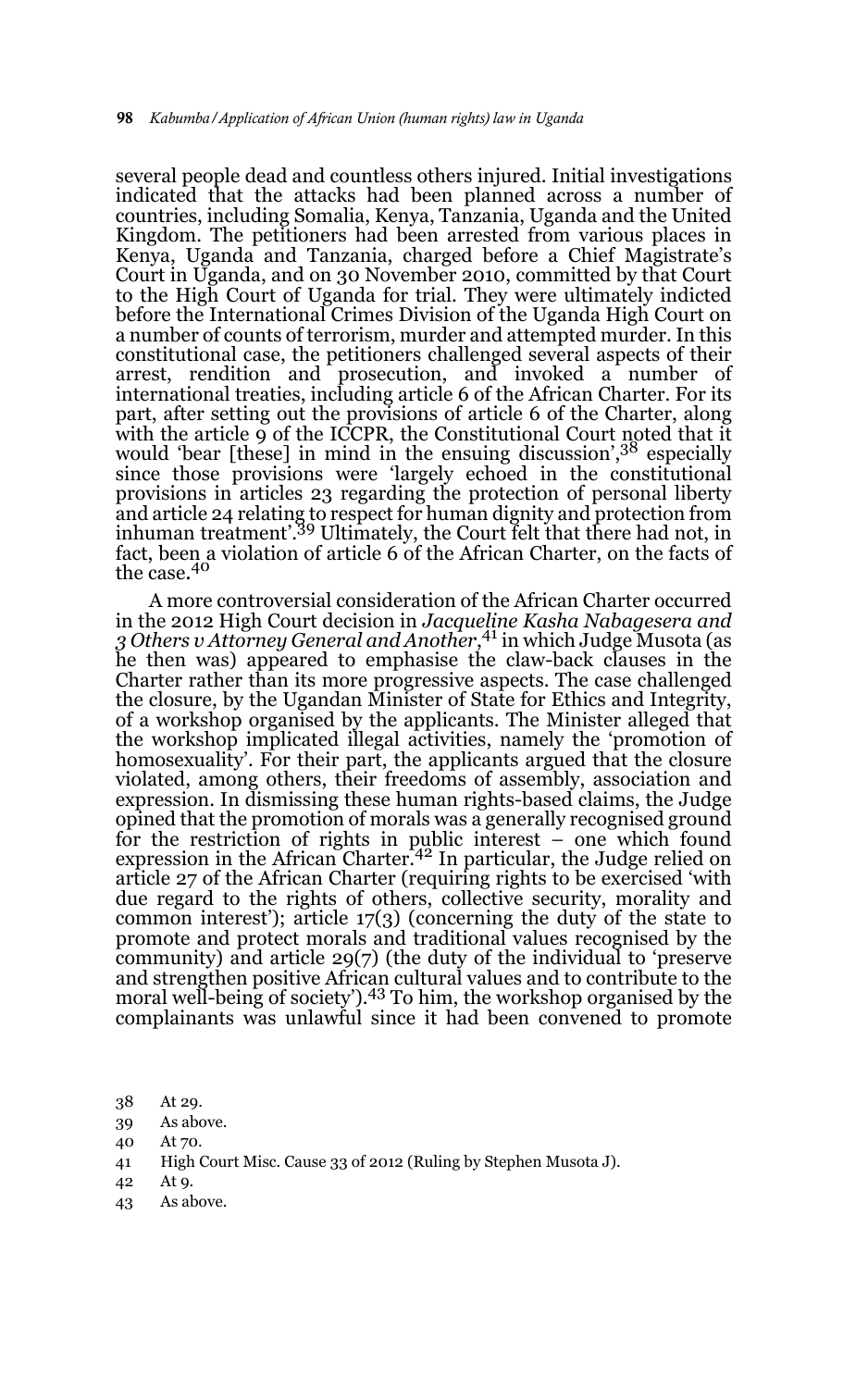several people dead and countless others injured. Initial investigations indicated that the attacks had been planned across a number of countries, including Somalia, Kenya, Tanzania, Uganda and the United Kingdom. The petitioners had been arrested from various places in Kenya, Uganda and Tanzania, charged before a Chief Magistrate's Court in Uganda, and on 30 November 2010, committed by that Court to the High Court of Uganda for trial. They were ultimately indicted before the International Crimes Division of the Uganda High Court on a number of counts of terrorism, murder and attempted murder. In this constitutional case, the petitioners challenged several aspects of their arrest, rendition and prosecution, and invoked a number of international treaties, including article 6 of the African Charter. For its part, after setting out the provisions of article 6 of the Charter, along with the article 9 of the ICCPR, the Constitutional Court noted that it would 'bear [these] in mind in the ensuing discussion',[38] especially since those provisions were 'largely echoed in the constitutional provisions in articles 23 regarding the protection of personal liberty and article 24 relating to respect for human dignity and protection from inhuman treatment'.[39] Ultimately, the Court felt that there had not, in fact, been a violation of article 6 of the African Charter, on the facts of the case.[40]

A more controversial consideration of the African Charter occurred in the 2012 High Court decision in *Jacqueline Kasha Nabagesera and 3 Others v Attorney General and Another*,[41] in which Judge Musota (as he then was) appeared to emphasise the claw-back clauses in the Charter rather than its more progressive aspects. The case challenged the closure, by the Ugandan Minister of State for Ethics and Integrity, of a workshop organised by the applicants. The Minister alleged that the workshop implicated illegal activities, namely the 'promotion of homosexuality'. For their part, the applicants argued that the closure violated, among others, their freedoms of assembly, association and expression. In dismissing these human rights-based claims, the Judge opined that the promotion of morals was a generally recognised ground for the restriction of rights in public interest – one which found expression in the African Charter.[42] In particular, the Judge relied on article 27 of the African Charter (requiring rights to be exercised 'with due regard to the rights of others, collective security, morality and common interest'); article 17(3) (concerning the duty of the state to promote and protect morals and traditional values recognised by the community) and article 29(7) (the duty of the individual to 'preserve and strengthen positive African cultural values and to contribute to the moral well-being of society').[43] To him, the workshop organised by the complainants was unlawful since it had been convened to promote

38 At 29.

39 As above.

40 At 70.

41 High Court Misc. Cause 33 of 2012 (Ruling by Stephen Musota J).

42 At 9.

43 As above.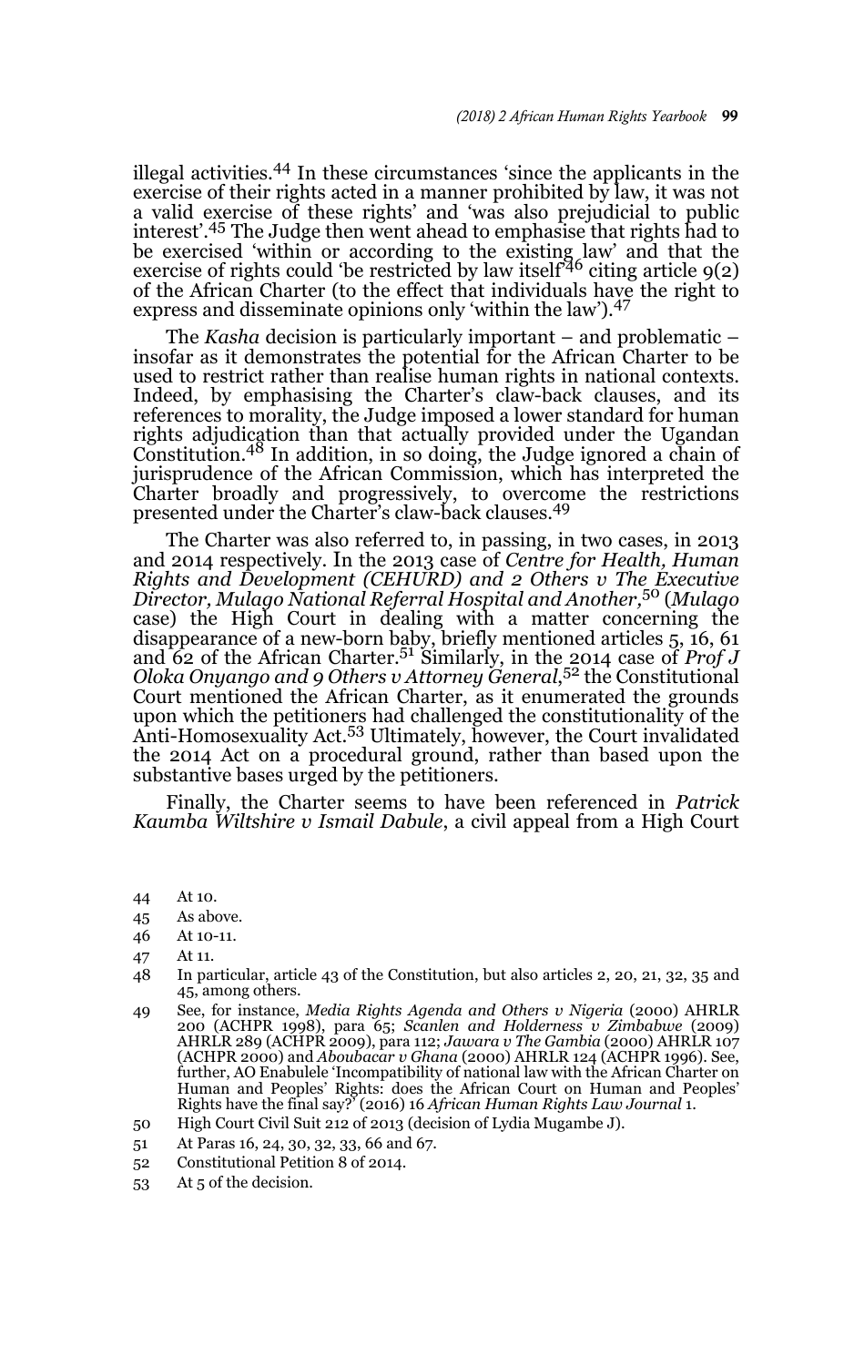illegal activities.[44] In these circumstances 'since the applicants in the exercise of their rights acted in a manner prohibited by law, it was not a valid exercise of these rights' and 'was also prejudicial to public interest'.[45] The Judge then went ahead to emphasise that rights had to be exercised 'within or according to the existing law' and that the exercise of rights could 'be restricted by law itself'[46] citing article 9(2) of the African Charter (to the effect that individuals have the right to express and disseminate opinions only 'within the law').[47]

The *Kasha* decision is particularly important – and problematic – insofar as it demonstrates the potential for the African Charter to be used to restrict rather than realise human rights in national contexts. Indeed, by emphasising the Charter's claw-back clauses, and its references to morality, the Judge imposed a lower standard for human rights adjudication than that actually provided under the Ugandan Constitution.[48] In addition, in so doing, the Judge ignored a chain of jurisprudence of the African Commission, which has interpreted the Charter broadly and progressively, to overcome the restrictions presented under the Charter's claw-back clauses.[49]

The Charter was also referred to, in passing, in two cases, in 2013 and 2014 respectively. In the 2013 case of *Centre for Health, Human Rights and Development (CEHURD) and 2 Others v The Executive Director, Mulago National Referral Hospital and Another*,[50] (*Mulago* case) the High Court in dealing with a matter concerning the disappearance of a new-born baby, briefly mentioned articles 5, 16, 61 and 62 of the African Charter.[51] Similarly, in the 2014 case of *Prof J Oloka Onyango and 9 Others v Attorney General*,[52] the Constitutional Court mentioned the African Charter, as it enumerated the grounds upon which the petitioners had challenged the constitutionality of the Anti-Homosexuality Act.[53] Ultimately, however, the Court invalidated the 2014 Act on a procedural ground, rather than based upon the substantive bases urged by the petitioners.

Finally, the Charter seems to have been referenced in *Patrick Kaumba Wiltshire v Ismail Dabule*, a civil appeal from a High Court

---

44 At 10.

45 As above.

46 At 10-11.

47 At 11.

48 In particular, article 43 of the Constitution, but also articles 2, 20, 21, 32, 35 and 45, among others.

49 See, for instance, *Media Rights Agenda and Others v Nigeria* (2000) AHRLR 200 (ACHPR 1998), para 65; *Scanlen and Holderness v Zimbabwe* (2009) AHRLR 289 (ACHPR 2009), para 112; *Jawara v The Gambia* (2000) AHRLR 107 (ACHPR 2000) and *Aboubacar v Ghana* (2000) AHRLR 124 (ACHPR 1996). See, further, AO Enabulele 'Incompatibility of national law with the African Charter on Human and Peoples' Rights: does the African Court on Human and Peoples' Rights have the final say?' (2016) 16 *African Human Rights Law Journal* 1.

50 High Court Civil Suit 212 of 2013 (decision of Lydia Mugambe J).

51 At Paras 16, 24, 30, 32, 33, 66 and 67.

52 Constitutional Petition 8 of 2014.

53 At 5 of the decision.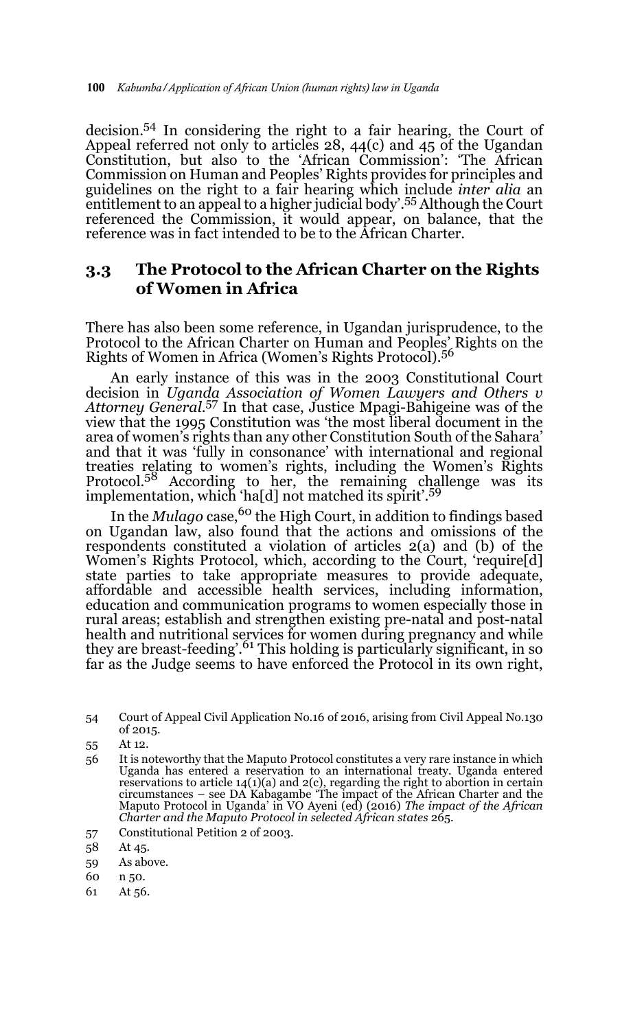decision.[54] In considering the right to a fair hearing, the Court of Appeal referred not only to articles 28, 44(c) and 45 of the Ugandan Constitution, but also to the 'African Commission': 'The African Commission on Human and Peoples' Rights provides for principles and guidelines on the right to a fair hearing which include *inter alia* an entitlement to an appeal to a higher judicial body'.[55] Although the Court referenced the Commission, it would appear, on balance, that the reference was in fact intended to be to the African Charter.

### 3.3 The Protocol to the African Charter on the Rights of Women in Africa

There has also been some reference, in Ugandan jurisprudence, to the Protocol to the African Charter on Human and Peoples' Rights on the Rights of Women in Africa (Women's Rights Protocol).[56]

An early instance of this was in the 2003 Constitutional Court decision in *Uganda Association of Women Lawyers and Others v Attorney General*.[57] In that case, Justice Mpagi-Bahigeine was of the view that the 1995 Constitution was 'the most liberal document in the area of women's rights than any other Constitution South of the Sahara' and that it was 'fully in consonance' with international and regional treaties relating to women's rights, including the Women's Rights Protocol.[58] According to her, the remaining challenge was its implementation, which 'ha[d] not matched its spirit'.[59]

In the *Mulago* case,[60] the High Court, in addition to findings based on Ugandan law, also found that the actions and omissions of the respondents constituted a violation of articles 2(a) and (b) of the Women's Rights Protocol, which, according to the Court, 'require[d] state parties to take appropriate measures to provide adequate, affordable and accessible health services, including information, education and communication programs to women especially those in rural areas; establish and strengthen existing pre-natal and post-natal health and nutritional services for women during pregnancy and while they are breast-feeding'.[61] This holding is particularly significant, in so far as the Judge seems to have enforced the Protocol in its own right,

---

54 Court of Appeal Civil Application No.16 of 2016, arising from Civil Appeal No.130 of 2015.

55 At 12.

56 It is noteworthy that the Maputo Protocol constitutes a very rare instance in which Uganda has entered a reservation to an international treaty. Uganda entered reservations to article 14(1)(a) and 2(c), regarding the right to abortion in certain circumstances – see DA Kabagambe 'The impact of the African Charter and the Maputo Protocol in Uganda' in VO Ayeni (ed) (2016) *The impact of the African Charter and the Maputo Protocol in selected African states* 265.

57 Constitutional Petition 2 of 2003.

58 At 45.

59 As above.

60 n 50.

61 At 56.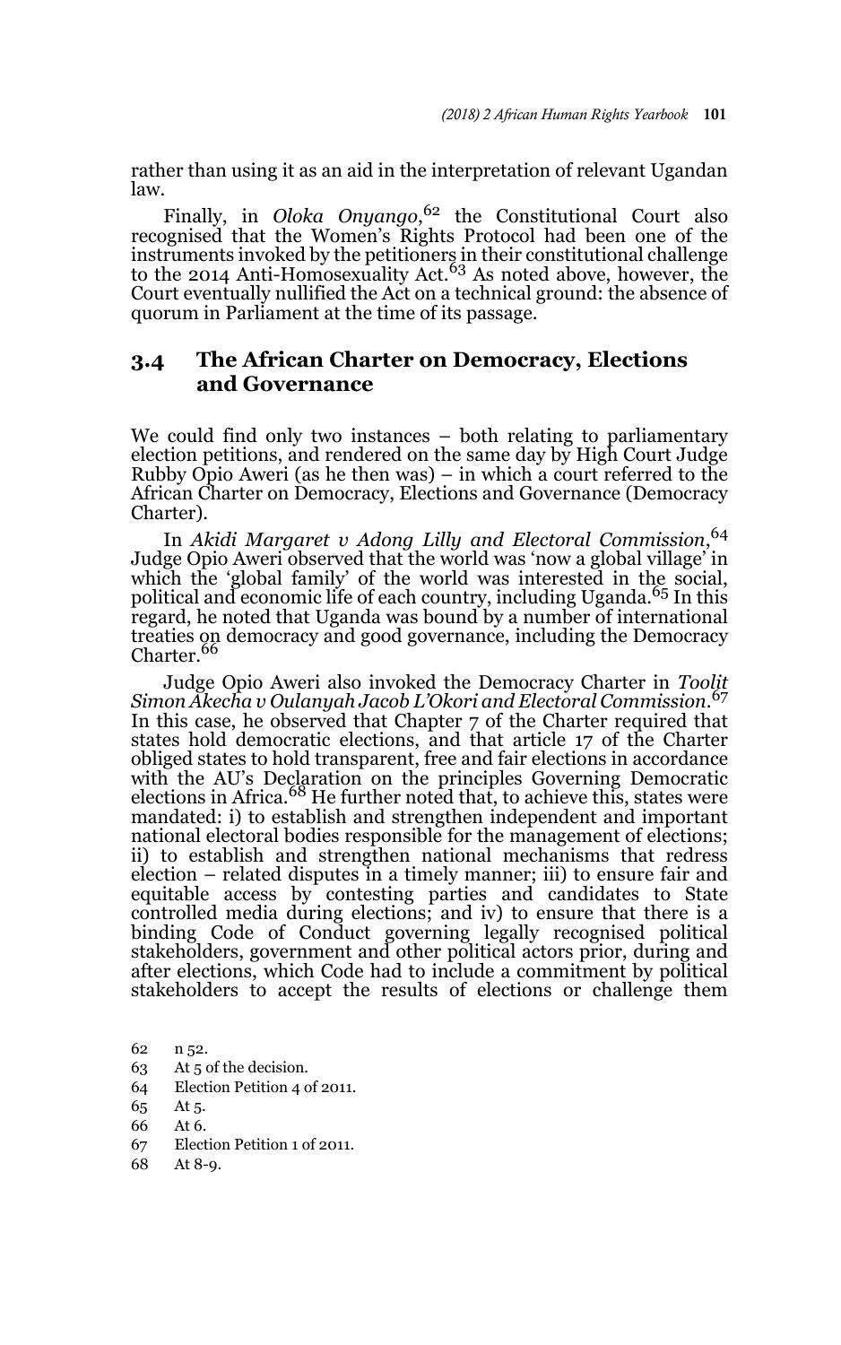rather than using it as an aid in the interpretation of relevant Ugandan law.

Finally, in *Oloka Onyango*,[62] the Constitutional Court also recognised that the Women's Rights Protocol had been one of the instruments invoked by the petitioners in their constitutional challenge to the 2014 Anti-Homosexuality Act.[63] As noted above, however, the Court eventually nullified the Act on a technical ground: the absence of quorum in Parliament at the time of its passage.

## 3.4 The African Charter on Democracy, Elections and Governance

We could find only two instances – both relating to parliamentary election petitions, and rendered on the same day by High Court Judge Rubby Opio Aweri (as he then was) – in which a court referred to the African Charter on Democracy, Elections and Governance (Democracy Charter).

In *Akidi Margaret v Adong Lilly and Electoral Commission*,[64] Judge Opio Aweri observed that the world was 'now a global village' in which the 'global family' of the world was interested in the social, political and economic life of each country, including Uganda.[65] In this regard, he noted that Uganda was bound by a number of international treaties on democracy and good governance, including the Democracy Charter.[66]

Judge Opio Aweri also invoked the Democracy Charter in *Toolit Simon Akecha v Oulanyah Jacob L'Okori and Electoral Commission*.[67] In this case, he observed that Chapter 7 of the Charter required that states hold democratic elections, and that article 17 of the Charter obliged states to hold transparent, free and fair elections in accordance with the AU's Declaration on the principles Governing Democratic elections in Africa.[68] He further noted that, to achieve this, states were mandated: i) to establish and strengthen independent and important national electoral bodies responsible for the management of elections; ii) to establish and strengthen national mechanisms that redress election – related disputes in a timely manner; iii) to ensure fair and equitable access by contesting parties and candidates to State controlled media during elections; and iv) to ensure that there is a binding Code of Conduct governing legally recognised political stakeholders, government and other political actors prior, during and after elections, which Code had to include a commitment by political stakeholders to accept the results of elections or challenge them

62 n 52.

63 At 5 of the decision.

64 Election Petition 4 of 2011.

65 At 5.

66 At 6.

67 Election Petition 1 of 2011.

68 At 8-9.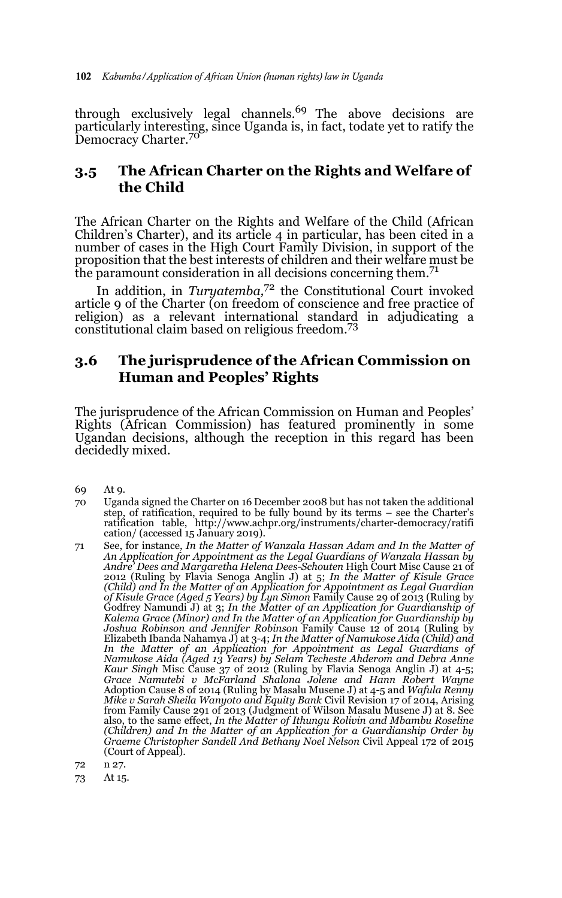through exclusively legal channels.[69] The above decisions are particularly interesting, since Uganda is, in fact, todate yet to ratify the Democracy Charter.[70]

## 3.5 The African Charter on the Rights and Welfare of the Child

The African Charter on the Rights and Welfare of the Child (African Children's Charter), and its article 4 in particular, has been cited in a number of cases in the High Court Family Division, in support of the proposition that the best interests of children and their welfare must be the paramount consideration in all decisions concerning them.[71]

In addition, in *Turyatemba,*[72] the Constitutional Court invoked article 9 of the Charter (on freedom of conscience and free practice of religion) as a relevant international standard in adjudicating a constitutional claim based on religious freedom.[73]

## 3.6 The jurisprudence of the African Commission on Human and Peoples' Rights

The jurisprudence of the African Commission on Human and Peoples' Rights (African Commission) has featured prominently in some Ugandan decisions, although the reception in this regard has been decidedly mixed.

---

69 At 9.

70 Uganda signed the Charter on 16 December 2008 but has not taken the additional step, of ratification, required to be fully bound by its terms – see the Charter's ratification table, http://www.achpr.org/instruments/charter-democracy/ratification/ (accessed 15 January 2019).

71 See, for instance, *In the Matter of Wanzala Hassan Adam and In the Matter of An Application for Appointment as the Legal Guardians of Wanzala Hassan by Andre' Dees and Margaretha Helena Dees-Schouten* High Court Misc Cause 21 of 2012 (Ruling by Flavia Senoga Anglin J) at 5; *In the Matter of Kisule Grace (Child) and In the Matter of an Application for Appointment as Legal Guardian of Kisule Grace (Aged 5 Years) by Lyn Simon* Family Cause 29 of 2013 (Ruling by Godfrey Namundi J) at 3; *In the Matter of an Application for Guardianship of Kalema Grace (Minor) and In the Matter of an Application for Guardianship by Joshua Robinson and Jennifer Robinson* Family Cause 12 of 2014 (Ruling by Elizabeth Ibanda Nahamya J) at 3-4; *In the Matter of Namukose Aida (Child) and In the Matter of an Application for Appointment as Legal Guardians of Namukose Aida (Aged 13 Years) by Selam Techeste Ahderom and Debra Anne Kaur Singh* Misc Cause 37 of 2012 (Ruling by Flavia Senoga Anglin J) at 4-5; *Grace Namutebi v McFarland Shalona Jolene and Hann Robert Wayne* Adoption Cause 8 of 2014 (Ruling by Masalu Musene J) at 4-5 and *Wafula Renny Mike v Sarah Sheila Wanyoto and Equity Bank* Civil Revision 17 of 2014, Arising from Family Cause 291 of 2013 (Judgment of Wilson Masalu Musene J) at 8. See also, to the same effect, *In the Matter of Ithungu Rolivin and Mbambu Roseline (Children) and In the Matter of an Application for a Guardianship Order by Graeme Christopher Sandell And Bethany Noel Nelson* Civil Appeal 172 of 2015 (Court of Appeal).

72 n 27.

73 At 15.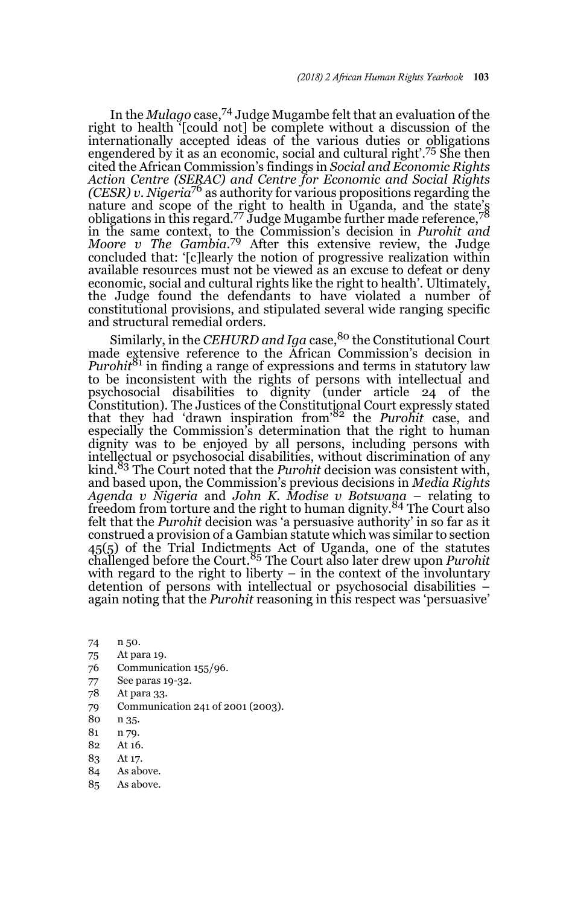In the *Mulago* case,[74] Judge Mugambe felt that an evaluation of the right to health '[could not] be complete without a discussion of the internationally accepted ideas of the various duties or obligations engendered by it as an economic, social and cultural right'.[75] She then cited the African Commission's findings in *Social and Economic Rights Action Centre (SERAC) and Centre for Economic and Social Rights (CESR) v. Nigeria*[76] as authority for various propositions regarding the nature and scope of the right to health in Uganda, and the state's obligations in this regard.[77] Judge Mugambe further made reference,[78] in the same context, to the Commission's decision in *Purohit and Moore v The Gambia*.[79] After this extensive review, the Judge concluded that: '[c]learly the notion of progressive realization within available resources must not be viewed as an excuse to defeat or deny economic, social and cultural rights like the right to health'. Ultimately, the Judge found the defendants to have violated a number of constitutional provisions, and stipulated several wide ranging specific and structural remedial orders.

Similarly, in the *CEHURD and Iga* case,[80] the Constitutional Court made extensive reference to the African Commission's decision in *Purohit*[81] in finding a range of expressions and terms in statutory law to be inconsistent with the rights of persons with intellectual and psychosocial disabilities to dignity (under article 24 of the Constitution). The Justices of the Constitutional Court expressly stated that they had 'drawn inspiration from'[82] the *Purohit* case, and especially the Commission's determination that the right to human dignity was to be enjoyed by all persons, including persons with intellectual or psychosocial disabilities, without discrimination of any kind.[83] The Court noted that the *Purohit* decision was consistent with, and based upon, the Commission's previous decisions in *Media Rights Agenda v Nigeria* and *John K. Modise v Botswana* – relating to freedom from torture and the right to human dignity.[84] The Court also felt that the *Purohit* decision was 'a persuasive authority' in so far as it construed a provision of a Gambian statute which was similar to section 45(5) of the Trial Indictments Act of Uganda, one of the statutes challenged before the Court.[85] The Court also later drew upon *Purohit* with regard to the right to liberty – in the context of the involuntary detention of persons with intellectual or psychosocial disabilities – again noting that the *Purohit* reasoning in this respect was 'persuasive'

74 n 50.

75 At para 19.

76 Communication 155/96.

77 See paras 19-32.

78 At para 33.

79 Communication 241 of 2001 (2003).

80 n 35.

81 n 79.

82 At 16.

83 At 17.

84 As above.

85 As above.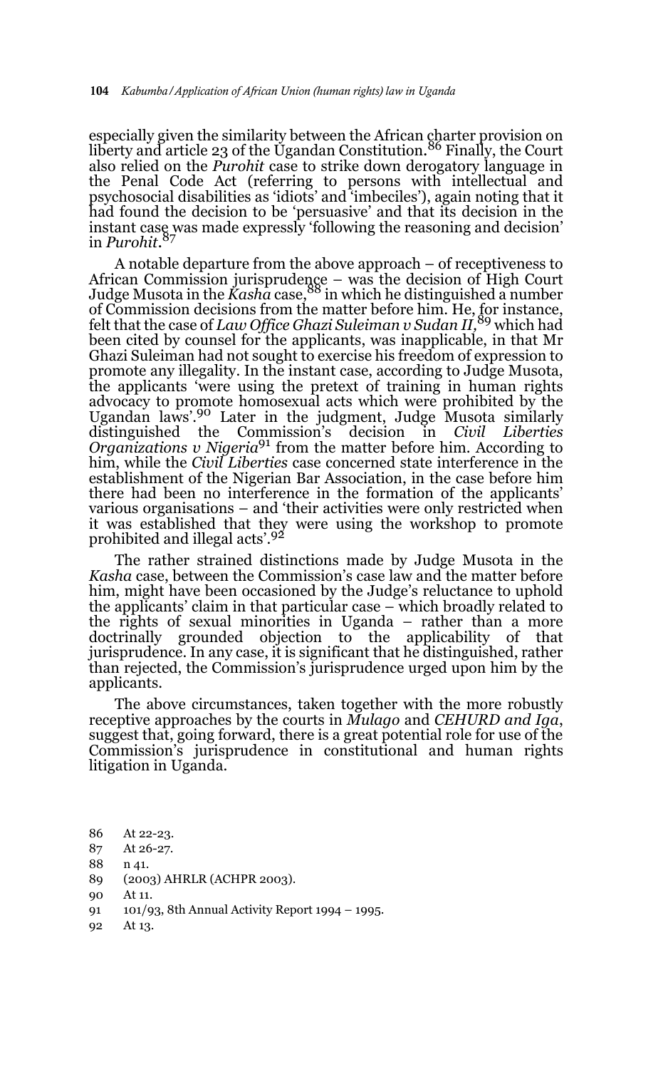especially given the similarity between the African charter provision on liberty and article 23 of the Ugandan Constitution.[86] Finally, the Court also relied on the *Purohit* case to strike down derogatory language in the Penal Code Act (referring to persons with intellectual and psychosocial disabilities as 'idiots' and 'imbeciles'), again noting that it had found the decision to be 'persuasive' and that its decision in the instant case was made expressly 'following the reasoning and decision' in *Purohit*.[87]

A notable departure from the above approach – of receptiveness to African Commission jurisprudence – was the decision of High Court Judge Musota in the *Kasha* case,[88] in which he distinguished a number of Commission decisions from the matter before him. He, for instance, felt that the case of *Law Office Ghazi Suleiman v Sudan II*,[89] which had been cited by counsel for the applicants, was inapplicable, in that Mr Ghazi Suleiman had not sought to exercise his freedom of expression to promote any illegality. In the instant case, according to Judge Musota, the applicants 'were using the pretext of training in human rights advocacy to promote homosexual acts which were prohibited by the Ugandan laws'.[90] Later in the judgment, Judge Musota similarly distinguished the Commission's decision in *Civil Liberties Organizations v Nigeria*[91] from the matter before him. According to him, while the *Civil Liberties* case concerned state interference in the establishment of the Nigerian Bar Association, in the case before him there had been no interference in the formation of the applicants' various organisations – and 'their activities were only restricted when it was established that they were using the workshop to promote prohibited and illegal acts'.[92]

The rather strained distinctions made by Judge Musota in the *Kasha* case, between the Commission's case law and the matter before him, might have been occasioned by the Judge's reluctance to uphold the applicants' claim in that particular case – which broadly related to the rights of sexual minorities in Uganda – rather than a more doctrinally grounded objection to the applicability of that jurisprudence. In any case, it is significant that he distinguished, rather than rejected, the Commission's jurisprudence urged upon him by the applicants.

The above circumstances, taken together with the more robustly receptive approaches by the courts in *Mulago* and *CEHURD and Iga*, suggest that, going forward, there is a great potential role for use of the Commission's jurisprudence in constitutional and human rights litigation in Uganda.

86 At 22-23.

87 At 26-27.

88 n 41.

89 (2003) AHRLR (ACHPR 2003).

90 At 11.

91 101/93, 8th Annual Activity Report 1994 – 1995.

92 At 13.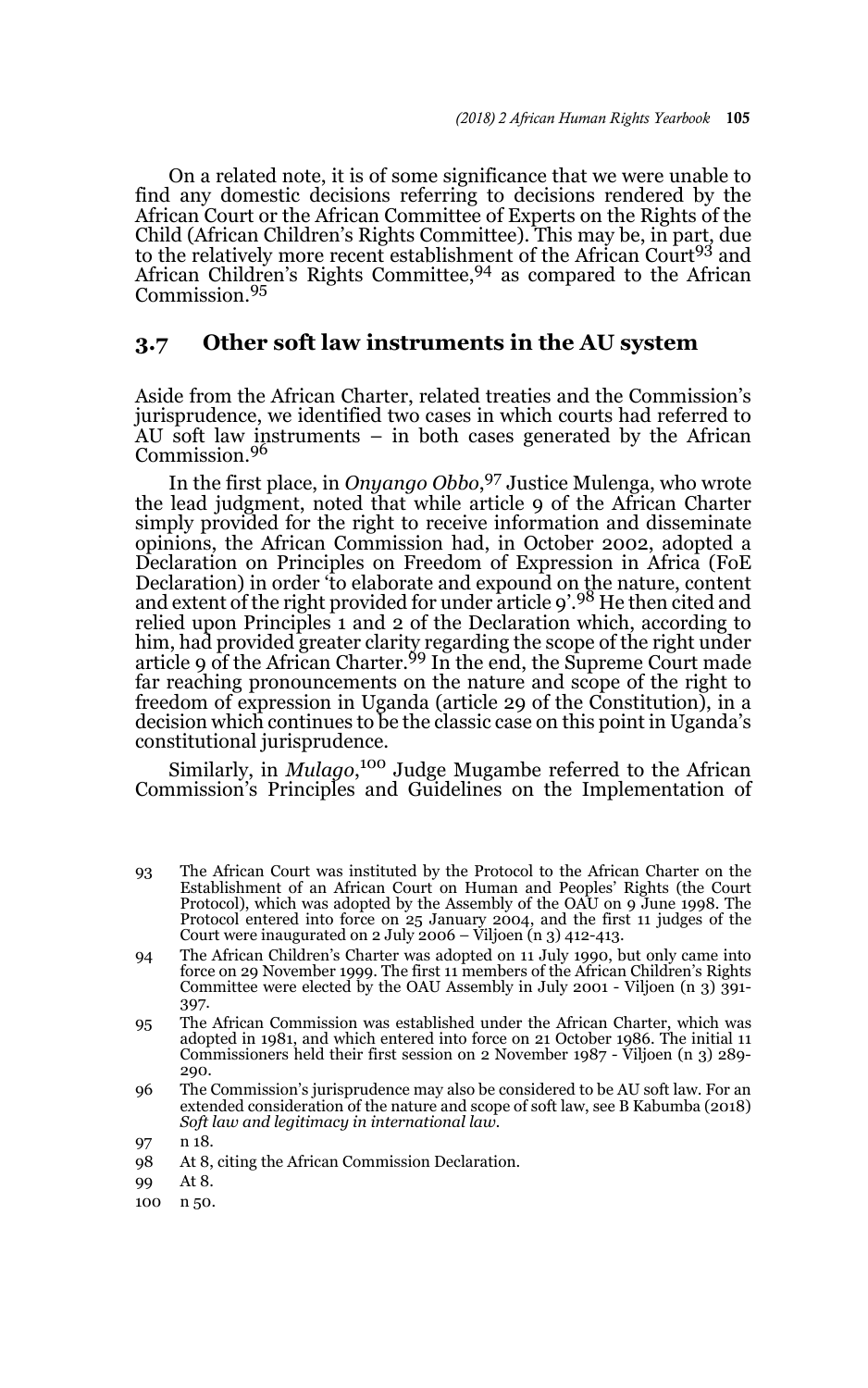On a related note, it is of some significance that we were unable to find any domestic decisions referring to decisions rendered by the African Court or the African Committee of Experts on the Rights of the Child (African Children's Rights Committee). This may be, in part, due to the relatively more recent establishment of the African Court[93] and African Children's Rights Committee,[94] as compared to the African Commission.[95]

## 3.7 Other soft law instruments in the AU system

Aside from the African Charter, related treaties and the Commission's jurisprudence, we identified two cases in which courts had referred to AU soft law instruments – in both cases generated by the African Commission.[96]

In the first place, in *Onyango Obbo*,[97] Justice Mulenga, who wrote the lead judgment, noted that while article 9 of the African Charter simply provided for the right to receive information and disseminate opinions, the African Commission had, in October 2002, adopted a Declaration on Principles on Freedom of Expression in Africa (FoE Declaration) in order 'to elaborate and expound on the nature, content and extent of the right provided for under article 9'.[98] He then cited and relied upon Principles 1 and 2 of the Declaration which, according to him, had provided greater clarity regarding the scope of the right under article 9 of the African Charter.[99] In the end, the Supreme Court made far reaching pronouncements on the nature and scope of the right to freedom of expression in Uganda (article 29 of the Constitution), in a decision which continues to be the classic case on this point in Uganda's constitutional jurisprudence.

Similarly, in *Mulago*,[100] Judge Mugambe referred to the African Commission's Principles and Guidelines on the Implementation of

---

93 The African Court was instituted by the Protocol to the African Charter on the Establishment of an African Court on Human and Peoples' Rights (the Court Protocol), which was adopted by the Assembly of the OAU on 9 June 1998. The Protocol entered into force on 25 January 2004, and the first 11 judges of the Court were inaugurated on 2 July 2006 – Viljoen (n 3) 412-413.

94 The African Children's Charter was adopted on 11 July 1990, but only came into force on 29 November 1999. The first 11 members of the African Children's Rights Committee were elected by the OAU Assembly in July 2001 - Viljoen (n 3) 391-397.

95 The African Commission was established under the African Charter, which was adopted in 1981, and which entered into force on 21 October 1986. The initial 11 Commissioners held their first session on 2 November 1987 - Viljoen (n 3) 289-290.

96 The Commission's jurisprudence may also be considered to be AU soft law. For an extended consideration of the nature and scope of soft law, see B Kabumba (2018) *Soft law and legitimacy in international law*.

97 n 18.

98 At 8, citing the African Commission Declaration.

99 At 8.

100 n 50.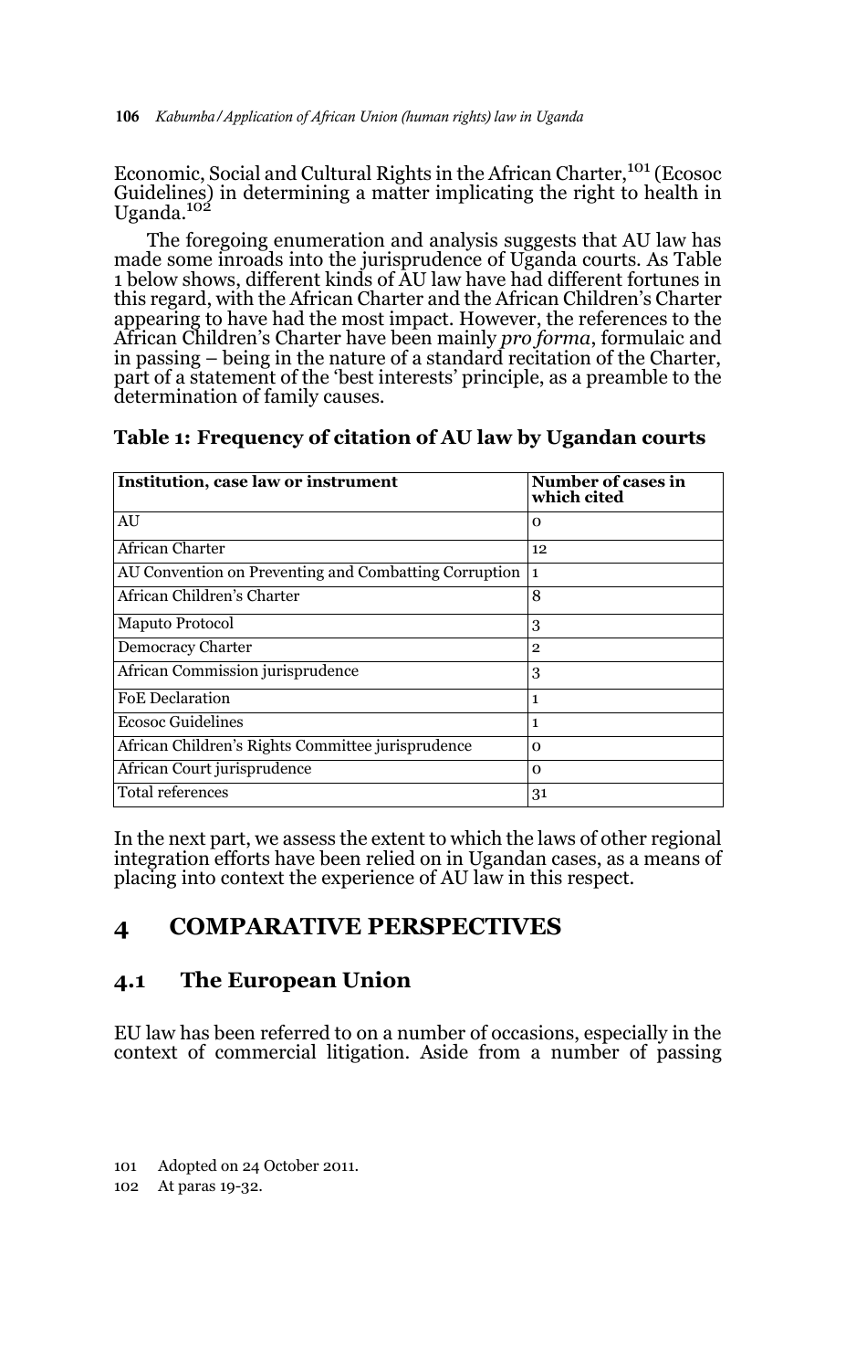Economic, Social and Cultural Rights in the African Charter,[101] (Ecosoc Guidelines) in determining a matter implicating the right to health in Uganda.[102]

The foregoing enumeration and analysis suggests that AU law has made some inroads into the jurisprudence of Uganda courts. As Table 1 below shows, different kinds of AU law have had different fortunes in this regard, with the African Charter and the African Children's Charter appearing to have had the most impact. However, the references to the African Children's Charter have been mainly *pro forma*, formulaic and in passing – being in the nature of a standard recitation of the Charter, part of a statement of the 'best interests' principle, as a preamble to the determination of family causes.

**Table 1: Frequency of citation of AU law by Ugandan courts**

| Institution, case law or instrument | Number of cases in which cited |
|---|---|
| AU | 0 |
| African Charter | 12 |
| AU Convention on Preventing and Combatting Corruption | 1 |
| African Children's Charter | 8 |
| Maputo Protocol | 3 |
| Democracy Charter | 2 |
| African Commission jurisprudence | 3 |
| FoE Declaration | 1 |
| Ecosoc Guidelines | 1 |
| African Children's Rights Committee jurisprudence | 0 |
| African Court jurisprudence | 0 |
| Total references | 31 |

In the next part, we assess the extent to which the laws of other regional integration efforts have been relied on in Ugandan cases, as a means of placing into context the experience of AU law in this respect.

## 4 COMPARATIVE PERSPECTIVES

### 4.1 The European Union

EU law has been referred to on a number of occasions, especially in the context of commercial litigation. Aside from a number of passing

101 Adopted on 24 October 2011.

102 At paras 19-32.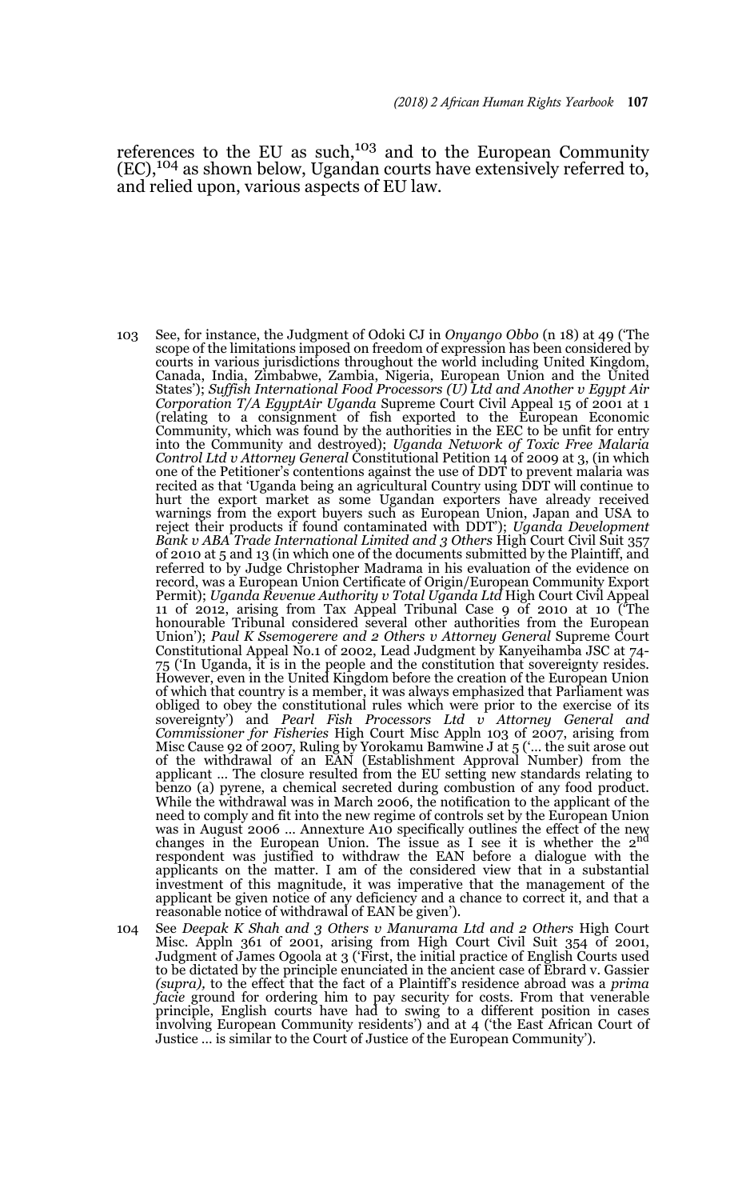references to the EU as such,[103] and to the European Community (EC),[104] as shown below, Ugandan courts have extensively referred to, and relied upon, various aspects of EU law.

103 See, for instance, the Judgment of Odoki CJ in *Onyango Obbo* (n 18) at 49 ('The scope of the limitations imposed on freedom of expression has been considered by courts in various jurisdictions throughout the world including United Kingdom, Canada, India, Zimbabwe, Zambia, Nigeria, European Union and the United States'); *Suffish International Food Processors (U) Ltd and Another v Egypt Air Corporation T/A EgyptAir Uganda* Supreme Court Civil Appeal 15 of 2001 at 1 (relating to a consignment of fish exported to the European Economic Community, which was found by the authorities in the EEC to be unfit for entry into the Community and destroyed); *Uganda Network of Toxic Free Malaria Control Ltd v Attorney General* Constitutional Petition 14 of 2009 at 3, (in which one of the Petitioner's contentions against the use of DDT to prevent malaria was recited as that 'Uganda being an agricultural Country using DDT will continue to hurt the export market as some Ugandan exporters have already received warnings from the export buyers such as European Union, Japan and USA to reject their products if found contaminated with DDT'); *Uganda Development Bank v ABA Trade International Limited and 3 Others* High Court Civil Suit 357 of 2010 at 5 and 13 (in which one of the documents submitted by the Plaintiff, and referred to by Judge Christopher Madrama in his evaluation of the evidence on record, was a European Union Certificate of Origin/European Community Export Permit); *Uganda Revenue Authority v Total Uganda Ltd* High Court Civil Appeal 11 of 2012, arising from Tax Appeal Tribunal Case 9 of 2010 at 10 ('The honourable Tribunal considered several other authorities from the European Union'); *Paul K Ssemogerere and 2 Others v Attorney General* Supreme Court Constitutional Appeal No.1 of 2002, Lead Judgment by Kanyeihamba JSC at 74-75 ('In Uganda, it is in the people and the constitution that sovereignty resides. However, even in the United Kingdom before the creation of the European Union of which that country is a member, it was always emphasized that Parliament was obliged to obey the constitutional rules which were prior to the exercise of its sovereignty') and *Pearl Fish Processors Ltd v Attorney General and Commissioner for Fisheries* High Court Misc Appln 103 of 2007, arising from Misc Cause 92 of 2007, Ruling by Yorokamu Bamwine J at 5 ('... the suit arose out of the withdrawal of an EAN (Establishment Approval Number) from the applicant ... The closure resulted from the EU setting new standards relating to benzo (a) pyrene, a chemical secreted during combustion of any food product. While the withdrawal was in March 2006, the notification to the applicant of the need to comply and fit into the new regime of controls set by the European Union was in August 2006 ... Annexture A10 specifically outlines the effect of the new changes in the European Union. The issue as I see it is whether the 2nd respondent was justified to withdraw the EAN before a dialogue with the applicants on the matter. I am of the considered view that in a substantial investment of this magnitude, it was imperative that the management of the applicant be given notice of any deficiency and a chance to correct it, and that a reasonable notice of withdrawal of EAN be given').

104 See *Deepak K Shah and 3 Others v Manurama Ltd and 2 Others* High Court Misc. Appln 361 of 2001, arising from High Court Civil Suit 354 of 2001, Judgment of James Ogoola at 3 ('First, the initial practice of English Courts used to be dictated by the principle enunciated in the ancient case of Ebrard v. Gassier *(supra),* to the effect that the fact of a Plaintiff's residence abroad was a *prima facie* ground for ordering him to pay security for costs. From that venerable principle, English courts have had to swing to a different position in cases involving European Community residents') and at 4 ('the East African Court of Justice ... is similar to the Court of Justice of the European Community').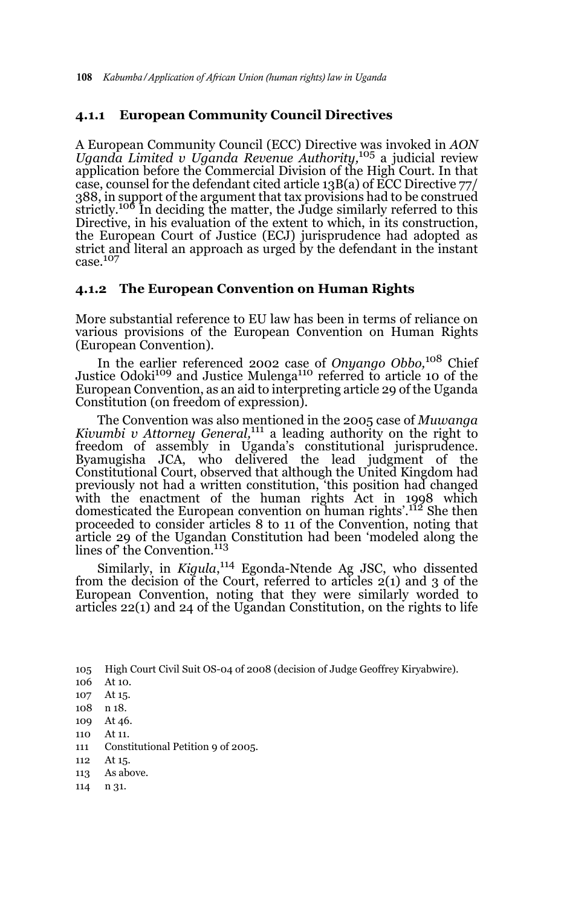### 4.1.1 European Community Council Directives

A European Community Council (ECC) Directive was invoked in *AON Uganda Limited v Uganda Revenue Authority,*[105] a judicial review application before the Commercial Division of the High Court. In that case, counsel for the defendant cited article 13B(a) of ECC Directive 77/388, in support of the argument that tax provisions had to be construed strictly.[106] In deciding the matter, the Judge similarly referred to this Directive, in his evaluation of the extent to which, in its construction, the European Court of Justice (ECJ) jurisprudence had adopted as strict and literal an approach as urged by the defendant in the instant case.[107]

### 4.1.2 The European Convention on Human Rights

More substantial reference to EU law has been in terms of reliance on various provisions of the European Convention on Human Rights (European Convention).

In the earlier referenced 2002 case of *Onyango Obbo,*[108] Chief Justice Odoki[109] and Justice Mulenga[110] referred to article 10 of the European Convention, as an aid to interpreting article 29 of the Uganda Constitution (on freedom of expression).

The Convention was also mentioned in the 2005 case of *Muwanga Kivumbi v Attorney General,*[111] a leading authority on the right to freedom of assembly in Uganda's constitutional jurisprudence. Byamugisha JCA, who delivered the lead judgment of the Constitutional Court, observed that although the United Kingdom had previously not had a written constitution, 'this position had changed with the enactment of the human rights Act in 1998 which domesticated the European convention on human rights'.[112] She then proceeded to consider articles 8 to 11 of the Convention, noting that article 29 of the Ugandan Constitution had been 'modeled along the lines of' the Convention.[113]

Similarly, in *Kigula*,[114] Egonda-Ntende Ag JSC, who dissented from the decision of the Court, referred to articles 2(1) and 3 of the European Convention, noting that they were similarly worded to articles 22(1) and 24 of the Ugandan Constitution, on the rights to life

105 High Court Civil Suit OS-04 of 2008 (decision of Judge Geoffrey Kiryabwire).

106 At 10.

107 At 15.

108 n 18.

109 At 46.

110 At 11.

111 Constitutional Petition 9 of 2005.

112 At 15.

113 As above.

114 n 31.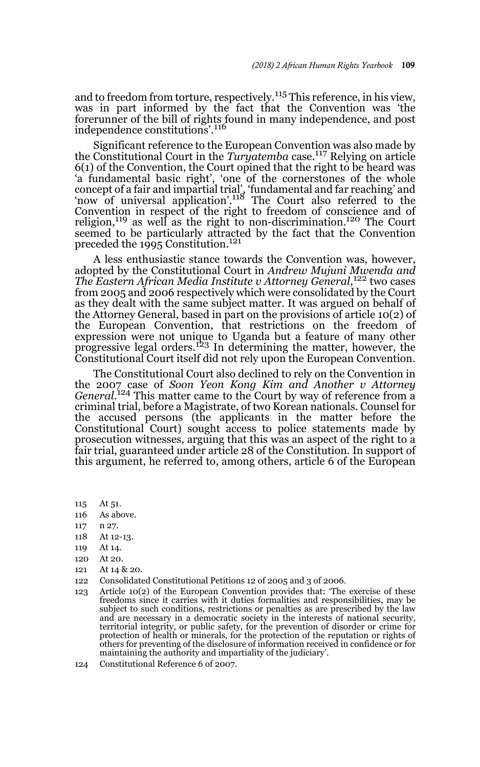and to freedom from torture, respectively.[115] This reference, in his view, was in part informed by the fact that the Convention was 'the forerunner of the bill of rights found in many independence, and post independence constitutions'.[116]

Significant reference to the European Convention was also made by the Constitutional Court in the *Turyatemba* case.[117] Relying on article 6(1) of the Convention, the Court opined that the right to be heard was 'a fundamental basic right', 'one of the cornerstones of the whole concept of a fair and impartial trial', 'fundamental and far reaching' and 'now of universal application'.[118] The Court also referred to the Convention in respect of the right to freedom of conscience and of religion,[119] as well as the right to non-discrimination.[120] The Court seemed to be particularly attracted by the fact that the Convention preceded the 1995 Constitution.[121]

A less enthusiastic stance towards the Convention was, however, adopted by the Constitutional Court in *Andrew Mujuni Mwenda and The Eastern African Media Institute v Attorney General,*[122] two cases from 2005 and 2006 respectively which were consolidated by the Court as they dealt with the same subject matter. It was argued on behalf of the Attorney General, based in part on the provisions of article 10(2) of the European Convention, that restrictions on the freedom of expression were not unique to Uganda but a feature of many other progressive legal orders.[123] In determining the matter, however, the Constitutional Court itself did not rely upon the European Convention.

The Constitutional Court also declined to rely on the Convention in the 2007 case of *Soon Yeon Kong Kim and Another v Attorney General.*[124] This matter came to the Court by way of reference from a criminal trial, before a Magistrate, of two Korean nationals. Counsel for the accused persons (the applicants in the matter before the Constitutional Court) sought access to police statements made by prosecution witnesses, arguing that this was an aspect of the right to a fair trial, guaranteed under article 28 of the Constitution. In support of this argument, he referred to, among others, article 6 of the European

115 At 51.

116 As above.

117 n 27.

118 At 12-13.

119 At 14.

120 At 20.

121 At 14 & 20.

122 Consolidated Constitutional Petitions 12 of 2005 and 3 of 2006.

123 Article 10(2) of the European Convention provides that: 'The exercise of these freedoms since it carries with it duties formalities and responsibilities, may be subject to such conditions, restrictions or penalties as are prescribed by the law and are necessary in a democratic society in the interests of national security, territorial integrity, or public safety, for the prevention of disorder or crime for protection of health or minerals, for the protection of the reputation or rights of others for preventing of the disclosure of information received in confidence or for maintaining the authority and impartiality of the judiciary'.

124 Constitutional Reference 6 of 2007.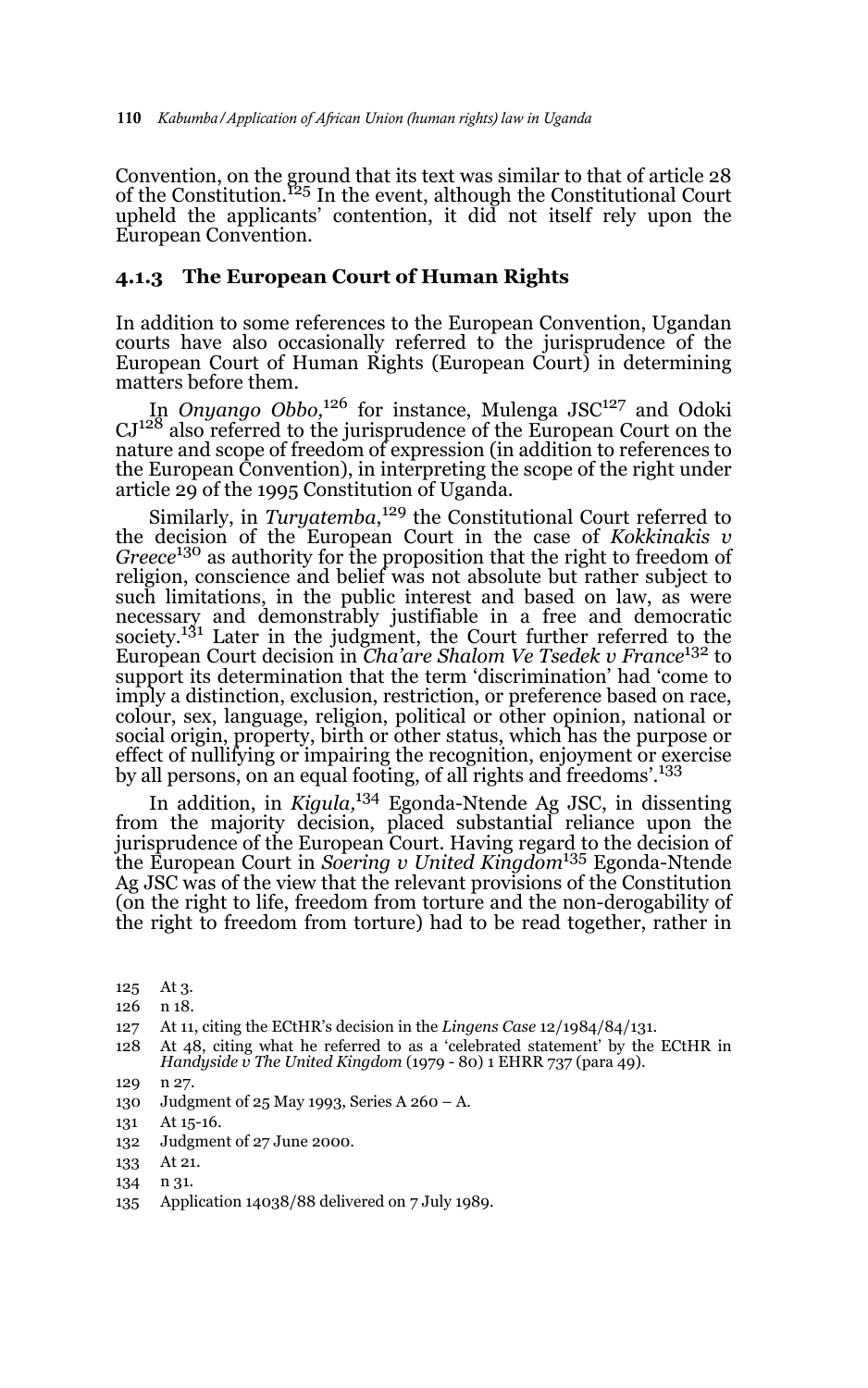Convention, on the ground that its text was similar to that of article 28 of the Constitution.[125] In the event, although the Constitutional Court upheld the applicants' contention, it did not itself rely upon the European Convention.

### 4.1.3 The European Court of Human Rights

In addition to some references to the European Convention, Ugandan courts have also occasionally referred to the jurisprudence of the European Court of Human Rights (European Court) in determining matters before them.

In *Onyango Obbo*,[126] for instance, Mulenga JSC[127] and Odoki CJ[128] also referred to the jurisprudence of the European Court on the nature and scope of freedom of expression (in addition to references to the European Convention), in interpreting the scope of the right under article 29 of the 1995 Constitution of Uganda.

Similarly, in *Turyatemba*,[129] the Constitutional Court referred to the decision of the European Court in the case of *Kokkinakis v Greece*[130] as authority for the proposition that the right to freedom of religion, conscience and belief was not absolute but rather subject to such limitations, in the public interest and based on law, as were necessary and demonstrably justifiable in a free and democratic society.[131] Later in the judgment, the Court further referred to the European Court decision in *Cha'are Shalom Ve Tsedek v France*[132] to support its determination that the term 'discrimination' had 'come to imply a distinction, exclusion, restriction, or preference based on race, colour, sex, language, religion, political or other opinion, national or social origin, property, birth or other status, which has the purpose or effect of nullifying or impairing the recognition, enjoyment or exercise by all persons, on an equal footing, of all rights and freedoms'.[133]

In addition, in *Kigula*,[134] Egonda-Ntende Ag JSC, in dissenting from the majority decision, placed substantial reliance upon the jurisprudence of the European Court. Having regard to the decision of the European Court in *Soering v United Kingdom*[135] Egonda-Ntende Ag JSC was of the view that the relevant provisions of the Constitution (on the right to life, freedom from torture and the non-derogability of the right to freedom from torture) had to be read together, rather in

125 At 3.

126 n 18.

127 At 11, citing the ECtHR's decision in the *Lingens Case* 12/1984/84/131.

128 At 48, citing what he referred to as a 'celebrated statement' by the ECtHR in *Handyside v The United Kingdom* (1979 - 80) 1 EHRR 737 (para 49).

129 n 27.

130 Judgment of 25 May 1993, Series A 260 – A.

131 At 15-16.

132 Judgment of 27 June 2000.

133 At 21.

134 n 31.

135 Application 14038/88 delivered on 7 July 1989.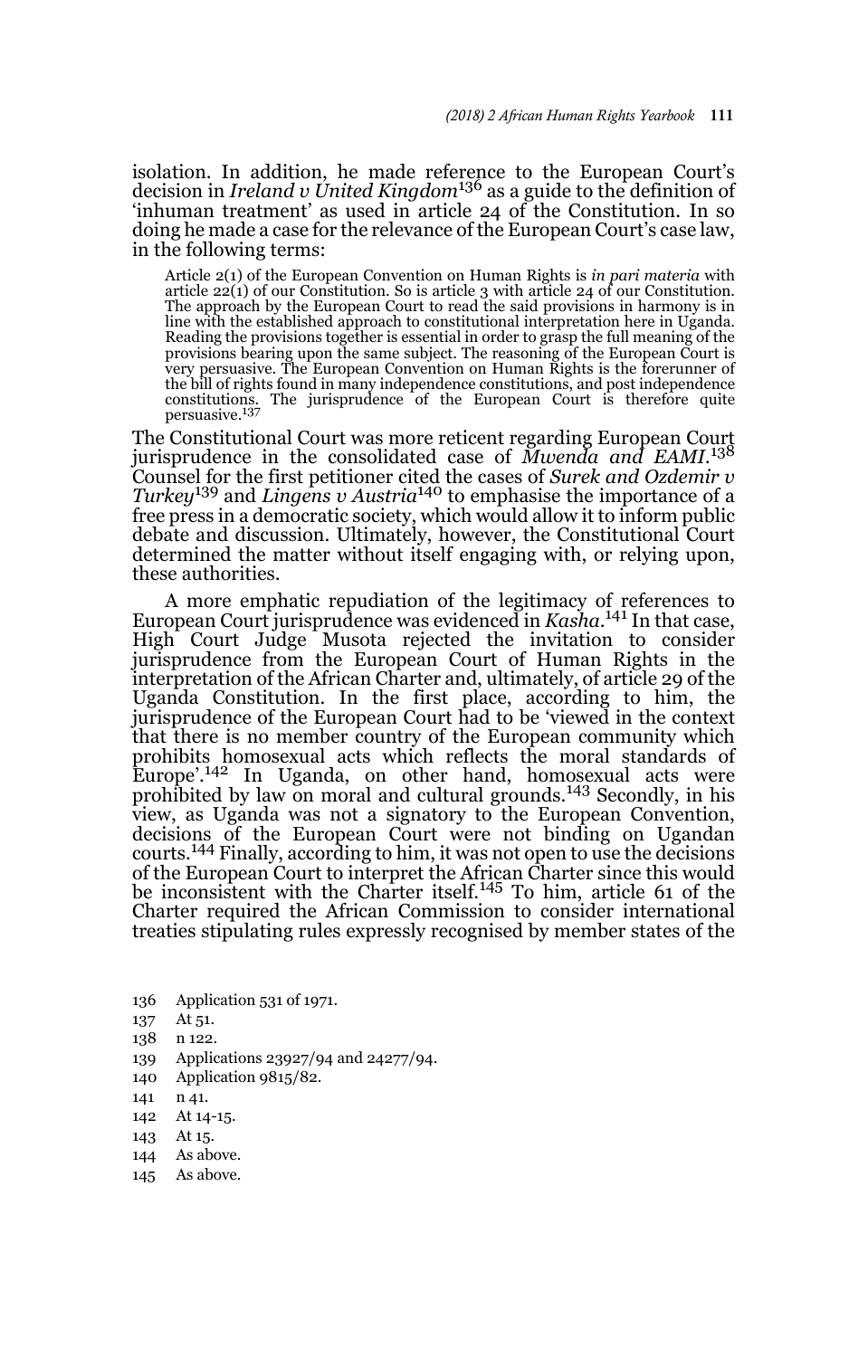isolation. In addition, he made reference to the European Court's decision in *Ireland v United Kingdom*[136] as a guide to the definition of 'inhuman treatment' as used in article 24 of the Constitution. In so doing he made a case for the relevance of the European Court's case law, in the following terms:

> Article 2(1) of the European Convention on Human Rights is *in pari materia* with article 22(1) of our Constitution. So is article 3 with article 24 of our Constitution. The approach by the European Court to read the said provisions in harmony is in line with the established approach to constitutional interpretation here in Uganda. Reading the provisions together is essential in order to grasp the full meaning of the provisions bearing upon the same subject. The reasoning of the European Court is very persuasive. The European Convention on Human Rights is the forerunner of the bill of rights found in many independence constitutions, and post independence constitutions. The jurisprudence of the European Court is therefore quite persuasive.[137]

The Constitutional Court was more reticent regarding European Court jurisprudence in the consolidated case of *Mwenda and EAMI*.[138] Counsel for the first petitioner cited the cases of *Surek and Ozdemir v Turkey*[139] and *Lingens v Austria*[140] to emphasise the importance of a free press in a democratic society, which would allow it to inform public debate and discussion. Ultimately, however, the Constitutional Court determined the matter without itself engaging with, or relying upon, these authorities.

A more emphatic repudiation of the legitimacy of references to European Court jurisprudence was evidenced in *Kasha*.[141] In that case, High Court Judge Musota rejected the invitation to consider jurisprudence from the European Court of Human Rights in the interpretation of the African Charter and, ultimately, of article 29 of the Uganda Constitution. In the first place, according to him, the jurisprudence of the European Court had to be 'viewed in the context that there is no member country of the European community which prohibits homosexual acts which reflects the moral standards of Europe'.[142] In Uganda, on other hand, homosexual acts were prohibited by law on moral and cultural grounds.[143] Secondly, in his view, as Uganda was not a signatory to the European Convention, decisions of the European Court were not binding on Ugandan courts.[144] Finally, according to him, it was not open to use the decisions of the European Court to interpret the African Charter since this would be inconsistent with the Charter itself.[145] To him, article 61 of the Charter required the African Commission to consider international treaties stipulating rules expressly recognised by member states of the

136 Application 531 of 1971.
137 At 51.
138 n 122.
139 Applications 23927/94 and 24277/94.
140 Application 9815/82.
141 n 41.
142 At 14-15.
143 At 15.
144 As above.
145 As above.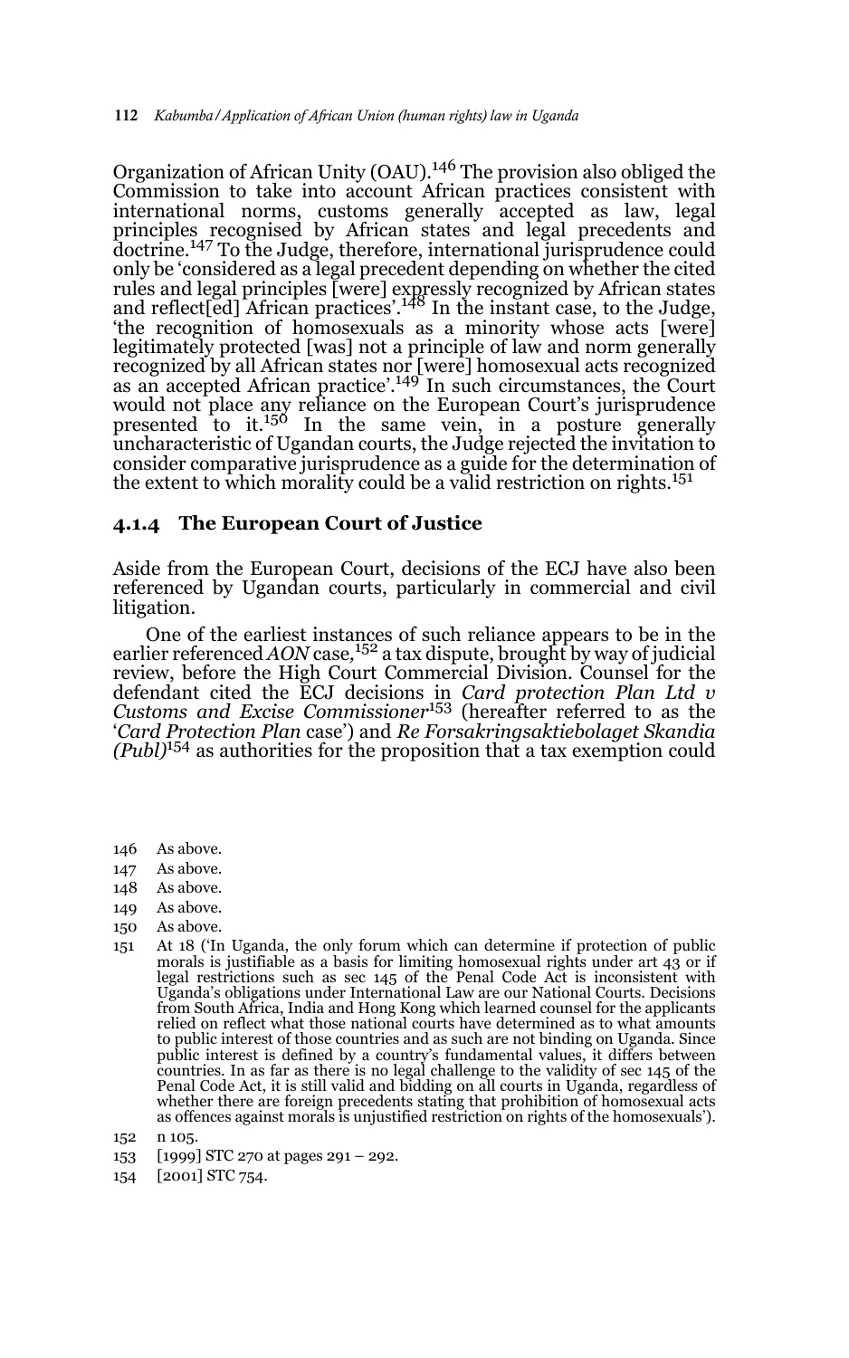Organization of African Unity (OAU).[146] The provision also obliged the Commission to take into account African practices consistent with international norms, customs generally accepted as law, legal principles recognised by African states and legal precedents and doctrine.[147] To the Judge, therefore, international jurisprudence could only be 'considered as a legal precedent depending on whether the cited rules and legal principles [were] expressly recognized by African states and reflect[ed] African practices'.[148] In the instant case, to the Judge, 'the recognition of homosexuals as a minority whose acts [were] legitimately protected [was] not a principle of law and norm generally recognized by all African states nor [were] homosexual acts recognized as an accepted African practice'.[149] In such circumstances, the Court would not place any reliance on the European Court's jurisprudence presented to it.[150] In the same vein, in a posture generally uncharacteristic of Ugandan courts, the Judge rejected the invitation to consider comparative jurisprudence as a guide for the determination of the extent to which morality could be a valid restriction on rights.[151]

### 4.1.4 The European Court of Justice

Aside from the European Court, decisions of the ECJ have also been referenced by Ugandan courts, particularly in commercial and civil litigation.

One of the earliest instances of such reliance appears to be in the earlier referenced *AON* case,[152] a tax dispute, brought by way of judicial review, before the High Court Commercial Division. Counsel for the defendant cited the ECJ decisions in *Card protection Plan Ltd v Customs and Excise Commissioner*[153] (hereafter referred to as the '*Card Protection Plan* case') and *Re Forsakringsaktiebolaget Skandia (Publ)*[154] as authorities for the proposition that a tax exemption could

146 As above.

147 As above.

148 As above.

149 As above.

150 As above.

151 At 18 ('In Uganda, the only forum which can determine if protection of public morals is justifiable as a basis for limiting homosexual rights under art 43 or if legal restrictions such as sec 145 of the Penal Code Act is inconsistent with Uganda's obligations under International Law are our National Courts. Decisions from South Africa, India and Hong Kong which learned counsel for the applicants relied on reflect what those national courts have determined as to what amounts to public interest of those countries and as such are not binding on Uganda. Since public interest is defined by a country's fundamental values, it differs between countries. In as far as there is no legal challenge to the validity of sec 145 of the Penal Code Act, it is still valid and bidding on all courts in Uganda, regardless of whether there are foreign precedents stating that prohibition of homosexual acts as offences against morals is unjustified restriction on rights of the homosexuals').

152 n 105.

153 [1999] STC 270 at pages 291 – 292.

154 [2001] STC 754.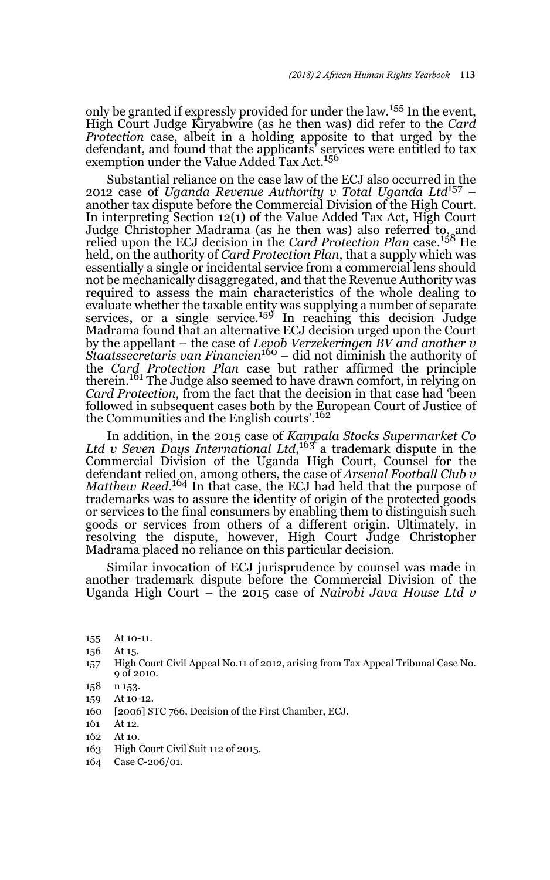only be granted if expressly provided for under the law.[155] In the event, High Court Judge Kiryabwire (as he then was) did refer to the *Card Protection* case, albeit in a holding apposite to that urged by the defendant, and found that the applicants' services were entitled to tax exemption under the Value Added Tax Act.[156]

Substantial reliance on the case law of the ECJ also occurred in the 2012 case of *Uganda Revenue Authority v Total Uganda Ltd*[157] – another tax dispute before the Commercial Division of the High Court. In interpreting Section 12(1) of the Value Added Tax Act, High Court Judge Christopher Madrama (as he then was) also referred to, and relied upon the ECJ decision in the *Card Protection Plan* case.[158] He held, on the authority of *Card Protection Plan*, that a supply which was essentially a single or incidental service from a commercial lens should not be mechanically disaggregated, and that the Revenue Authority was required to assess the main characteristics of the whole dealing to evaluate whether the taxable entity was supplying a number of separate services, or a single service.[159] In reaching this decision Judge Madrama found that an alternative ECJ decision urged upon the Court by the appellant – the case of *Levob Verzekeringen BV and another v Staatssecretaris van Financien*[160] – did not diminish the authority of the *Card Protection Plan* case but rather affirmed the principle therein.[161] The Judge also seemed to have drawn comfort, in relying on *Card Protection,* from the fact that the decision in that case had 'been followed in subsequent cases both by the European Court of Justice of the Communities and the English courts'.[162]

In addition, in the 2015 case of *Kampala Stocks Supermarket Co Ltd v Seven Days International Ltd*,[163] a trademark dispute in the Commercial Division of the Uganda High Court, Counsel for the defendant relied on, among others, the case of *Arsenal Football Club v Matthew Reed*.[164] In that case, the ECJ had held that the purpose of trademarks was to assure the identity of origin of the protected goods or services to the final consumers by enabling them to distinguish such goods or services from others of a different origin. Ultimately, in resolving the dispute, however, High Court Judge Christopher Madrama placed no reliance on this particular decision.

Similar invocation of ECJ jurisprudence by counsel was made in another trademark dispute before the Commercial Division of the Uganda High Court – the 2015 case of *Nairobi Java House Ltd v*

155 At 10-11.

156 At 15.

157 High Court Civil Appeal No.11 of 2012, arising from Tax Appeal Tribunal Case No. 9 of 2010.

158 n 153.

159 At 10-12.

160 [2006] STC 766, Decision of the First Chamber, ECJ.

161 At 12.

162 At 10.

163 High Court Civil Suit 112 of 2015.

164 Case C-206/01.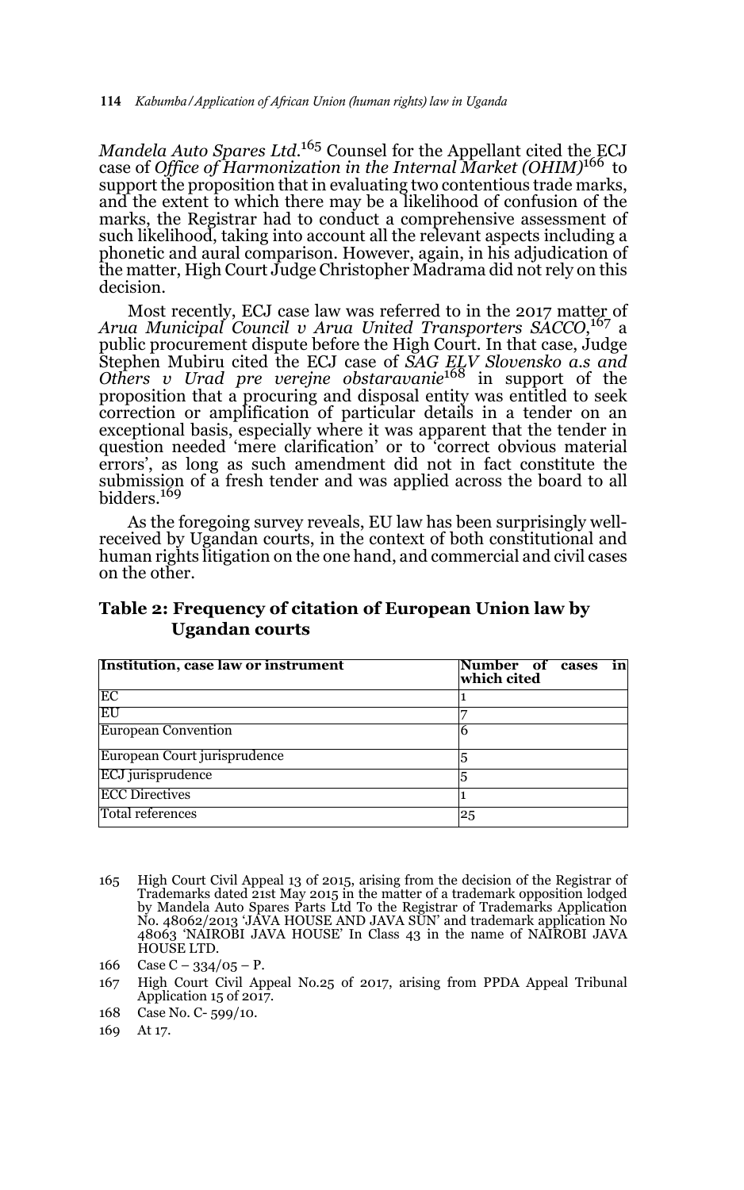*Mandela Auto Spares Ltd*.[165] Counsel for the Appellant cited the ECJ case of *Office of Harmonization in the Internal Market (OHIM)*[166] to support the proposition that in evaluating two contentious trade marks, and the extent to which there may be a likelihood of confusion of the marks, the Registrar had to conduct a comprehensive assessment of such likelihood, taking into account all the relevant aspects including a phonetic and aural comparison. However, again, in his adjudication of the matter, High Court Judge Christopher Madrama did not rely on this decision.

Most recently, ECJ case law was referred to in the 2017 matter of *Arua Municipal Council v Arua United Transporters SACCO*,[167] a public procurement dispute before the High Court. In that case, Judge Stephen Mubiru cited the ECJ case of *SAG ELV Slovensko a.s and Others v Urad pre verejne obstaravanie*[168] in support of the proposition that a procuring and disposal entity was entitled to seek correction or amplification of particular details in a tender on an exceptional basis, especially where it was apparent that the tender in question needed 'mere clarification' or to 'correct obvious material errors', as long as such amendment did not in fact constitute the submission of a fresh tender and was applied across the board to all bidders.[169]

As the foregoing survey reveals, EU law has been surprisingly well-received by Ugandan courts, in the context of both constitutional and human rights litigation on the one hand, and commercial and civil cases on the other.

**Table 2: Frequency of citation of European Union law by Ugandan courts**

| Institution, case law or instrument | Number of cases in which cited |
|---|---|
| EC | 1 |
| EU | 7 |
| European Convention | 6 |
| European Court jurisprudence | 5 |
| ECJ jurisprudence | 5 |
| ECC Directives | 1 |
| Total references | 25 |

165 High Court Civil Appeal 13 of 2015, arising from the decision of the Registrar of Trademarks dated 21st May 2015 in the matter of a trademark opposition lodged by Mandela Auto Spares Parts Ltd To the Registrar of Trademarks Application No. 48062/2013 'JAVA HOUSE AND JAVA SUN' and trademark application No 48063 'NAIROBI JAVA HOUSE' In Class 43 in the name of NAIROBI JAVA HOUSE LTD.

166 Case C – 334/05 – P.

167 High Court Civil Appeal No.25 of 2017, arising from PPDA Appeal Tribunal Application 15 of 2017.

168 Case No. C- 599/10.

169 At 17.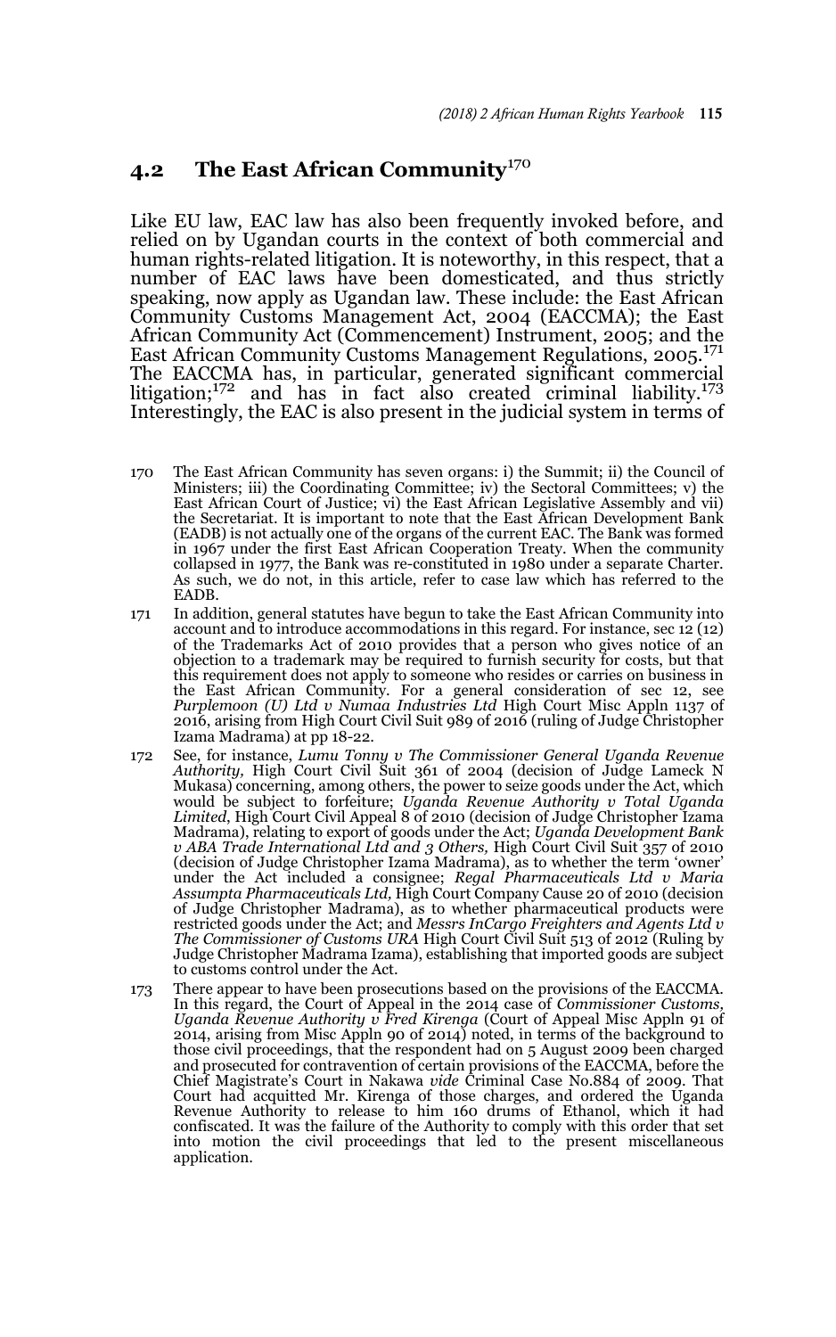## 4.2 The East African Community[170]

Like EU law, EAC law has also been frequently invoked before, and relied on by Ugandan courts in the context of both commercial and human rights-related litigation. It is noteworthy, in this respect, that a number of EAC laws have been domesticated, and thus strictly speaking, now apply as Ugandan law. These include: the East African Community Customs Management Act, 2004 (EACCMA); the East African Community Act (Commencement) Instrument, 2005; and the East African Community Customs Management Regulations, 2005.[171] The EACCMA has, in particular, generated significant commercial litigation;[172] and has in fact also created criminal liability.[173] Interestingly, the EAC is also present in the judicial system in terms of

170 The East African Community has seven organs: i) the Summit; ii) the Council of Ministers; iii) the Coordinating Committee; iv) the Sectoral Committees; v) the East African Court of Justice; vi) the East African Legislative Assembly and vii) the Secretariat. It is important to note that the East African Development Bank (EADB) is not actually one of the organs of the current EAC. The Bank was formed in 1967 under the first East African Cooperation Treaty. When the community collapsed in 1977, the Bank was re-constituted in 1980 under a separate Charter. As such, we do not, in this article, refer to case law which has referred to the EADB.

171 In addition, general statutes have begun to take the East African Community into account and to introduce accommodations in this regard. For instance, sec 12 (12) of the Trademarks Act of 2010 provides that a person who gives notice of an objection to a trademark may be required to furnish security for costs, but that this requirement does not apply to someone who resides or carries on business in the East African Community. For a general consideration of sec 12, see *Purplemoon (U) Ltd v Numaa Industries Ltd* High Court Misc Appln 1137 of 2016, arising from High Court Civil Suit 989 of 2016 (ruling of Judge Christopher Izama Madrama) at pp 18-22.

172 See, for instance, *Lumu Tonny v The Commissioner General Uganda Revenue Authority,* High Court Civil Suit 361 of 2004 (decision of Judge Lameck N Mukasa) concerning, among others, the power to seize goods under the Act, which would be subject to forfeiture; *Uganda Revenue Authority v Total Uganda Limited*, High Court Civil Appeal 8 of 2010 (decision of Judge Christopher Izama Madrama), relating to export of goods under the Act; *Uganda Development Bank v ABA Trade International Ltd and 3 Others,* High Court Civil Suit 357 of 2010 (decision of Judge Christopher Izama Madrama), as to whether the term 'owner' under the Act included a consignee; *Regal Pharmaceuticals Ltd v Maria Assumpta Pharmaceuticals Ltd,* High Court Company Cause 20 of 2010 (decision of Judge Christopher Madrama), as to whether pharmaceutical products were restricted goods under the Act; and *Messrs InCargo Freighters and Agents Ltd v The Commissioner of Customs URA* High Court Civil Suit 513 of 2012 (Ruling by Judge Christopher Madrama Izama), establishing that imported goods are subject to customs control under the Act.

173 There appear to have been prosecutions based on the provisions of the EACCMA. In this regard, the Court of Appeal in the 2014 case of *Commissioner Customs, Uganda Revenue Authority v Fred Kirenga* (Court of Appeal Misc Appln 91 of 2014, arising from Misc Appln 90 of 2014) noted, in terms of the background to those civil proceedings, that the respondent had on 5 August 2009 been charged and prosecuted for contravention of certain provisions of the EACCMA, before the Chief Magistrate's Court in Nakawa *vide* Criminal Case No.884 of 2009. That Court had acquitted Mr. Kirenga of those charges, and ordered the Uganda Revenue Authority to release to him 160 drums of Ethanol, which it had confiscated. It was the failure of the Authority to comply with this order that set into motion the civil proceedings that led to the present miscellaneous application.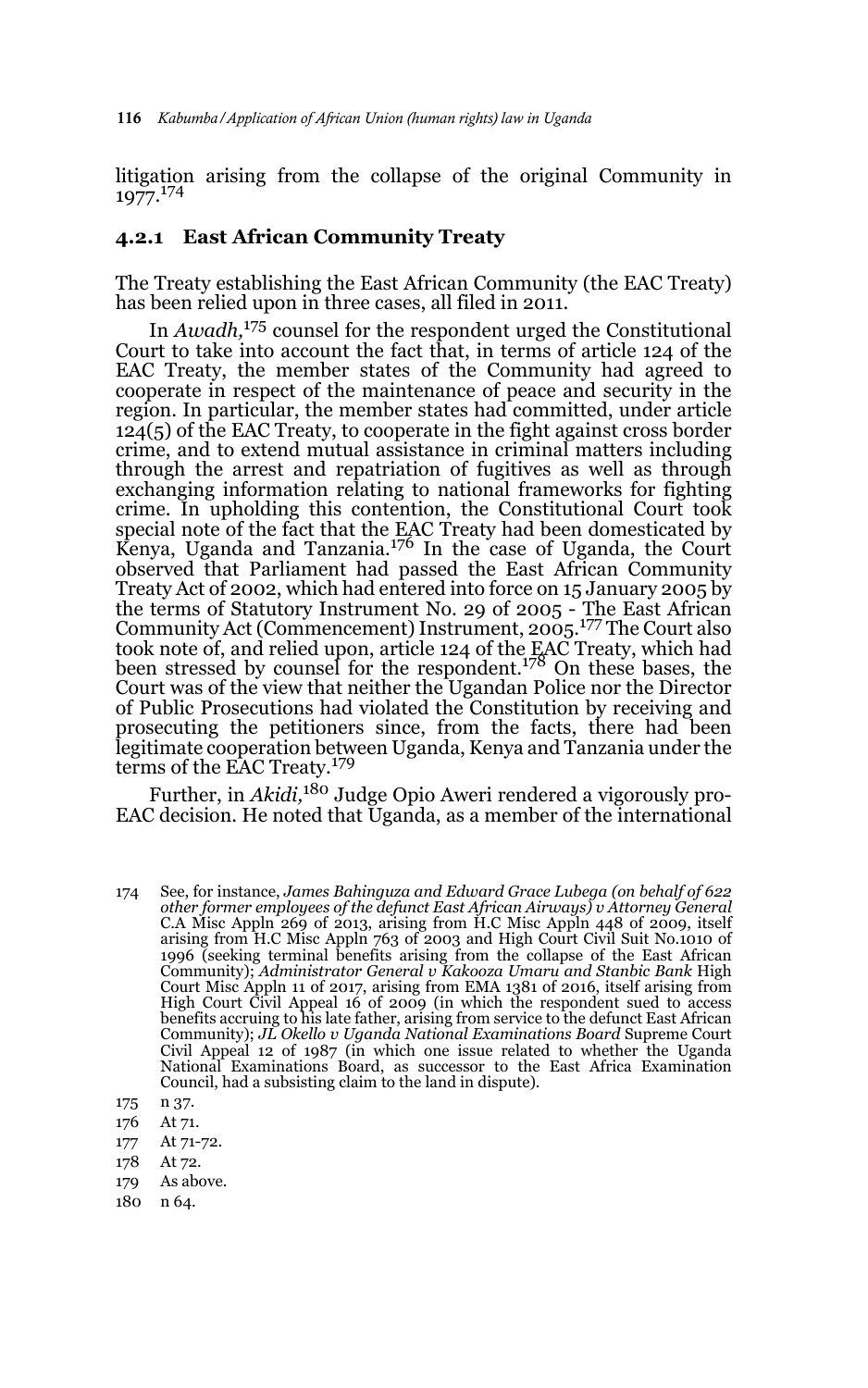litigation arising from the collapse of the original Community in 1977.[174]

### 4.2.1 East African Community Treaty

The Treaty establishing the East African Community (the EAC Treaty) has been relied upon in three cases, all filed in 2011.

In *Awadh,*[175] counsel for the respondent urged the Constitutional Court to take into account the fact that, in terms of article 124 of the EAC Treaty, the member states of the Community had agreed to cooperate in respect of the maintenance of peace and security in the region. In particular, the member states had committed, under article 124(5) of the EAC Treaty, to cooperate in the fight against cross border crime, and to extend mutual assistance in criminal matters including through the arrest and repatriation of fugitives as well as through exchanging information relating to national frameworks for fighting crime. In upholding this contention, the Constitutional Court took special note of the fact that the EAC Treaty had been domesticated by Kenya, Uganda and Tanzania.[176] In the case of Uganda, the Court observed that Parliament had passed the East African Community Treaty Act of 2002, which had entered into force on 15 January 2005 by the terms of Statutory Instrument No. 29 of 2005 - The East African Community Act (Commencement) Instrument, 2005.[177] The Court also took note of, and relied upon, article 124 of the EAC Treaty, which had been stressed by counsel for the respondent.[178] On these bases, the Court was of the view that neither the Ugandan Police nor the Director of Public Prosecutions had violated the Constitution by receiving and prosecuting the petitioners since, from the facts, there had been legitimate cooperation between Uganda, Kenya and Tanzania under the terms of the EAC Treaty.[179]

Further, in *Akidi,*[180] Judge Opio Aweri rendered a vigorously pro-EAC decision. He noted that Uganda, as a member of the international

174 See, for instance, *James Bahinguza and Edward Grace Lubega (on behalf of 622 other former employees of the defunct East African Airways) v Attorney General* C.A Misc Appln 269 of 2013, arising from H.C Misc Appln 448 of 2009, itself arising from H.C Misc Appln 763 of 2003 and High Court Civil Suit No.1010 of 1996 (seeking terminal benefits arising from the collapse of the East African Community); *Administrator General v Kakooza Umaru and Stanbic Bank* High Court Misc Appln 11 of 2017, arising from EMA 1381 of 2016, itself arising from High Court Civil Appeal 16 of 2009 (in which the respondent sued to access benefits accruing to his late father, arising from service to the defunct East African Community); *JL Okello v Uganda National Examinations Board* Supreme Court Civil Appeal 12 of 1987 (in which one issue related to whether the Uganda National Examinations Board, as successor to the East Africa Examination Council, had a subsisting claim to the land in dispute).

175 n 37.

176 At 71.

177 At 71-72.

178 At 72.

179 As above.

180 n 64.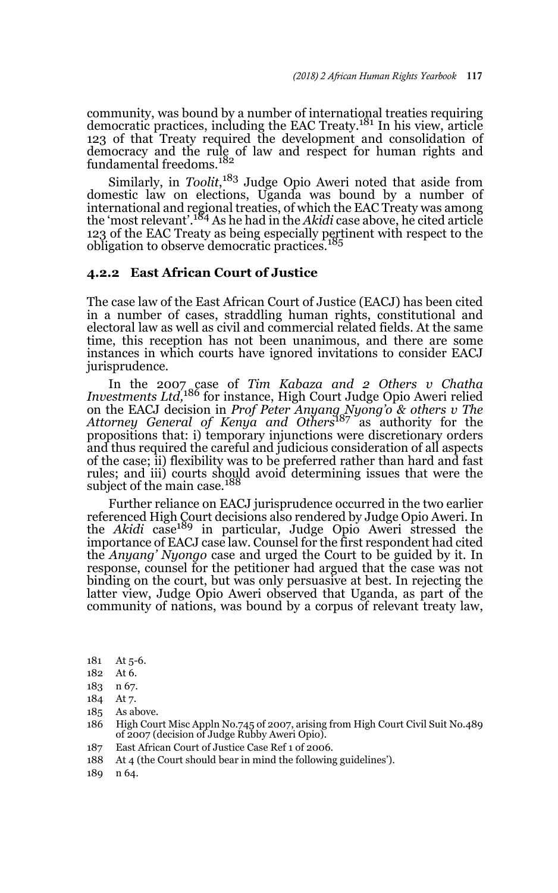community, was bound by a number of international treaties requiring democratic practices, including the EAC Treaty.[181] In his view, article 123 of that Treaty required the development and consolidation of democracy and the rule of law and respect for human rights and fundamental freedoms.[182]

Similarly, in *Toolit*,[183] Judge Opio Aweri noted that aside from domestic law on elections, Uganda was bound by a number of international and regional treaties, of which the EAC Treaty was among the 'most relevant'.[184] As he had in the *Akidi* case above, he cited article 123 of the EAC Treaty as being especially pertinent with respect to the obligation to observe democratic practices.[185]

### 4.2.2 East African Court of Justice

The case law of the East African Court of Justice (EACJ) has been cited in a number of cases, straddling human rights, constitutional and electoral law as well as civil and commercial related fields. At the same time, this reception has not been unanimous, and there are some instances in which courts have ignored invitations to consider EACJ jurisprudence.

In the 2007 case of *Tim Kabaza and 2 Others v Chatha Investments Ltd*,[186] for instance, High Court Judge Opio Aweri relied on the EACJ decision in *Prof Peter Anyang Nyong'o & others v The Attorney General of Kenya and Others*[187] as authority for the propositions that: i) temporary injunctions were discretionary orders and thus required the careful and judicious consideration of all aspects of the case; ii) flexibility was to be preferred rather than hard and fast rules; and iii) courts should avoid determining issues that were the subject of the main case.[188]

Further reliance on EACJ jurisprudence occurred in the two earlier referenced High Court decisions also rendered by Judge Opio Aweri. In the *Akidi* case[189] in particular, Judge Opio Aweri stressed the importance of EACJ case law. Counsel for the first respondent had cited the *Anyang' Nyongo* case and urged the Court to be guided by it. In response, counsel for the petitioner had argued that the case was not binding on the court, but was only persuasive at best. In rejecting the latter view, Judge Opio Aweri observed that Uganda, as part of the community of nations, was bound by a corpus of relevant treaty law,

181 At 5-6.

182 At 6.

183 n 67.

184 At 7.

185 As above.

186 High Court Misc Appln No.745 of 2007, arising from High Court Civil Suit No.489 of 2007 (decision of Judge Rubby Aweri Opio).

187 East African Court of Justice Case Ref 1 of 2006.

188 At 4 (the Court should bear in mind the following guidelines').

189 n 64.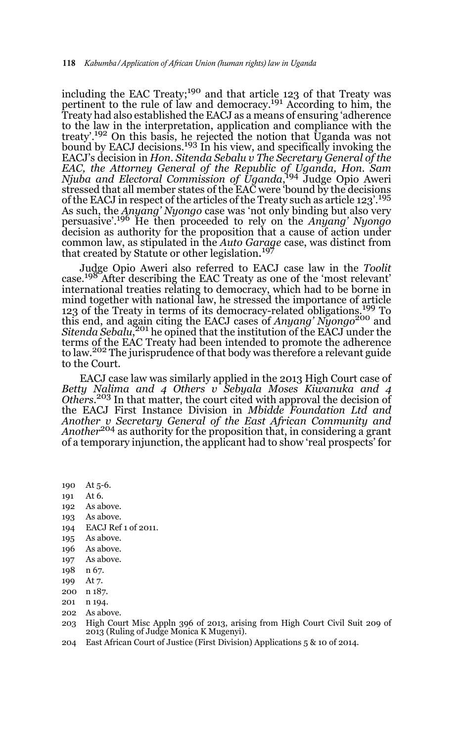including the EAC Treaty;[190] and that article 123 of that Treaty was pertinent to the rule of law and democracy.[191] According to him, the Treaty had also established the EACJ as a means of ensuring 'adherence to the law in the interpretation, application and compliance with the treaty'.[192] On this basis, he rejected the notion that Uganda was not bound by EACJ decisions.[193] In his view, and specifically invoking the EACJ's decision in *Hon. Sitenda Sebalu v The Secretary General of the EAC, the Attorney General of the Republic of Uganda, Hon. Sam Njuba and Electoral Commission of Uganda*,[194] Judge Opio Aweri stressed that all member states of the EAC were 'bound by the decisions of the EACJ in respect of the articles of the Treaty such as article 123'.[195] As such, the *Anyang' Nyongo* case was 'not only binding but also very persuasive'.[196] He then proceeded to rely on the *Anyang' Nyongo* decision as authority for the proposition that a cause of action under common law, as stipulated in the *Auto Garage* case, was distinct from that created by Statute or other legislation.[197]

Judge Opio Aweri also referred to EACJ case law in the *Toolit* case.[198] After describing the EAC Treaty as one of the 'most relevant' international treaties relating to democracy, which had to be borne in mind together with national law, he stressed the importance of article 123 of the Treaty in terms of its democracy-related obligations.[199] To this end, and again citing the EACJ cases of *Anyang' Nyongo*[200] and *Sitenda Sebalu*,[201] he opined that the institution of the EACJ under the terms of the EAC Treaty had been intended to promote the adherence to law.[202] The jurisprudence of that body was therefore a relevant guide to the Court.

EACJ case law was similarly applied in the 2013 High Court case of *Betty Nalima and 4 Others v Sebyala Moses Kiwanuka and 4 Others*.[203] In that matter, the court cited with approval the decision of the EACJ First Instance Division in *Mbidde Foundation Ltd and Another v Secretary General of the East African Community and Another*[204] as authority for the proposition that, in considering a grant of a temporary injunction, the applicant had to show 'real prospects' for

190 At 5-6.
191 At 6.
192 As above.
193 As above.
194 EACJ Ref 1 of 2011.
195 As above.
196 As above.
197 As above.
198 n 67.
199 At 7.
200 n 187.
201 n 194.
202 As above.
203 High Court Misc Appln 396 of 2013, arising from High Court Civil Suit 209 of 2013 (Ruling of Judge Monica K Mugenyi).
204 East African Court of Justice (First Division) Applications 5 & 10 of 2014.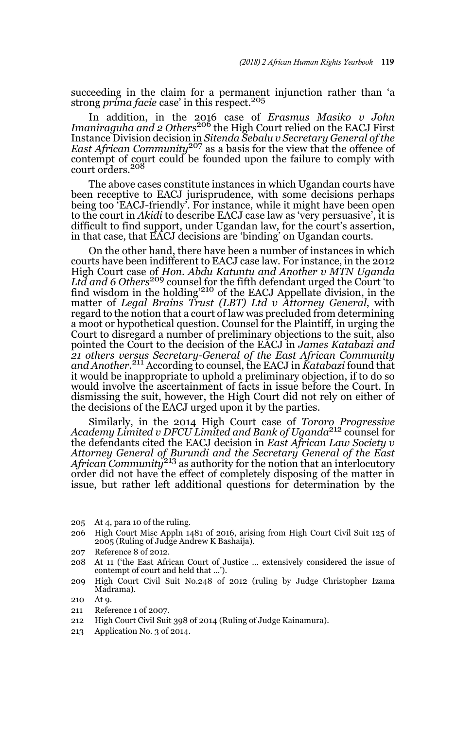succeeding in the claim for a permanent injunction rather than 'a strong *prima facie* case' in this respect.[205]

In addition, in the 2016 case of *Erasmus Masiko v John Imaniraguha and 2 Others*[206] the High Court relied on the EACJ First Instance Division decision in *Sitenda Sebalu v Secretary General of the East African Community*[207] as a basis for the view that the offence of contempt of court could be founded upon the failure to comply with court orders.[208]

The above cases constitute instances in which Ugandan courts have been receptive to EACJ jurisprudence, with some decisions perhaps being too 'EACJ-friendly'. For instance, while it might have been open to the court in *Akidi* to describe EACJ case law as 'very persuasive', it is difficult to find support, under Ugandan law, for the court's assertion, in that case, that EACJ decisions are 'binding' on Ugandan courts.

On the other hand, there have been a number of instances in which courts have been indifferent to EACJ case law. For instance, in the 2012 High Court case of *Hon. Abdu Katuntu and Another v MTN Uganda Ltd and 6 Others*[209] counsel for the fifth defendant urged the Court 'to find wisdom in the holding'[210] of the EACJ Appellate division, in the matter of *Legal Brains Trust (LBT) Ltd v Attorney General*, with regard to the notion that a court of law was precluded from determining a moot or hypothetical question. Counsel for the Plaintiff, in urging the Court to disregard a number of preliminary objections to the suit, also pointed the Court to the decision of the EACJ in *James Katabazi and 21 others versus Secretary-General of the East African Community and Another*.[211] According to counsel, the EACJ in *Katabazi* found that it would be inappropriate to uphold a preliminary objection, if to do so would involve the ascertainment of facts in issue before the Court. In dismissing the suit, however, the High Court did not rely on either of the decisions of the EACJ urged upon it by the parties.

Similarly, in the 2014 High Court case of *Tororo Progressive Academy Limited v DFCU Limited and Bank of Uganda*[212] counsel for the defendants cited the EACJ decision in *East African Law Society v Attorney General of Burundi and the Secretary General of the East African Community*[213] as authority for the notion that an interlocutory order did not have the effect of completely disposing of the matter in issue, but rather left additional questions for determination by the

205 At 4, para 10 of the ruling.

206 High Court Misc Appln 1481 of 2016, arising from High Court Civil Suit 125 of 2005 (Ruling of Judge Andrew K Bashaija).

207 Reference 8 of 2012.

208 At 11 ('the East African Court of Justice … extensively considered the issue of contempt of court and held that …').

209 High Court Civil Suit No.248 of 2012 (ruling by Judge Christopher Izama Madrama).

210 At 9.

211 Reference 1 of 2007.

212 High Court Civil Suit 398 of 2014 (Ruling of Judge Kainamura).

213 Application No. 3 of 2014.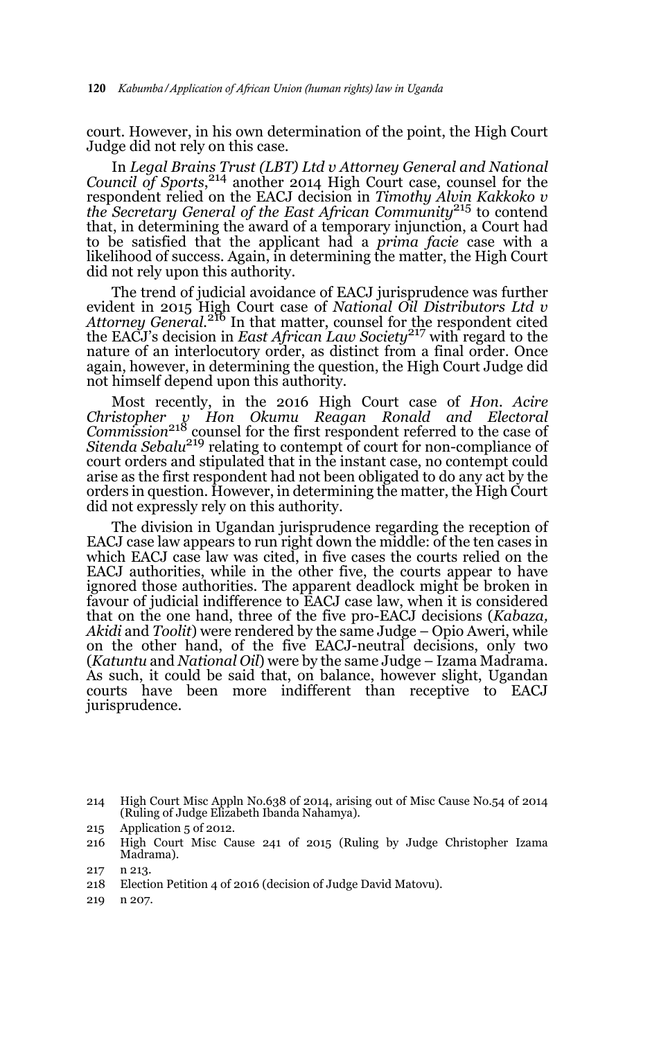court. However, in his own determination of the point, the High Court Judge did not rely on this case.

In *Legal Brains Trust (LBT) Ltd v Attorney General and National Council of Sports*,[214] another 2014 High Court case, counsel for the respondent relied on the EACJ decision in *Timothy Alvin Kakkoko v the Secretary General of the East African Community*[215] to contend that, in determining the award of a temporary injunction, a Court had to be satisfied that the applicant had a *prima facie* case with a likelihood of success. Again, in determining the matter, the High Court did not rely upon this authority.

The trend of judicial avoidance of EACJ jurisprudence was further evident in 2015 High Court case of *National Oil Distributors Ltd v Attorney General*.[216] In that matter, counsel for the respondent cited the EACJ's decision in *East African Law Society*[217] with regard to the nature of an interlocutory order, as distinct from a final order. Once again, however, in determining the question, the High Court Judge did not himself depend upon this authority.

Most recently, in the 2016 High Court case of *Hon. Acire Christopher v Hon Okumu Reagan Ronald and Electoral Commission*[218] counsel for the first respondent referred to the case of *Sitenda Sebalu*[219] relating to contempt of court for non-compliance of court orders and stipulated that in the instant case, no contempt could arise as the first respondent had not been obligated to do any act by the orders in question. However, in determining the matter, the High Court did not expressly rely on this authority.

The division in Ugandan jurisprudence regarding the reception of EACJ case law appears to run right down the middle: of the ten cases in which EACJ case law was cited, in five cases the courts relied on the EACJ authorities, while in the other five, the courts appear to have ignored those authorities. The apparent deadlock might be broken in favour of judicial indifference to EACJ case law, when it is considered that on the one hand, three of the five pro-EACJ decisions (*Kabaza, Akidi* and *Toolit*) were rendered by the same Judge – Opio Aweri, while on the other hand, of the five EACJ-neutral decisions, only two (*Katuntu* and *National Oil*) were by the same Judge – Izama Madrama. As such, it could be said that, on balance, however slight, Ugandan courts have been more indifferent than receptive to EACJ jurisprudence.

214 High Court Misc Appln No.638 of 2014, arising out of Misc Cause No.54 of 2014 (Ruling of Judge Elizabeth Ibanda Nahamya).

215 Application 5 of 2012.

216 High Court Misc Cause 241 of 2015 (Ruling by Judge Christopher Izama Madrama).

217 n 213.

218 Election Petition 4 of 2016 (decision of Judge David Matovu).

219 n 207.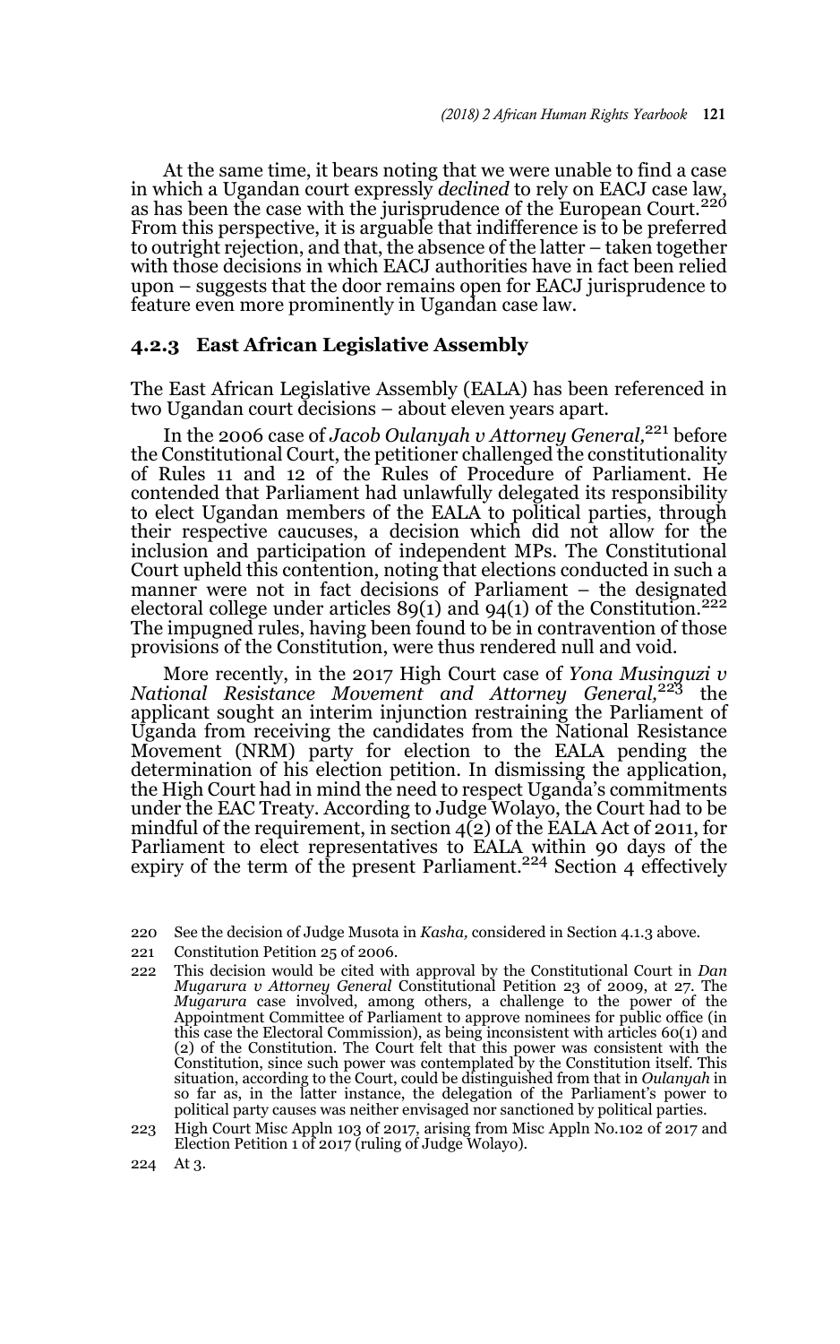At the same time, it bears noting that we were unable to find a case in which a Ugandan court expressly *declined* to rely on EACJ case law, as has been the case with the jurisprudence of the European Court.[220] From this perspective, it is arguable that indifference is to be preferred to outright rejection, and that, the absence of the latter – taken together with those decisions in which EACJ authorities have in fact been relied upon – suggests that the door remains open for EACJ jurisprudence to feature even more prominently in Ugandan case law.

### 4.2.3 East African Legislative Assembly

The East African Legislative Assembly (EALA) has been referenced in two Ugandan court decisions – about eleven years apart.

In the 2006 case of *Jacob Oulanyah v Attorney General,*[221] before the Constitutional Court, the petitioner challenged the constitutionality of Rules 11 and 12 of the Rules of Procedure of Parliament. He contended that Parliament had unlawfully delegated its responsibility to elect Ugandan members of the EALA to political parties, through their respective caucuses, a decision which did not allow for the inclusion and participation of independent MPs. The Constitutional Court upheld this contention, noting that elections conducted in such a manner were not in fact decisions of Parliament – the designated electoral college under articles 89(1) and 94(1) of the Constitution.[222] The impugned rules, having been found to be in contravention of those provisions of the Constitution, were thus rendered null and void.

More recently, in the 2017 High Court case of *Yona Musinguzi v National Resistance Movement and Attorney General,*[223] the applicant sought an interim injunction restraining the Parliament of Uganda from receiving the candidates from the National Resistance Movement (NRM) party for election to the EALA pending the determination of his election petition. In dismissing the application, the High Court had in mind the need to respect Uganda's commitments under the EAC Treaty. According to Judge Wolayo, the Court had to be mindful of the requirement, in section 4(2) of the EALA Act of 2011, for Parliament to elect representatives to EALA within 90 days of the expiry of the term of the present Parliament.[224] Section 4 effectively

---

220 See the decision of Judge Musota in *Kasha,* considered in Section 4.1.3 above.

221 Constitution Petition 25 of 2006.

222 This decision would be cited with approval by the Constitutional Court in *Dan Mugarura v Attorney General* Constitutional Petition 23 of 2009, at 27. The *Mugarura* case involved, among others, a challenge to the power of the Appointment Committee of Parliament to approve nominees for public office (in this case the Electoral Commission), as being inconsistent with articles 60(1) and (2) of the Constitution. The Court felt that this power was consistent with the Constitution, since such power was contemplated by the Constitution itself. This situation, according to the Court, could be distinguished from that in *Oulanyah* in so far as, in the latter instance, the delegation of the Parliament's power to political party causes was neither envisaged nor sanctioned by political parties.

223 High Court Misc Appln 103 of 2017, arising from Misc Appln No.102 of 2017 and Election Petition 1 of 2017 (ruling of Judge Wolayo).

224 At 3.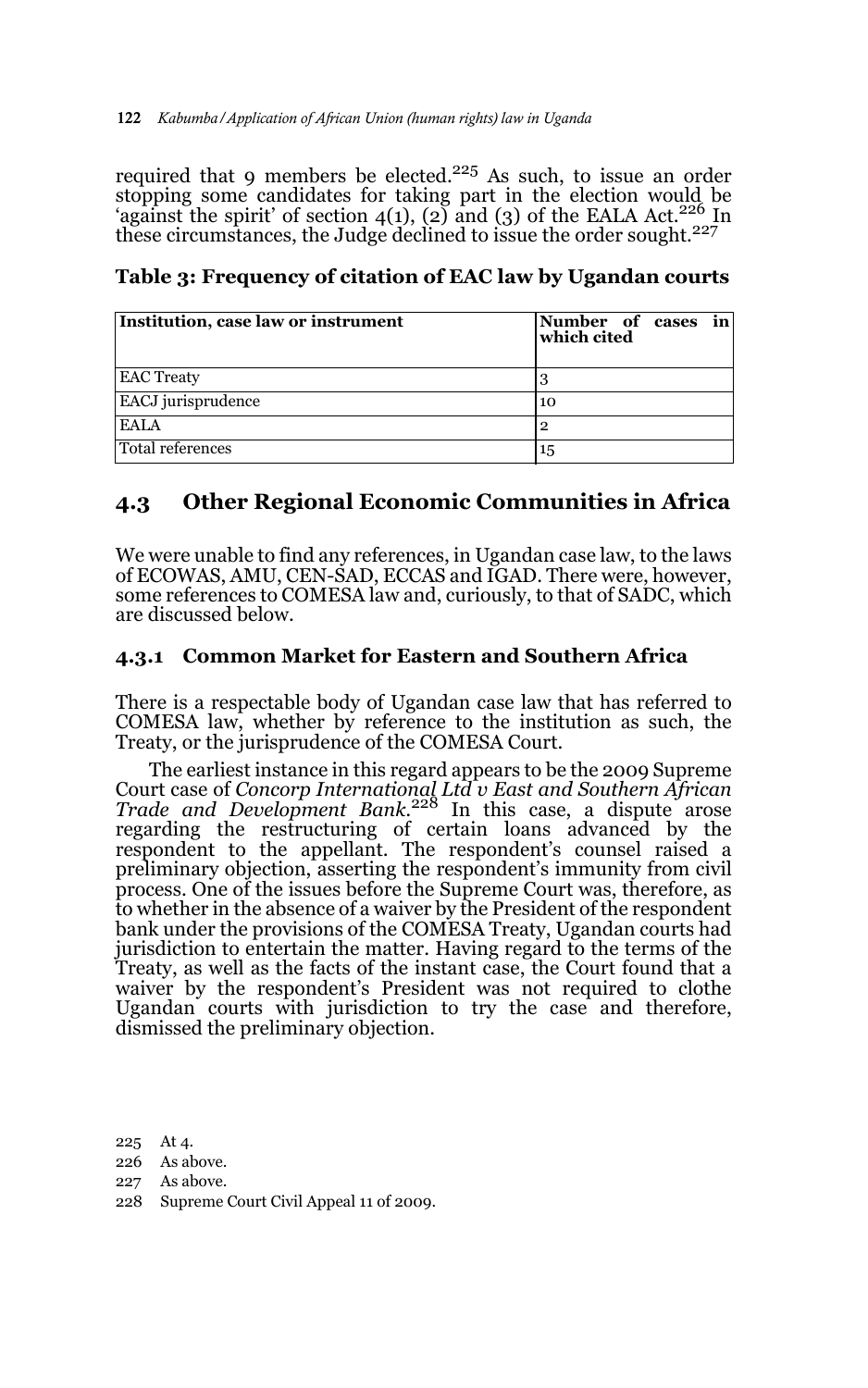required that 9 members be elected.[225] As such, to issue an order stopping some candidates for taking part in the election would be 'against the spirit' of section 4(1), (2) and (3) of the EALA Act.[226] In these circumstances, the Judge declined to issue the order sought.[227]

**Table 3: Frequency of citation of EAC law by Ugandan courts**

| Institution, case law or instrument | Number of cases in which cited |
|---|---|
| EAC Treaty | 3 |
| EACJ jurisprudence | 10 |
| EALA | 2 |
| Total references | 15 |

## 4.3 Other Regional Economic Communities in Africa

We were unable to find any references, in Ugandan case law, to the laws of ECOWAS, AMU, CEN-SAD, ECCAS and IGAD. There were, however, some references to COMESA law and, curiously, to that of SADC, which are discussed below.

### 4.3.1 Common Market for Eastern and Southern Africa

There is a respectable body of Ugandan case law that has referred to COMESA law, whether by reference to the institution as such, the Treaty, or the jurisprudence of the COMESA Court.

The earliest instance in this regard appears to be the 2009 Supreme Court case of *Concorp International Ltd v East and Southern African Trade and Development Bank*.[228] In this case, a dispute arose regarding the restructuring of certain loans advanced by the respondent to the appellant. The respondent's counsel raised a preliminary objection, asserting the respondent's immunity from civil process. One of the issues before the Supreme Court was, therefore, as to whether in the absence of a waiver by the President of the respondent bank under the provisions of the COMESA Treaty, Ugandan courts had jurisdiction to entertain the matter. Having regard to the terms of the Treaty, as well as the facts of the instant case, the Court found that a waiver by the respondent's President was not required to clothe Ugandan courts with jurisdiction to try the case and therefore, dismissed the preliminary objection.

225 At 4.

226 As above.

227 As above.

228 Supreme Court Civil Appeal 11 of 2009.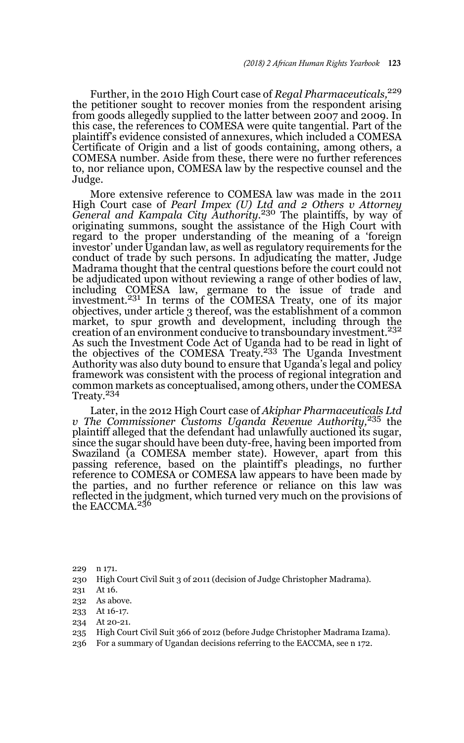Further, in the 2010 High Court case of *Regal Pharmaceuticals,*[229] the petitioner sought to recover monies from the respondent arising from goods allegedly supplied to the latter between 2007 and 2009. In this case, the references to COMESA were quite tangential. Part of the plaintiff's evidence consisted of annexures, which included a COMESA Certificate of Origin and a list of goods containing, among others, a COMESA number. Aside from these, there were no further references to, nor reliance upon, COMESA law by the respective counsel and the Judge.

More extensive reference to COMESA law was made in the 2011 High Court case of *Pearl Impex (U) Ltd and 2 Others v Attorney General and Kampala City Authority*.[230] The plaintiffs, by way of originating summons, sought the assistance of the High Court with regard to the proper understanding of the meaning of a 'foreign investor' under Ugandan law, as well as regulatory requirements for the conduct of trade by such persons. In adjudicating the matter, Judge Madrama thought that the central questions before the court could not be adjudicated upon without reviewing a range of other bodies of law, including COMESA law, germane to the issue of trade and investment.[231] In terms of the COMESA Treaty, one of its major objectives, under article 3 thereof, was the establishment of a common market, to spur growth and development, including through the creation of an environment conducive to transboundary investment.[232] As such the Investment Code Act of Uganda had to be read in light of the objectives of the COMESA Treaty.[233] The Uganda Investment Authority was also duty bound to ensure that Uganda's legal and policy framework was consistent with the process of regional integration and common markets as conceptualised, among others, under the COMESA Treaty.[234]

Later, in the 2012 High Court case of *Akiphar Pharmaceuticals Ltd v The Commissioner Customs Uganda Revenue Authority,*[235] the plaintiff alleged that the defendant had unlawfully auctioned its sugar, since the sugar should have been duty-free, having been imported from Swaziland (a COMESA member state). However, apart from this passing reference, based on the plaintiff's pleadings, no further reference to COMESA or COMESA law appears to have been made by the parties, and no further reference or reliance on this law was reflected in the judgment, which turned very much on the provisions of the EACCMA.[236]

229 n 171.

230 High Court Civil Suit 3 of 2011 (decision of Judge Christopher Madrama).

231 At 16.

232 As above.

233 At 16-17.

234 At 20-21.

235 High Court Civil Suit 366 of 2012 (before Judge Christopher Madrama Izama).

236 For a summary of Ugandan decisions referring to the EACCMA, see n 172.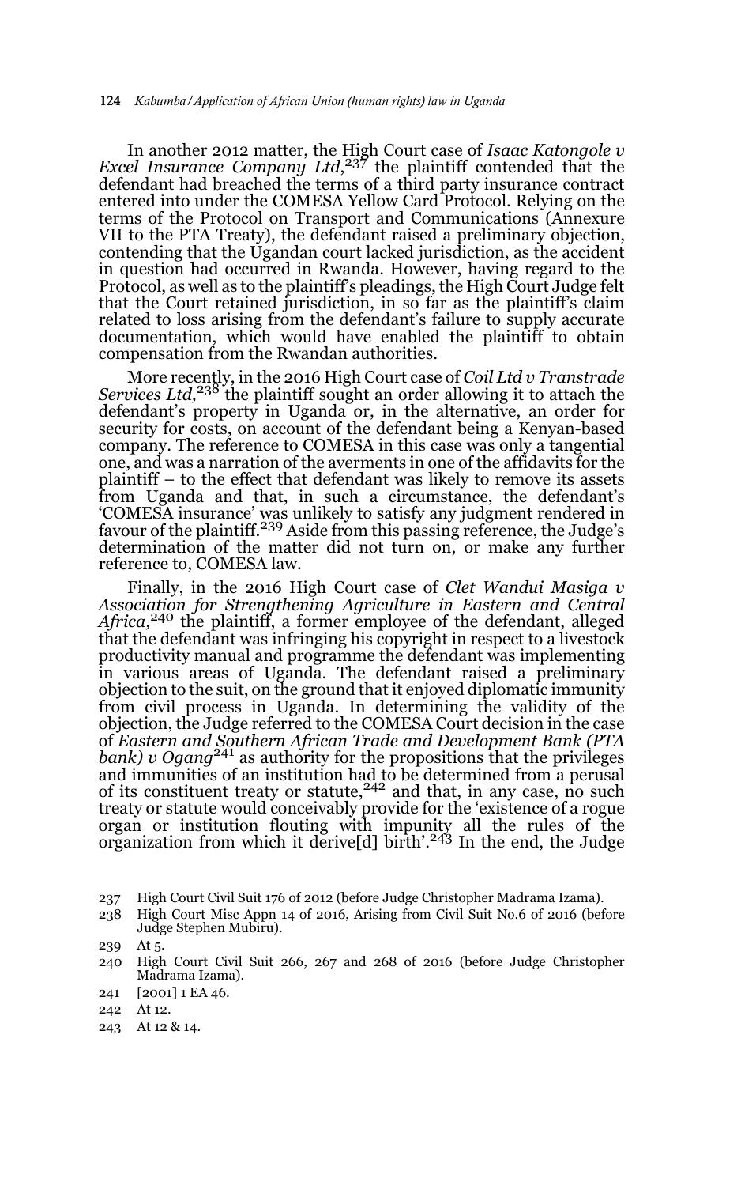In another 2012 matter, the High Court case of *Isaac Katongole v Excel Insurance Company Ltd*,[237] the plaintiff contended that the defendant had breached the terms of a third party insurance contract entered into under the COMESA Yellow Card Protocol. Relying on the terms of the Protocol on Transport and Communications (Annexure VII to the PTA Treaty), the defendant raised a preliminary objection, contending that the Ugandan court lacked jurisdiction, as the accident in question had occurred in Rwanda. However, having regard to the Protocol, as well as to the plaintiff's pleadings, the High Court Judge felt that the Court retained jurisdiction, in so far as the plaintiff's claim related to loss arising from the defendant's failure to supply accurate documentation, which would have enabled the plaintiff to obtain compensation from the Rwandan authorities.

More recently, in the 2016 High Court case of *Coil Ltd v Transtrade Services Ltd*,[238] the plaintiff sought an order allowing it to attach the defendant's property in Uganda or, in the alternative, an order for security for costs, on account of the defendant being a Kenyan-based company. The reference to COMESA in this case was only a tangential one, and was a narration of the averments in one of the affidavits for the plaintiff – to the effect that defendant was likely to remove its assets from Uganda and that, in such a circumstance, the defendant's 'COMESA insurance' was unlikely to satisfy any judgment rendered in favour of the plaintiff.[239] Aside from this passing reference, the Judge's determination of the matter did not turn on, or make any further reference to, COMESA law.

Finally, in the 2016 High Court case of *Clet Wandui Masiga v Association for Strengthening Agriculture in Eastern and Central Africa*,[240] the plaintiff, a former employee of the defendant, alleged that the defendant was infringing his copyright in respect to a livestock productivity manual and programme the defendant was implementing in various areas of Uganda. The defendant raised a preliminary objection to the suit, on the ground that it enjoyed diplomatic immunity from civil process in Uganda. In determining the validity of the objection, the Judge referred to the COMESA Court decision in the case of *Eastern and Southern African Trade and Development Bank (PTA bank) v Ogang*[241] as authority for the propositions that the privileges and immunities of an institution had to be determined from a perusal of its constituent treaty or statute,[242] and that, in any case, no such treaty or statute would conceivably provide for the 'existence of a rogue organ or institution flouting with impunity all the rules of the organization from which it derive[d] birth'.[243] In the end, the Judge

237 High Court Civil Suit 176 of 2012 (before Judge Christopher Madrama Izama).

238 High Court Misc Appn 14 of 2016, Arising from Civil Suit No.6 of 2016 (before Judge Stephen Mubiru).

239 At 5.

240 High Court Civil Suit 266, 267 and 268 of 2016 (before Judge Christopher Madrama Izama).

241 [2001] 1 EA 46.

242 At 12.

243 At 12 & 14.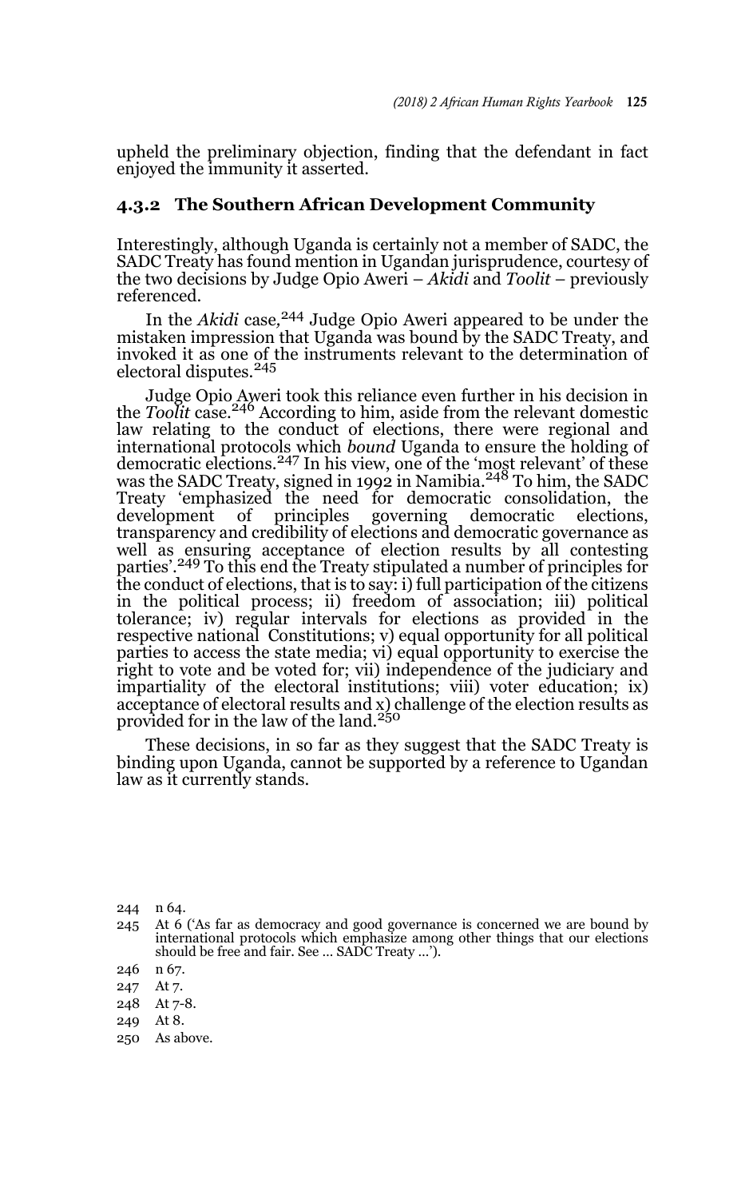upheld the preliminary objection, finding that the defendant in fact enjoyed the immunity it asserted.

### 4.3.2 The Southern African Development Community

Interestingly, although Uganda is certainly not a member of SADC, the SADC Treaty has found mention in Ugandan jurisprudence, courtesy of the two decisions by Judge Opio Aweri – *Akidi* and *Toolit* – previously referenced.

In the *Akidi* case,[244] Judge Opio Aweri appeared to be under the mistaken impression that Uganda was bound by the SADC Treaty, and invoked it as one of the instruments relevant to the determination of electoral disputes.[245]

Judge Opio Aweri took this reliance even further in his decision in the *Toolit* case.[246] According to him, aside from the relevant domestic law relating to the conduct of elections, there were regional and international protocols which *bound* Uganda to ensure the holding of democratic elections.[247] In his view, one of the 'most relevant' of these was the SADC Treaty, signed in 1992 in Namibia.[248] To him, the SADC Treaty 'emphasized the need for democratic consolidation, the development of principles governing democratic elections, transparency and credibility of elections and democratic governance as well as ensuring acceptance of election results by all contesting parties'.[249] To this end the Treaty stipulated a number of principles for the conduct of elections, that is to say: i) full participation of the citizens in the political process; ii) freedom of association; iii) political tolerance; iv) regular intervals for elections as provided in the respective national Constitutions; v) equal opportunity for all political parties to access the state media; vi) equal opportunity to exercise the right to vote and be voted for; vii) independence of the judiciary and impartiality of the electoral institutions; viii) voter education; ix) acceptance of electoral results and x) challenge of the election results as provided for in the law of the land.[250]

These decisions, in so far as they suggest that the SADC Treaty is binding upon Uganda, cannot be supported by a reference to Ugandan law as it currently stands.

---

244 n 64.

245 At 6 ('As far as democracy and good governance is concerned we are bound by international protocols which emphasize among other things that our elections should be free and fair. See … SADC Treaty …').

246 n 67.

247 At 7.

248 At 7-8.

249 At 8.

250 As above.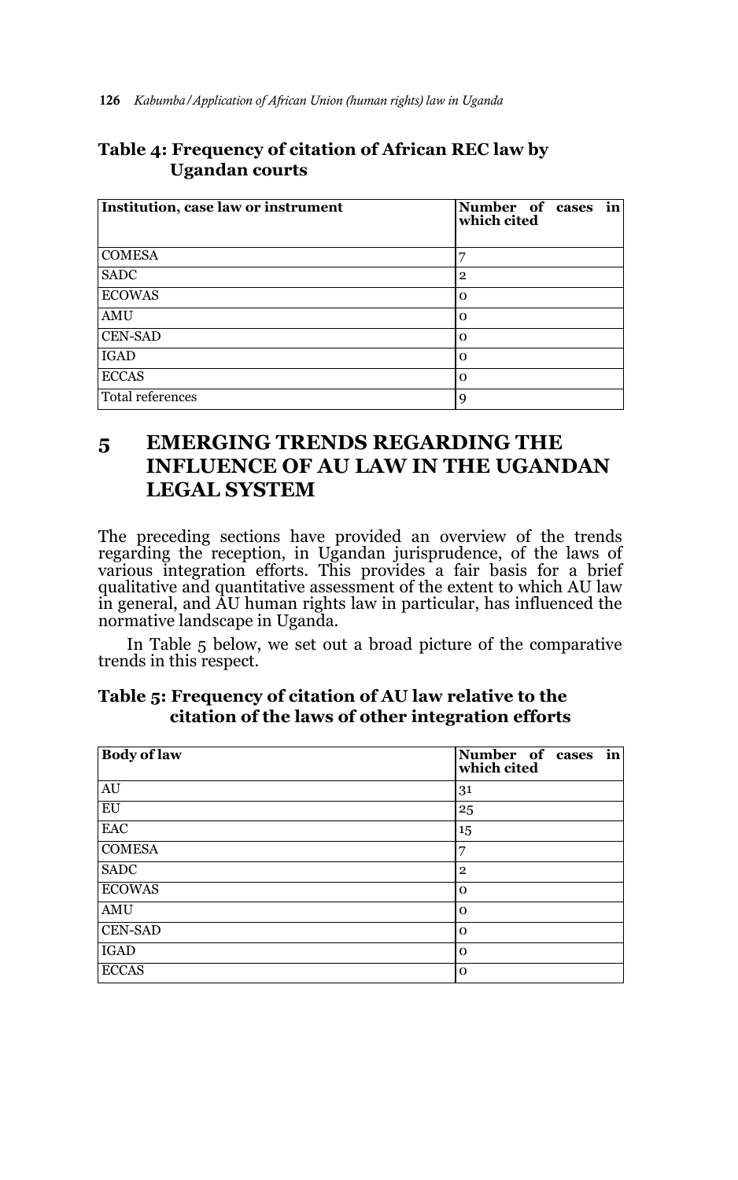**Table 4: Frequency of citation of African REC law by Ugandan courts**

| Institution, case law or instrument | Number of cases in which cited |
|---|---|
| COMESA | 7 |
| SADC | 2 |
| ECOWAS | 0 |
| AMU | 0 |
| CEN-SAD | 0 |
| IGAD | 0 |
| ECCAS | 0 |
| Total references | 9 |

## 5 EMERGING TRENDS REGARDING THE INFLUENCE OF AU LAW IN THE UGANDAN LEGAL SYSTEM

The preceding sections have provided an overview of the trends regarding the reception, in Ugandan jurisprudence, of the laws of various integration efforts. This provides a fair basis for a brief qualitative and quantitative assessment of the extent to which AU law in general, and AU human rights law in particular, has influenced the normative landscape in Uganda.

In Table 5 below, we set out a broad picture of the comparative trends in this respect.

**Table 5: Frequency of citation of AU law relative to the citation of the laws of other integration efforts**

| Body of law | Number of cases in which cited |
|---|---|
| AU | 31 |
| EU | 25 |
| EAC | 15 |
| COMESA | 7 |
| SADC | 2 |
| ECOWAS | 0 |
| AMU | 0 |
| CEN-SAD | 0 |
| IGAD | 0 |
| ECCAS | 0 |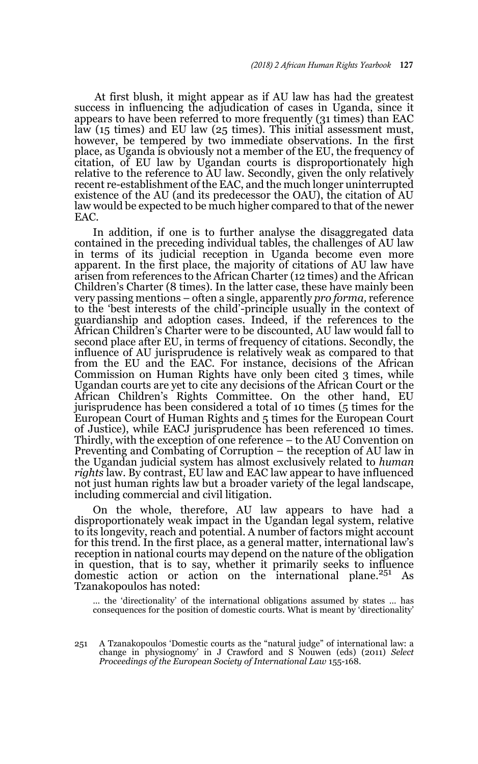At first blush, it might appear as if AU law has had the greatest success in influencing the adjudication of cases in Uganda, since it appears to have been referred to more frequently (31 times) than EAC law (15 times) and EU law (25 times). This initial assessment must, however, be tempered by two immediate observations. In the first place, as Uganda is obviously not a member of the EU, the frequency of citation, of EU law by Ugandan courts is disproportionately high relative to the reference to AU law. Secondly, given the only relatively recent re-establishment of the EAC, and the much longer uninterrupted existence of the AU (and its predecessor the OAU), the citation of AU law would be expected to be much higher compared to that of the newer EAC.

In addition, if one is to further analyse the disaggregated data contained in the preceding individual tables, the challenges of AU law in terms of its judicial reception in Uganda become even more apparent. In the first place, the majority of citations of AU law have arisen from references to the African Charter (12 times) and the African Children's Charter (8 times). In the latter case, these have mainly been very passing mentions – often a single, apparently *pro forma,* reference to the 'best interests of the child'-principle usually in the context of guardianship and adoption cases. Indeed, if the references to the African Children's Charter were to be discounted, AU law would fall to second place after EU, in terms of frequency of citations. Secondly, the influence of AU jurisprudence is relatively weak as compared to that from the EU and the EAC. For instance, decisions of the African Commission on Human Rights have only been cited 3 times, while Ugandan courts are yet to cite any decisions of the African Court or the African Children's Rights Committee. On the other hand, EU jurisprudence has been considered a total of 10 times (5 times for the European Court of Human Rights and 5 times for the European Court of Justice), while EACJ jurisprudence has been referenced 10 times. Thirdly, with the exception of one reference – to the AU Convention on Preventing and Combating of Corruption – the reception of AU law in the Ugandan judicial system has almost exclusively related to *human rights* law. By contrast, EU law and EAC law appear to have influenced not just human rights law but a broader variety of the legal landscape, including commercial and civil litigation.

On the whole, therefore, AU law appears to have had a disproportionately weak impact in the Ugandan legal system, relative to its longevity, reach and potential. A number of factors might account for this trend. In the first place, as a general matter, international law's reception in national courts may depend on the nature of the obligation in question, that is to say, whether it primarily seeks to influence domestic action or action on the international plane.[251] As Tzanakopoulos has noted:

> ... the 'directionality' of the international obligations assumed by states ... has consequences for the position of domestic courts. What is meant by 'directionality'

251 A Tzanakopoulos 'Domestic courts as the "natural judge" of international law: a change in physiognomy' in J Crawford and S Nouwen (eds) (2011) *Select Proceedings of the European Society of International Law* 155-168.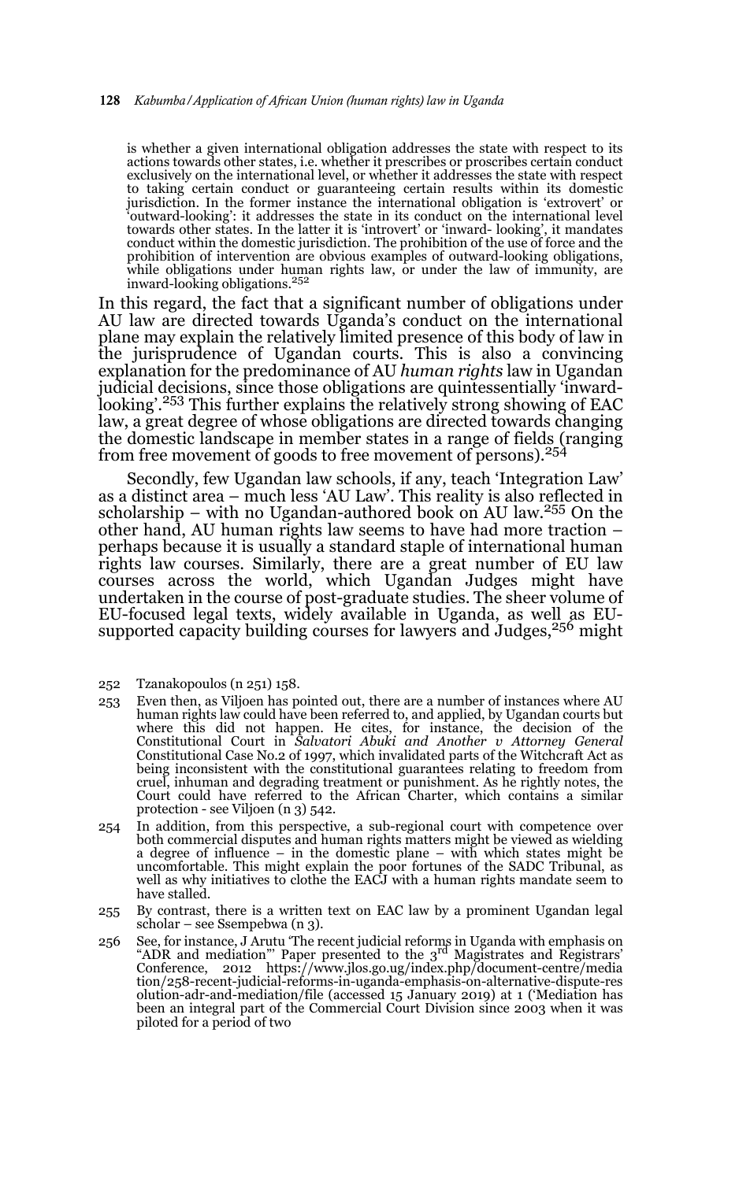> is whether a given international obligation addresses the state with respect to its actions towards other states, i.e. whether it prescribes or proscribes certain conduct exclusively on the international level, or whether it addresses the state with respect to taking certain conduct or guaranteeing certain results within its domestic jurisdiction. In the former instance the international obligation is 'extrovert' or 'outward-looking': it addresses the state in its conduct on the international level towards other states. In the latter it is 'introvert' or 'inward- looking', it mandates conduct within the domestic jurisdiction. The prohibition of the use of force and the prohibition of intervention are obvious examples of outward-looking obligations, while obligations under human rights law, or under the law of immunity, are inward-looking obligations.[252]

In this regard, the fact that a significant number of obligations under AU law are directed towards Uganda's conduct on the international plane may explain the relatively limited presence of this body of law in the jurisprudence of Ugandan courts. This is also a convincing explanation for the predominance of AU *human rights* law in Ugandan judicial decisions, since those obligations are quintessentially 'inward-looking'.[253] This further explains the relatively strong showing of EAC law, a great degree of whose obligations are directed towards changing the domestic landscape in member states in a range of fields (ranging from free movement of goods to free movement of persons).[254]

Secondly, few Ugandan law schools, if any, teach 'Integration Law' as a distinct area – much less 'AU Law'. This reality is also reflected in scholarship – with no Ugandan-authored book on AU law.[255] On the other hand, AU human rights law seems to have had more traction – perhaps because it is usually a standard staple of international human rights law courses. Similarly, there are a great number of EU law courses across the world, which Ugandan Judges might have undertaken in the course of post-graduate studies. The sheer volume of EU-focused legal texts, widely available in Uganda, as well as EU-supported capacity building courses for lawyers and Judges,[256] might

---

252 Tzanakopoulos (n 251) 158.

253 Even then, as Viljoen has pointed out, there are a number of instances where AU human rights law could have been referred to, and applied, by Ugandan courts but where this did not happen. He cites, for instance, the decision of the Constitutional Court in *Salvatori Abuki and Another v Attorney General* Constitutional Case No.2 of 1997, which invalidated parts of the Witchcraft Act as being inconsistent with the constitutional guarantees relating to freedom from cruel, inhuman and degrading treatment or punishment. As he rightly notes, the Court could have referred to the African Charter, which contains a similar protection - see Viljoen (n 3) 542.

254 In addition, from this perspective, a sub-regional court with competence over both commercial disputes and human rights matters might be viewed as wielding a degree of influence – in the domestic plane – with which states might be uncomfortable. This might explain the poor fortunes of the SADC Tribunal, as well as why initiatives to clothe the EACJ with a human rights mandate seem to have stalled.

255 By contrast, there is a written text on EAC law by a prominent Ugandan legal scholar – see Ssempebwa (n 3).

256 See, for instance, J Arutu 'The recent judicial reforms in Uganda with emphasis on "ADR and mediation"' Paper presented to the 3rd Magistrates and Registrars' Conference, 2012 https://www.jlos.go.ug/index.php/document-centre/mediation/258-recent-judicial-reforms-in-uganda-emphasis-on-alternative-dispute-resolution-adr-and-mediation/file (accessed 15 January 2019) at 1 ('Mediation has been an integral part of the Commercial Court Division since 2003 when it was piloted for a period of two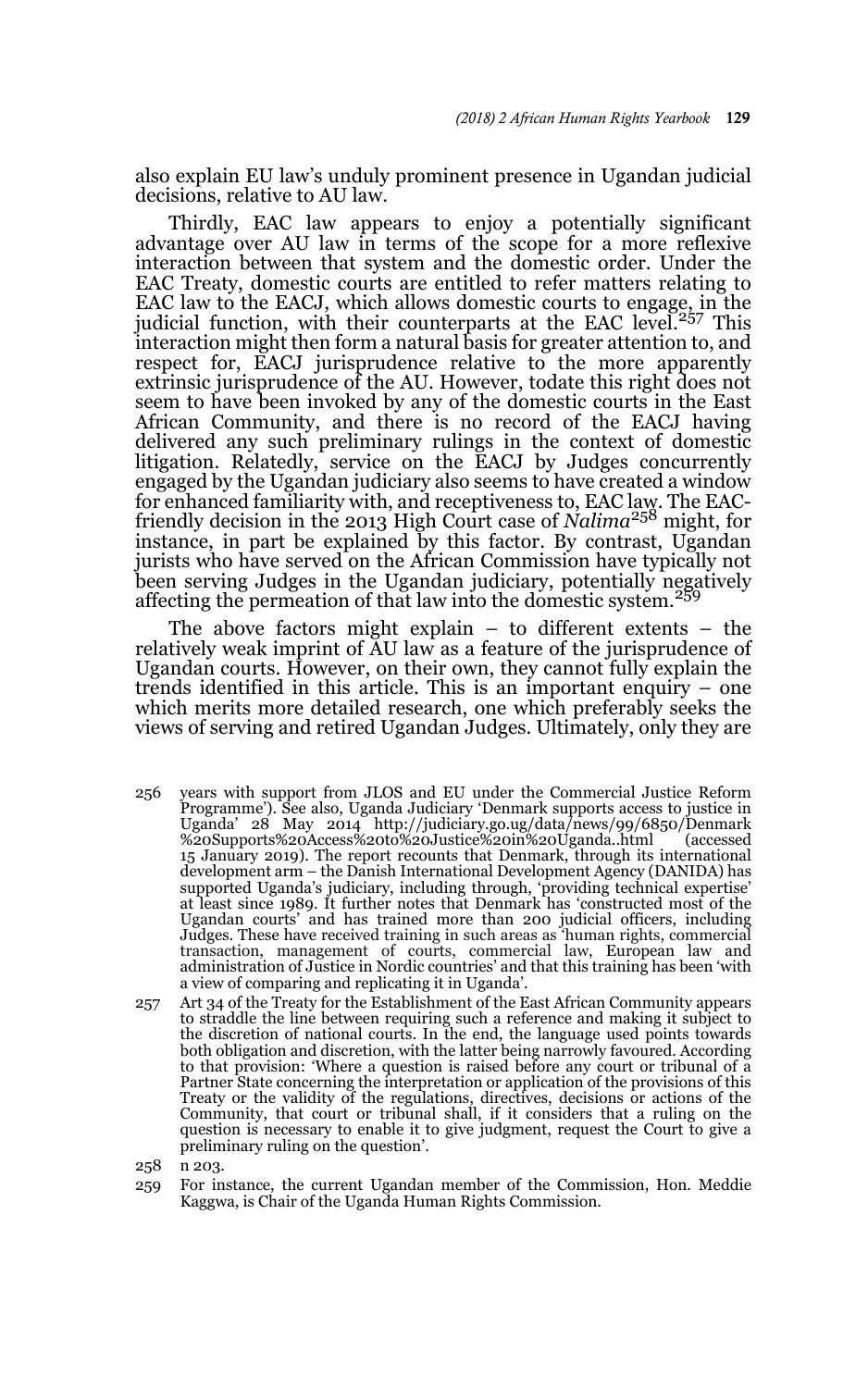also explain EU law's unduly prominent presence in Ugandan judicial decisions, relative to AU law.

Thirdly, EAC law appears to enjoy a potentially significant advantage over AU law in terms of the scope for a more reflexive interaction between that system and the domestic order. Under the EAC Treaty, domestic courts are entitled to refer matters relating to EAC law to the EACJ, which allows domestic courts to engage, in the judicial function, with their counterparts at the EAC level.[257] This interaction might then form a natural basis for greater attention to, and respect for, EACJ jurisprudence relative to the more apparently extrinsic jurisprudence of the AU. However, todate this right does not seem to have been invoked by any of the domestic courts in the East African Community, and there is no record of the EACJ having delivered any such preliminary rulings in the context of domestic litigation. Relatedly, service on the EACJ by Judges concurrently engaged by the Ugandan judiciary also seems to have created a window for enhanced familiarity with, and receptiveness to, EAC law. The EAC-friendly decision in the 2013 High Court case of *Nalima*[258] might, for instance, in part be explained by this factor. By contrast, Ugandan jurists who have served on the African Commission have typically not been serving Judges in the Ugandan judiciary, potentially negatively affecting the permeation of that law into the domestic system.[259]

The above factors might explain – to different extents – the relatively weak imprint of AU law as a feature of the jurisprudence of Ugandan courts. However, on their own, they cannot fully explain the trends identified in this article. This is an important enquiry – one which merits more detailed research, one which preferably seeks the views of serving and retired Ugandan Judges. Ultimately, only they are

256 years with support from JLOS and EU under the Commercial Justice Reform Programme'). See also, Uganda Judiciary 'Denmark supports access to justice in Uganda' 28 May 2014 http://judiciary.go.ug/data/news/99/6850/Denmark%20Supports%20Access%20to%20Justice%20in%20Uganda..html (accessed 15 January 2019). The report recounts that Denmark, through its international development arm – the Danish International Development Agency (DANIDA) has supported Uganda's judiciary, including through, 'providing technical expertise' at least since 1989. It further notes that Denmark has 'constructed most of the Ugandan courts' and has trained more than 200 judicial officers, including Judges. These have received training in such areas as 'human rights, commercial transaction, management of courts, commercial law, European law and administration of Justice in Nordic countries' and that this training has been 'with a view of comparing and replicating it in Uganda'.

257 Art 34 of the Treaty for the Establishment of the East African Community appears to straddle the line between requiring such a reference and making it subject to the discretion of national courts. In the end, the language used points towards both obligation and discretion, with the latter being narrowly favoured. According to that provision: 'Where a question is raised before any court or tribunal of a Partner State concerning the interpretation or application of the provisions of this Treaty or the validity of the regulations, directives, decisions or actions of the Community, that court or tribunal shall, if it considers that a ruling on the question is necessary to enable it to give judgment, request the Court to give a preliminary ruling on the question'.

258 n 203.

259 For instance, the current Ugandan member of the Commission, Hon. Meddie Kaggwa, is Chair of the Uganda Human Rights Commission.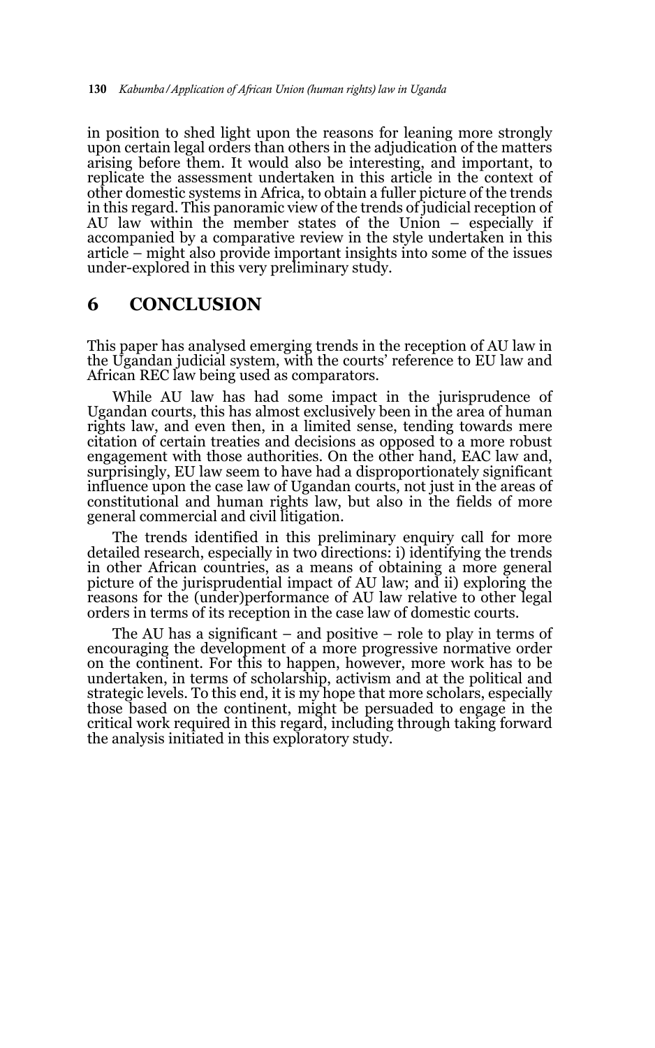in position to shed light upon the reasons for leaning more strongly upon certain legal orders than others in the adjudication of the matters arising before them. It would also be interesting, and important, to replicate the assessment undertaken in this article in the context of other domestic systems in Africa, to obtain a fuller picture of the trends in this regard. This panoramic view of the trends of judicial reception of AU law within the member states of the Union – especially if accompanied by a comparative review in the style undertaken in this article – might also provide important insights into some of the issues under-explored in this very preliminary study.

## 6 CONCLUSION

This paper has analysed emerging trends in the reception of AU law in the Ugandan judicial system, with the courts' reference to EU law and African REC law being used as comparators.

While AU law has had some impact in the jurisprudence of Ugandan courts, this has almost exclusively been in the area of human rights law, and even then, in a limited sense, tending towards mere citation of certain treaties and decisions as opposed to a more robust engagement with those authorities. On the other hand, EAC law and, surprisingly, EU law seem to have had a disproportionately significant influence upon the case law of Ugandan courts, not just in the areas of constitutional and human rights law, but also in the fields of more general commercial and civil litigation.

The trends identified in this preliminary enquiry call for more detailed research, especially in two directions: i) identifying the trends in other African countries, as a means of obtaining a more general picture of the jurisprudential impact of AU law; and ii) exploring the reasons for the (under)performance of AU law relative to other legal orders in terms of its reception in the case law of domestic courts.

The AU has a significant – and positive – role to play in terms of encouraging the development of a more progressive normative order on the continent. For this to happen, however, more work has to be undertaken, in terms of scholarship, activism and at the political and strategic levels. To this end, it is my hope that more scholars, especially those based on the continent, might be persuaded to engage in the critical work required in this regard, including through taking forward the analysis initiated in this exploratory study.